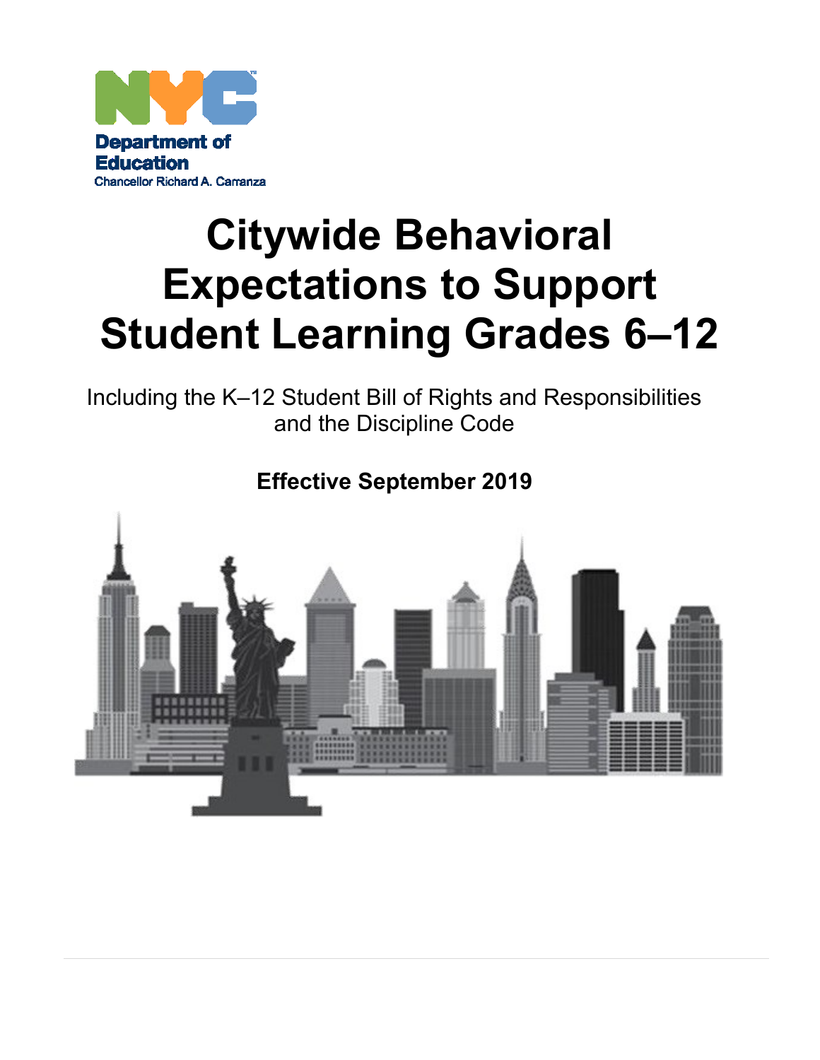NYC Department of Education
Chancellor Richard A. Carranza

# Citywide Behavioral Expectations to Support Student Learning Grades 6–12

Including the K–12 Student Bill of Rights and Responsibilities and the Discipline Code

**Effective September 2019**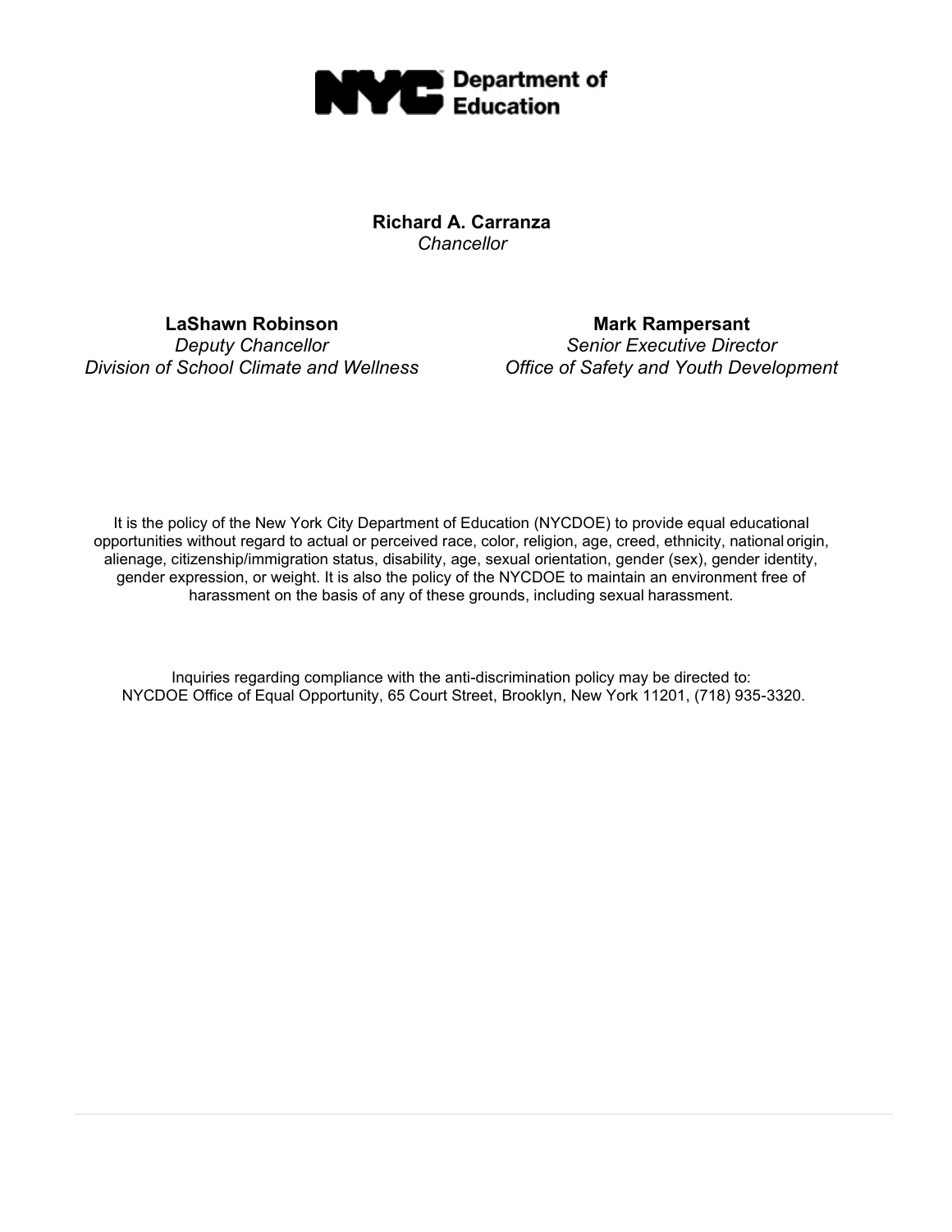NYC Department of Education

**Richard A. Carranza**
*Chancellor*

**LaShawn Robinson**
*Deputy Chancellor*
*Division of School Climate and Wellness*

**Mark Rampersant**
*Senior Executive Director*
*Office of Safety and Youth Development*

It is the policy of the New York City Department of Education (NYCDOE) to provide equal educational opportunities without regard to actual or perceived race, color, religion, age, creed, ethnicity, national origin, alienage, citizenship/immigration status, disability, age, sexual orientation, gender (sex), gender identity, gender expression, or weight. It is also the policy of the NYCDOE to maintain an environment free of harassment on the basis of any of these grounds, including sexual harassment.

Inquiries regarding compliance with the anti-discrimination policy may be directed to:
NYCDOE Office of Equal Opportunity, 65 Court Street, Brooklyn, New York 11201, (718) 935-3320.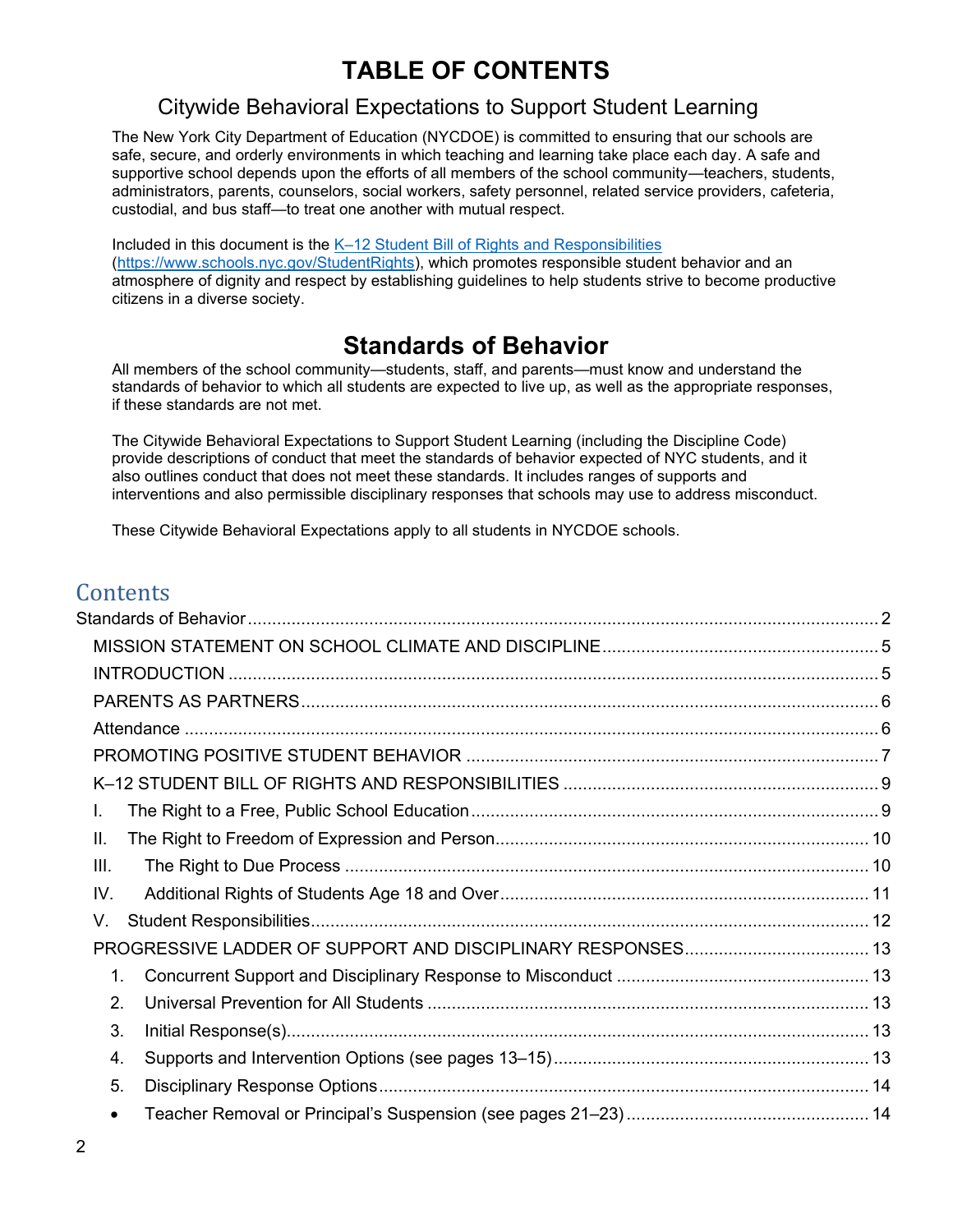# TABLE OF CONTENTS

## Citywide Behavioral Expectations to Support Student Learning

The New York City Department of Education (NYCDOE) is committed to ensuring that our schools are safe, secure, and orderly environments in which teaching and learning take place each day. A safe and supportive school depends upon the efforts of all members of the school community—teachers, students, administrators, parents, counselors, social workers, safety personnel, related service providers, cafeteria, custodial, and bus staff—to treat one another with mutual respect.

Included in this document is the [K–12 Student Bill of Rights and Responsibilities](https://www.schools.nyc.gov/StudentRights) (https://www.schools.nyc.gov/StudentRights), which promotes responsible student behavior and an atmosphere of dignity and respect by establishing guidelines to help students strive to become productive citizens in a diverse society.

# Standards of Behavior

All members of the school community—students, staff, and parents—must know and understand the standards of behavior to which all students are expected to live up, as well as the appropriate responses, if these standards are not met.

The Citywide Behavioral Expectations to Support Student Learning (including the Discipline Code) provide descriptions of conduct that meet the standards of behavior expected of NYC students, and it also outlines conduct that does not meet these standards. It includes ranges of supports and interventions and also permissible disciplinary responses that schools may use to address misconduct.

These Citywide Behavioral Expectations apply to all students in NYCDOE schools.

## Contents

Standards of Behavior ........ 2
- MISSION STATEMENT ON SCHOOL CLIMATE AND DISCIPLINE ........ 5
- INTRODUCTION ........ 5
- PARENTS AS PARTNERS ........ 6
- Attendance ........ 6
- PROMOTING POSITIVE STUDENT BEHAVIOR ........ 7
- K–12 STUDENT BILL OF RIGHTS AND RESPONSIBILITIES ........ 9
- I. The Right to a Free, Public School Education ........ 9
- II. The Right to Freedom of Expression and Person ........ 10
- III. The Right to Due Process ........ 10
- IV. Additional Rights of Students Age 18 and Over ........ 11
- V. Student Responsibilities ........ 12
- PROGRESSIVE LADDER OF SUPPORT AND DISCIPLINARY RESPONSES ........ 13
  1. Concurrent Support and Disciplinary Response to Misconduct ........ 13
  2. Universal Prevention for All Students ........ 13
  3. Initial Response(s) ........ 13
  4. Supports and Intervention Options (see pages 13–15) ........ 13
  5. Disciplinary Response Options ........ 14
  - Teacher Removal or Principal's Suspension (see pages 21–23) ........ 14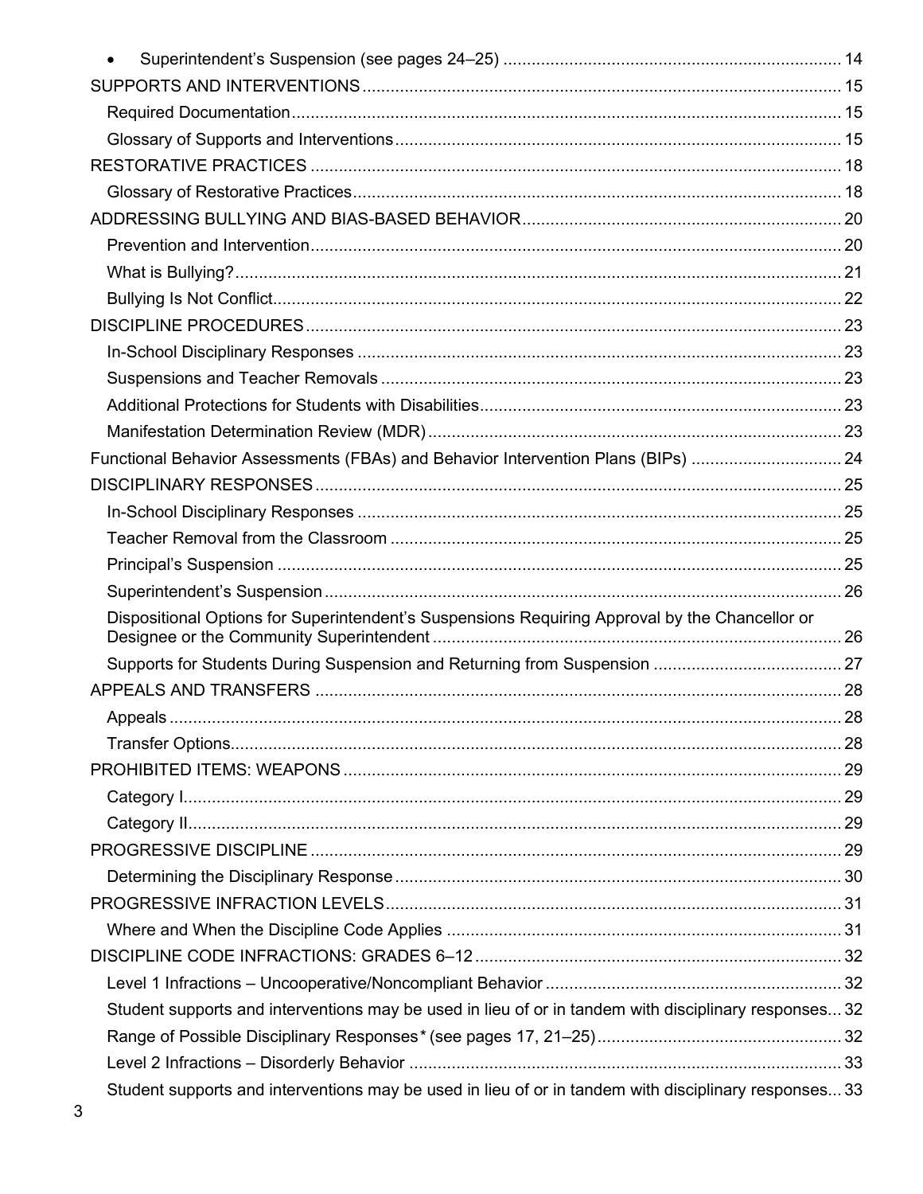- Superintendent's Suspension (see pages 24–25) ........................................................................ 14

SUPPORTS AND INTERVENTIONS ........................................................................................................ 15

Required Documentation ........................................................................................................ 15

Glossary of Supports and Interventions .............................................................................................. 15

RESTORATIVE PRACTICES ........................................................................................................ 18

Glossary of Restorative Practices ........................................................................................................ 18

ADDRESSING BULLYING AND BIAS-BASED BEHAVIOR ........................................................................ 20

Prevention and Intervention ........................................................................................................ 20

What is Bullying? ........................................................................................................ 21

Bullying Is Not Conflict ........................................................................................................ 22

DISCIPLINE PROCEDURES ........................................................................................................ 23

In-School Disciplinary Responses ........................................................................................................ 23

Suspensions and Teacher Removals ........................................................................................................ 23

Additional Protections for Students with Disabilities ........................................................................ 23

Manifestation Determination Review (MDR) ........................................................................................ 23

Functional Behavior Assessments (FBAs) and Behavior Intervention Plans (BIPs) ................................ 24

DISCIPLINARY RESPONSES ........................................................................................................ 25

In-School Disciplinary Responses ........................................................................................................ 25

Teacher Removal from the Classroom ........................................................................................................ 25

Principal's Suspension ........................................................................................................ 25

Superintendent's Suspension ........................................................................................................ 26

Dispositional Options for Superintendent's Suspensions Requiring Approval by the Chancellor or Designee or the Community Superintendent ........................................................................ 26

Supports for Students During Suspension and Returning from Suspension ........................................ 27

APPEALS AND TRANSFERS ........................................................................................................ 28

Appeals ........................................................................................................ 28

Transfer Options ........................................................................................................ 28

PROHIBITED ITEMS: WEAPONS ........................................................................................................ 29

Category I ........................................................................................................ 29

Category II ........................................................................................................ 29

PROGRESSIVE DISCIPLINE ........................................................................................................ 29

Determining the Disciplinary Response ........................................................................................................ 30

PROGRESSIVE INFRACTION LEVELS ........................................................................................................ 31

Where and When the Discipline Code Applies ........................................................................................ 31

DISCIPLINE CODE INFRACTIONS: GRADES 6–12 ........................................................................................ 32

Level 1 Infractions – Uncooperative/Noncompliant Behavior ........................................................................ 32

Student supports and interventions may be used in lieu of or in tandem with disciplinary responses ... 32

Range of Possible Disciplinary Responses* (see pages 17, 21–25) ........................................................ 32

Level 2 Infractions – Disorderly Behavior ........................................................................................ 33

Student supports and interventions may be used in lieu of or in tandem with disciplinary responses ... 33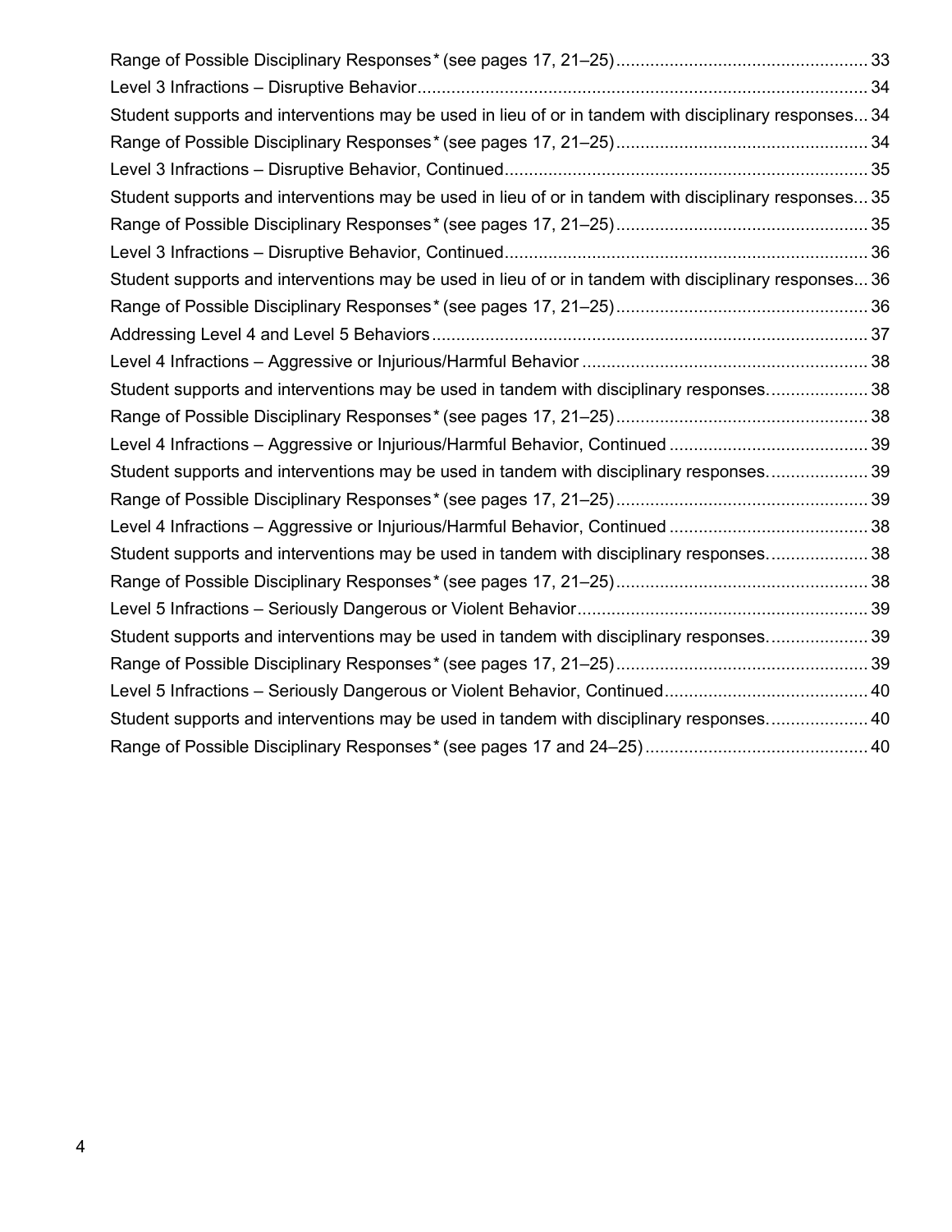Range of Possible Disciplinary Responses* (see pages 17, 21–25) .................................................... 33
Level 3 Infractions – Disruptive Behavior ............................................................................................ 34
Student supports and interventions may be used in lieu of or in tandem with disciplinary responses ... 34
Range of Possible Disciplinary Responses* (see pages 17, 21–25) .................................................... 34
Level 3 Infractions – Disruptive Behavior, Continued .......................................................................... 35
Student supports and interventions may be used in lieu of or in tandem with disciplinary responses ... 35
Range of Possible Disciplinary Responses* (see pages 17, 21–25) .................................................... 35
Level 3 Infractions – Disruptive Behavior, Continued .......................................................................... 36
Student supports and interventions may be used in lieu of or in tandem with disciplinary responses ... 36
Range of Possible Disciplinary Responses* (see pages 17, 21–25) .................................................... 36
Addressing Level 4 and Level 5 Behaviors ......................................................................................... 37
Level 4 Infractions – Aggressive or Injurious/Harmful Behavior ........................................................... 38
Student supports and interventions may be used in tandem with disciplinary responses. .................... 38
Range of Possible Disciplinary Responses* (see pages 17, 21–25) .................................................... 38
Level 4 Infractions – Aggressive or Injurious/Harmful Behavior, Continued ......................................... 39
Student supports and interventions may be used in tandem with disciplinary responses. .................... 39
Range of Possible Disciplinary Responses* (see pages 17, 21–25) .................................................... 39
Level 4 Infractions – Aggressive or Injurious/Harmful Behavior, Continued ......................................... 38
Student supports and interventions may be used in tandem with disciplinary responses. .................... 38
Range of Possible Disciplinary Responses* (see pages 17, 21–25) .................................................... 38
Level 5 Infractions – Seriously Dangerous or Violent Behavior ............................................................ 39
Student supports and interventions may be used in tandem with disciplinary responses. .................... 39
Range of Possible Disciplinary Responses* (see pages 17, 21–25) .................................................... 39
Level 5 Infractions – Seriously Dangerous or Violent Behavior, Continued .......................................... 40
Student supports and interventions may be used in tandem with disciplinary responses. .................... 40
Range of Possible Disciplinary Responses* (see pages 17 and 24–25) .............................................. 40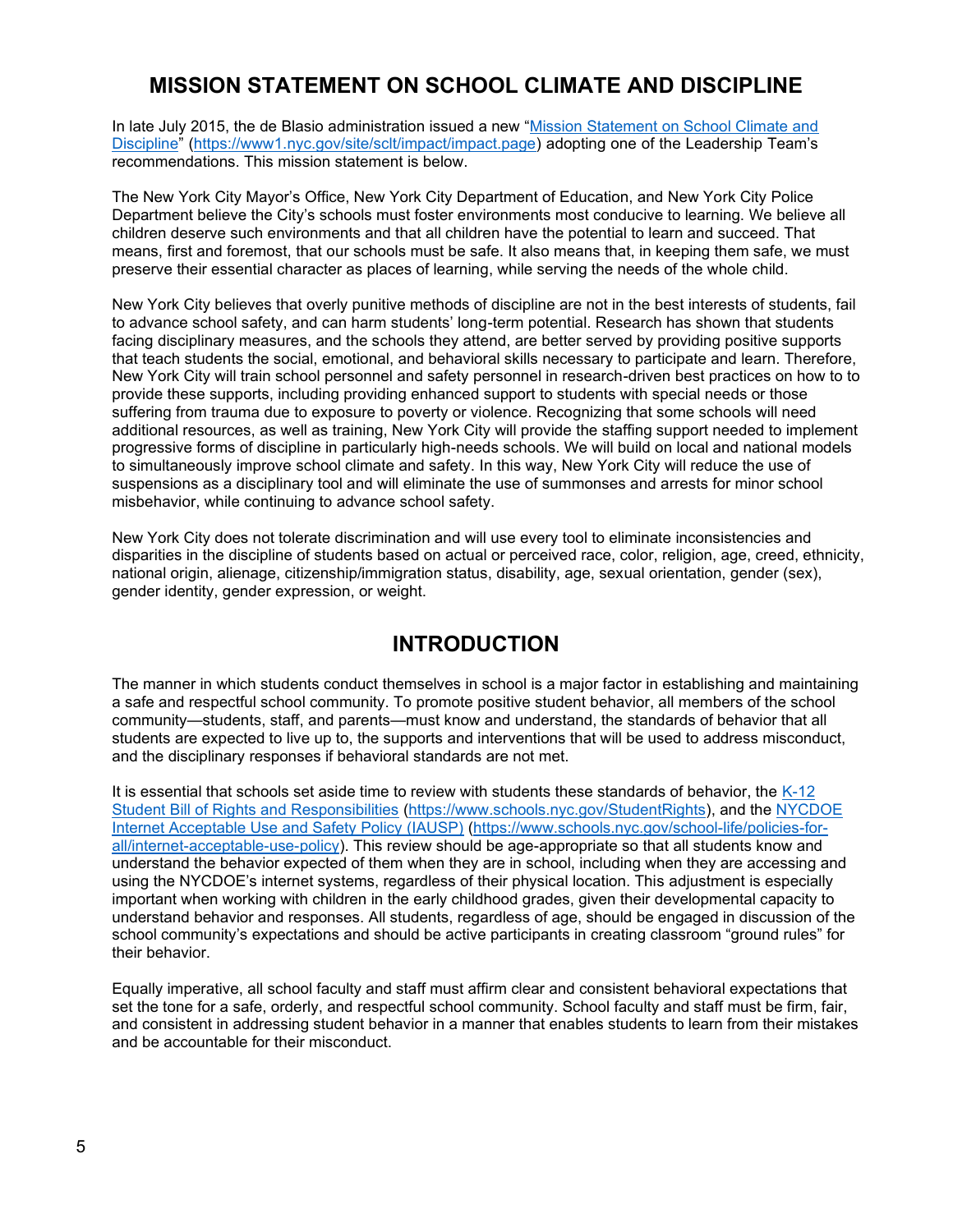# MISSION STATEMENT ON SCHOOL CLIMATE AND DISCIPLINE

In late July 2015, the de Blasio administration issued a new "[Mission Statement on School Climate and Discipline](https://www1.nyc.gov/site/sclt/impact/impact.page)" (https://www1.nyc.gov/site/sclt/impact/impact.page) adopting one of the Leadership Team's recommendations. This mission statement is below.

The New York City Mayor's Office, New York City Department of Education, and New York City Police Department believe the City's schools must foster environments most conducive to learning. We believe all children deserve such environments and that all children have the potential to learn and succeed. That means, first and foremost, that our schools must be safe. It also means that, in keeping them safe, we must preserve their essential character as places of learning, while serving the needs of the whole child.

New York City believes that overly punitive methods of discipline are not in the best interests of students, fail to advance school safety, and can harm students' long-term potential. Research has shown that students facing disciplinary measures, and the schools they attend, are better served by providing positive supports that teach students the social, emotional, and behavioral skills necessary to participate and learn. Therefore, New York City will train school personnel and safety personnel in research-driven best practices on how to to provide these supports, including providing enhanced support to students with special needs or those suffering from trauma due to exposure to poverty or violence. Recognizing that some schools will need additional resources, as well as training, New York City will provide the staffing support needed to implement progressive forms of discipline in particularly high-needs schools. We will build on local and national models to simultaneously improve school climate and safety. In this way, New York City will reduce the use of suspensions as a disciplinary tool and will eliminate the use of summonses and arrests for minor school misbehavior, while continuing to advance school safety.

New York City does not tolerate discrimination and will use every tool to eliminate inconsistencies and disparities in the discipline of students based on actual or perceived race, color, religion, age, creed, ethnicity, national origin, alienage, citizenship/immigration status, disability, age, sexual orientation, gender (sex), gender identity, gender expression, or weight.

# INTRODUCTION

The manner in which students conduct themselves in school is a major factor in establishing and maintaining a safe and respectful school community. To promote positive student behavior, all members of the school community—students, staff, and parents—must know and understand, the standards of behavior that all students are expected to live up to, the supports and interventions that will be used to address misconduct, and the disciplinary responses if behavioral standards are not met.

It is essential that schools set aside time to review with students these standards of behavior, the [K-12 Student Bill of Rights and Responsibilities](https://www.schools.nyc.gov/StudentRights) (https://www.schools.nyc.gov/StudentRights), and the [NYCDOE Internet Acceptable Use and Safety Policy (IAUSP)](https://www.schools.nyc.gov/school-life/policies-for-all/internet-acceptable-use-policy) (https://www.schools.nyc.gov/school-life/policies-for-all/internet-acceptable-use-policy). This review should be age-appropriate so that all students know and understand the behavior expected of them when they are in school, including when they are accessing and using the NYCDOE's internet systems, regardless of their physical location. This adjustment is especially important when working with children in the early childhood grades, given their developmental capacity to understand behavior and responses. All students, regardless of age, should be engaged in discussion of the school community's expectations and should be active participants in creating classroom "ground rules" for their behavior.

Equally imperative, all school faculty and staff must affirm clear and consistent behavioral expectations that set the tone for a safe, orderly, and respectful school community. School faculty and staff must be firm, fair, and consistent in addressing student behavior in a manner that enables students to learn from their mistakes and be accountable for their misconduct.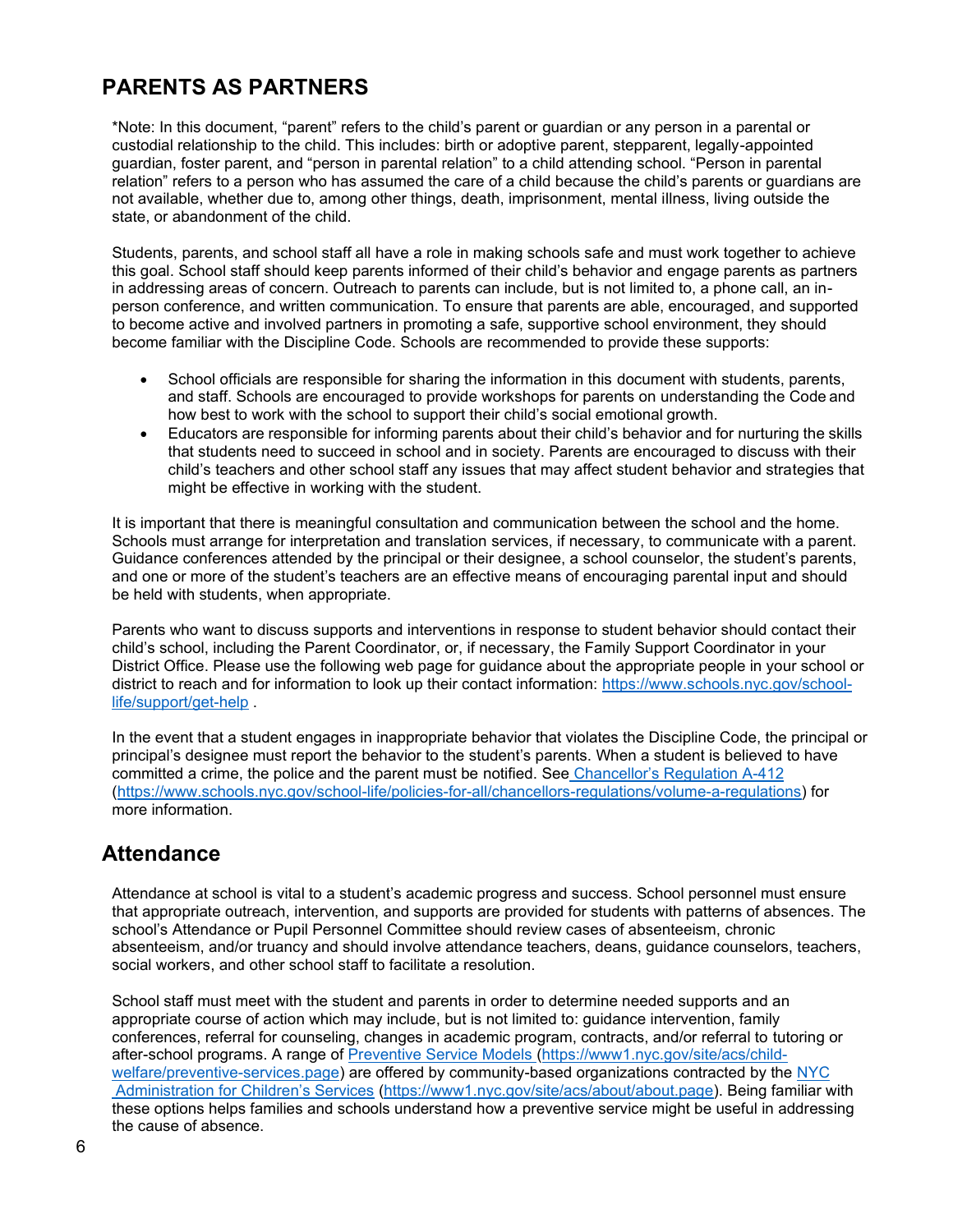## PARENTS AS PARTNERS

*Note: In this document, "parent" refers to the child's parent or guardian or any person in a parental or custodial relationship to the child. This includes: birth or adoptive parent, stepparent, legally-appointed guardian, foster parent, and "person in parental relation" to a child attending school. "Person in parental relation" refers to a person who has assumed the care of a child because the child's parents or guardians are not available, whether due to, among other things, death, imprisonment, mental illness, living outside the state, or abandonment of the child.

Students, parents, and school staff all have a role in making schools safe and must work together to achieve this goal. School staff should keep parents informed of their child's behavior and engage parents as partners in addressing areas of concern. Outreach to parents can include, but is not limited to, a phone call, an in-person conference, and written communication. To ensure that parents are able, encouraged, and supported to become active and involved partners in promoting a safe, supportive school environment, they should become familiar with the Discipline Code. Schools are recommended to provide these supports:

- School officials are responsible for sharing the information in this document with students, parents, and staff. Schools are encouraged to provide workshops for parents on understanding the Code and how best to work with the school to support their child's social emotional growth.
- Educators are responsible for informing parents about their child's behavior and for nurturing the skills that students need to succeed in school and in society. Parents are encouraged to discuss with their child's teachers and other school staff any issues that may affect student behavior and strategies that might be effective in working with the student.

It is important that there is meaningful consultation and communication between the school and the home. Schools must arrange for interpretation and translation services, if necessary, to communicate with a parent. Guidance conferences attended by the principal or their designee, a school counselor, the student's parents, and one or more of the student's teachers are an effective means of encouraging parental input and should be held with students, when appropriate.

Parents who want to discuss supports and interventions in response to student behavior should contact their child's school, including the Parent Coordinator, or, if necessary, the Family Support Coordinator in your District Office. Please use the following web page for guidance about the appropriate people in your school or district to reach and for information to look up their contact information: https://www.schools.nyc.gov/school-life/support/get-help .

In the event that a student engages in inappropriate behavior that violates the Discipline Code, the principal or principal's designee must report the behavior to the student's parents. When a student is believed to have committed a crime, the police and the parent must be notified. See Chancellor's Regulation A-412 (https://www.schools.nyc.gov/school-life/policies-for-all/chancellors-regulations/volume-a-regulations) for more information.

## Attendance

Attendance at school is vital to a student's academic progress and success. School personnel must ensure that appropriate outreach, intervention, and supports are provided for students with patterns of absences. The school's Attendance or Pupil Personnel Committee should review cases of absenteeism, chronic absenteeism, and/or truancy and should involve attendance teachers, deans, guidance counselors, teachers, social workers, and other school staff to facilitate a resolution.

School staff must meet with the student and parents in order to determine needed supports and an appropriate course of action which may include, but is not limited to: guidance intervention, family conferences, referral for counseling, changes in academic program, contracts, and/or referral to tutoring or after-school programs. A range of Preventive Service Models (https://www1.nyc.gov/site/acs/child-welfare/preventive-services.page) are offered by community-based organizations contracted by the NYC Administration for Children's Services (https://www1.nyc.gov/site/acs/about/about.page). Being familiar with these options helps families and schools understand how a preventive service might be useful in addressing the cause of absence.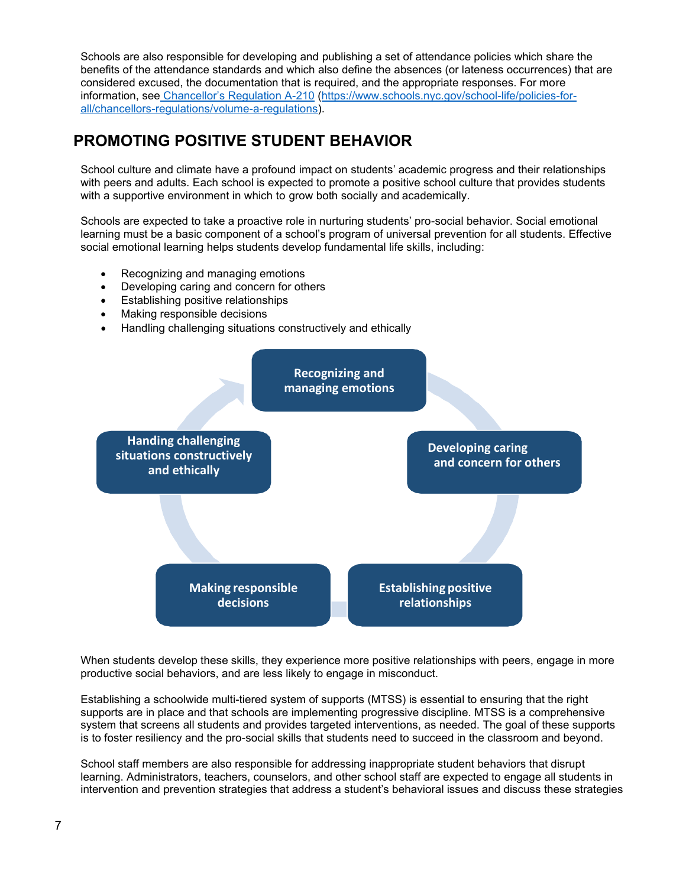Schools are also responsible for developing and publishing a set of attendance policies which share the benefits of the attendance standards and which also define the absences (or lateness occurrences) that are considered excused, the documentation that is required, and the appropriate responses. For more information, see Chancellor's Regulation A-210 (https://www.schools.nyc.gov/school-life/policies-for-all/chancellors-regulations/volume-a-regulations).

## PROMOTING POSITIVE STUDENT BEHAVIOR

School culture and climate have a profound impact on students' academic progress and their relationships with peers and adults. Each school is expected to promote a positive school culture that provides students with a supportive environment in which to grow both socially and academically.

Schools are expected to take a proactive role in nurturing students' pro-social behavior. Social emotional learning must be a basic component of a school's program of universal prevention for all students. Effective social emotional learning helps students develop fundamental life skills, including:

- Recognizing and managing emotions
- Developing caring and concern for others
- Establishing positive relationships
- Making responsible decisions
- Handling challenging situations constructively and ethically

Recognizing and managing emotions → Developing caring and concern for others → Establishing positive relationships → Making responsible decisions → Handing challenging situations constructively and ethically

When students develop these skills, they experience more positive relationships with peers, engage in more productive social behaviors, and are less likely to engage in misconduct.

Establishing a schoolwide multi-tiered system of supports (MTSS) is essential to ensuring that the right supports are in place and that schools are implementing progressive discipline. MTSS is a comprehensive system that screens all students and provides targeted interventions, as needed. The goal of these supports is to foster resiliency and the pro-social skills that students need to succeed in the classroom and beyond.

School staff members are also responsible for addressing inappropriate student behaviors that disrupt learning. Administrators, teachers, counselors, and other school staff are expected to engage all students in intervention and prevention strategies that address a student's behavioral issues and discuss these strategies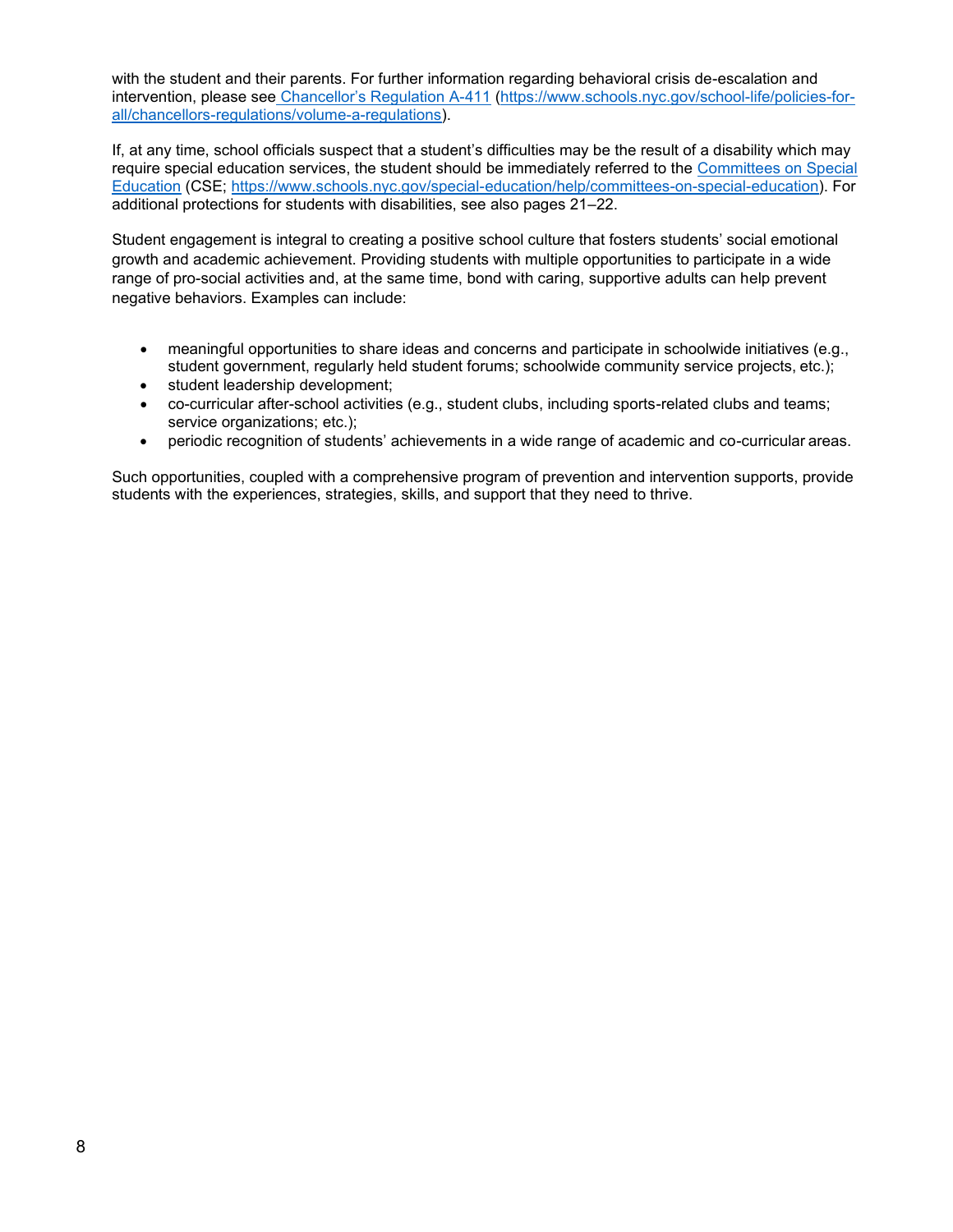with the student and their parents. For further information regarding behavioral crisis de-escalation and intervention, please see [Chancellor's Regulation A-411](https://www.schools.nyc.gov/school-life/policies-for-all/chancellors-regulations/volume-a-regulations) (https://www.schools.nyc.gov/school-life/policies-for-all/chancellors-regulations/volume-a-regulations).

If, at any time, school officials suspect that a student's difficulties may be the result of a disability which may require special education services, the student should be immediately referred to the [Committees on Special Education](https://www.schools.nyc.gov/special-education/help/committees-on-special-education) (CSE; https://www.schools.nyc.gov/special-education/help/committees-on-special-education). For additional protections for students with disabilities, see also pages 21–22.

Student engagement is integral to creating a positive school culture that fosters students' social emotional growth and academic achievement. Providing students with multiple opportunities to participate in a wide range of pro-social activities and, at the same time, bond with caring, supportive adults can help prevent negative behaviors. Examples can include:

- meaningful opportunities to share ideas and concerns and participate in schoolwide initiatives (e.g., student government, regularly held student forums; schoolwide community service projects, etc.);
- student leadership development;
- co-curricular after-school activities (e.g., student clubs, including sports-related clubs and teams; service organizations; etc.);
- periodic recognition of students' achievements in a wide range of academic and co-curricular areas.

Such opportunities, coupled with a comprehensive program of prevention and intervention supports, provide students with the experiences, strategies, skills, and support that they need to thrive.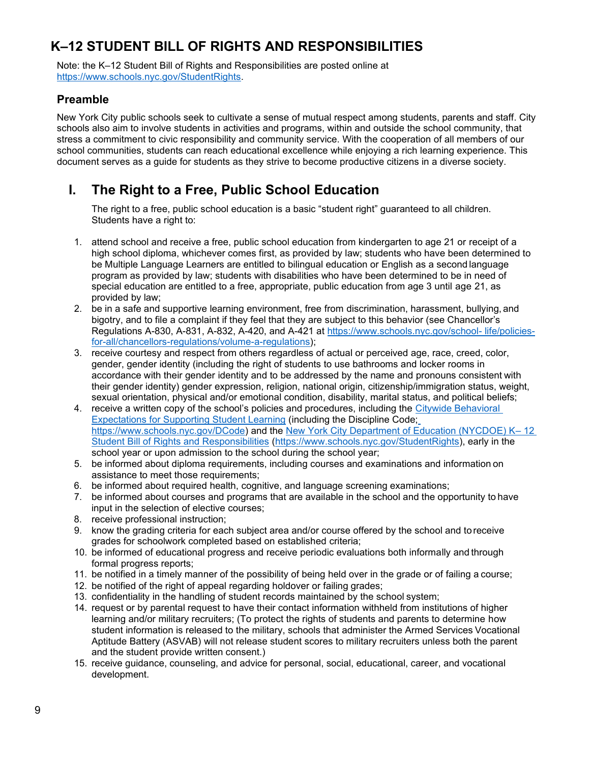# K–12 STUDENT BILL OF RIGHTS AND RESPONSIBILITIES

Note: the K–12 Student Bill of Rights and Responsibilities are posted online at [https://www.schools.nyc.gov/StudentRights](https://www.schools.nyc.gov/StudentRights).

## Preamble

New York City public schools seek to cultivate a sense of mutual respect among students, parents and staff. City schools also aim to involve students in activities and programs, within and outside the school community, that stress a commitment to civic responsibility and community service. With the cooperation of all members of our school communities, students can reach educational excellence while enjoying a rich learning experience. This document serves as a guide for students as they strive to become productive citizens in a diverse society.

## I. The Right to a Free, Public School Education

The right to a free, public school education is a basic "student right" guaranteed to all children. Students have a right to:

1. attend school and receive a free, public school education from kindergarten to age 21 or receipt of a high school diploma, whichever comes first, as provided by law; students who have been determined to be Multiple Language Learners are entitled to bilingual education or English as a second language program as provided by law; students with disabilities who have been determined to be in need of special education are entitled to a free, appropriate, public education from age 3 until age 21, as provided by law;
2. be in a safe and supportive learning environment, free from discrimination, harassment, bullying, and bigotry, and to file a complaint if they feel that they are subject to this behavior (see Chancellor's Regulations A-830, A-831, A-832, A-420, and A-421 at [https://www.schools.nyc.gov/school- life/policies-for-all/chancellors-regulations/volume-a-regulations](https://www.schools.nyc.gov/school-life/policies-for-all/chancellors-regulations/volume-a-regulations));
3. receive courtesy and respect from others regardless of actual or perceived age, race, creed, color, gender, gender identity (including the right of students to use bathrooms and locker rooms in accordance with their gender identity and to be addressed by the name and pronouns consistent with their gender identity) gender expression, religion, national origin, citizenship/immigration status, weight, sexual orientation, physical and/or emotional condition, disability, marital status, and political beliefs;
4. receive a written copy of the school's policies and procedures, including the Citywide Behavioral Expectations for Supporting Student Learning (including the Discipline Code; [https://www.schools.nyc.gov/DCode](https://www.schools.nyc.gov/DCode)) and the New York City Department of Education (NYCDOE) K– 12 Student Bill of Rights and Responsibilities ([https://www.schools.nyc.gov/StudentRights](https://www.schools.nyc.gov/StudentRights)), early in the school year or upon admission to the school during the school year;
5. be informed about diploma requirements, including courses and examinations and information on assistance to meet those requirements;
6. be informed about required health, cognitive, and language screening examinations;
7. be informed about courses and programs that are available in the school and the opportunity to have input in the selection of elective courses;
8. receive professional instruction;
9. know the grading criteria for each subject area and/or course offered by the school and to receive grades for schoolwork completed based on established criteria;
10. be informed of educational progress and receive periodic evaluations both informally and through formal progress reports;
11. be notified in a timely manner of the possibility of being held over in the grade or of failing a course;
12. be notified of the right of appeal regarding holdover or failing grades;
13. confidentiality in the handling of student records maintained by the school system;
14. request or by parental request to have their contact information withheld from institutions of higher learning and/or military recruiters; (To protect the rights of students and parents to determine how student information is released to the military, schools that administer the Armed Services Vocational Aptitude Battery (ASVAB) will not release student scores to military recruiters unless both the parent and the student provide written consent.)
15. receive guidance, counseling, and advice for personal, social, educational, career, and vocational development.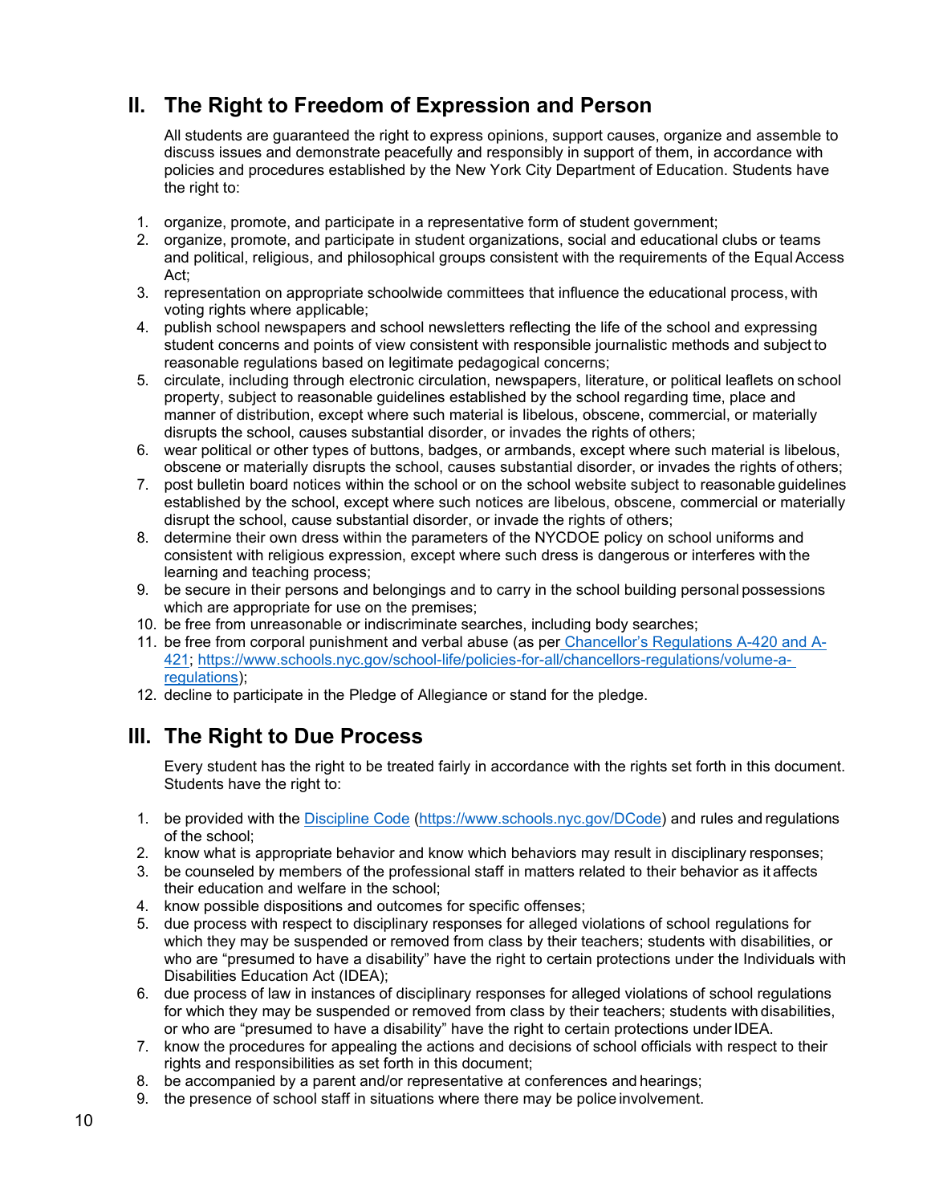## II. The Right to Freedom of Expression and Person

All students are guaranteed the right to express opinions, support causes, organize and assemble to discuss issues and demonstrate peacefully and responsibly in support of them, in accordance with policies and procedures established by the New York City Department of Education. Students have the right to:

1. organize, promote, and participate in a representative form of student government;
2. organize, promote, and participate in student organizations, social and educational clubs or teams and political, religious, and philosophical groups consistent with the requirements of the Equal Access Act;
3. representation on appropriate schoolwide committees that influence the educational process, with voting rights where applicable;
4. publish school newspapers and school newsletters reflecting the life of the school and expressing student concerns and points of view consistent with responsible journalistic methods and subject to reasonable regulations based on legitimate pedagogical concerns;
5. circulate, including through electronic circulation, newspapers, literature, or political leaflets on school property, subject to reasonable guidelines established by the school regarding time, place and manner of distribution, except where such material is libelous, obscene, commercial, or materially disrupts the school, causes substantial disorder, or invades the rights of others;
6. wear political or other types of buttons, badges, or armbands, except where such material is libelous, obscene or materially disrupts the school, causes substantial disorder, or invades the rights of others;
7. post bulletin board notices within the school or on the school website subject to reasonable guidelines established by the school, except where such notices are libelous, obscene, commercial or materially disrupt the school, cause substantial disorder, or invade the rights of others;
8. determine their own dress within the parameters of the NYCDOE policy on school uniforms and consistent with religious expression, except where such dress is dangerous or interferes with the learning and teaching process;
9. be secure in their persons and belongings and to carry in the school building personal possessions which are appropriate for use on the premises;
10. be free from unreasonable or indiscriminate searches, including body searches;
11. be free from corporal punishment and verbal abuse (as per Chancellor's Regulations A-420 and A-421; https://www.schools.nyc.gov/school-life/policies-for-all/chancellors-regulations/volume-a-regulations);
12. decline to participate in the Pledge of Allegiance or stand for the pledge.

## III. The Right to Due Process

Every student has the right to be treated fairly in accordance with the rights set forth in this document. Students have the right to:

1. be provided with the Discipline Code (https://www.schools.nyc.gov/DCode) and rules and regulations of the school;
2. know what is appropriate behavior and know which behaviors may result in disciplinary responses;
3. be counseled by members of the professional staff in matters related to their behavior as it affects their education and welfare in the school;
4. know possible dispositions and outcomes for specific offenses;
5. due process with respect to disciplinary responses for alleged violations of school regulations for which they may be suspended or removed from class by their teachers; students with disabilities, or who are "presumed to have a disability" have the right to certain protections under the Individuals with Disabilities Education Act (IDEA);
6. due process of law in instances of disciplinary responses for alleged violations of school regulations for which they may be suspended or removed from class by their teachers; students with disabilities, or who are "presumed to have a disability" have the right to certain protections under IDEA.
7. know the procedures for appealing the actions and decisions of school officials with respect to their rights and responsibilities as set forth in this document;
8. be accompanied by a parent and/or representative at conferences and hearings;
9. the presence of school staff in situations where there may be police involvement.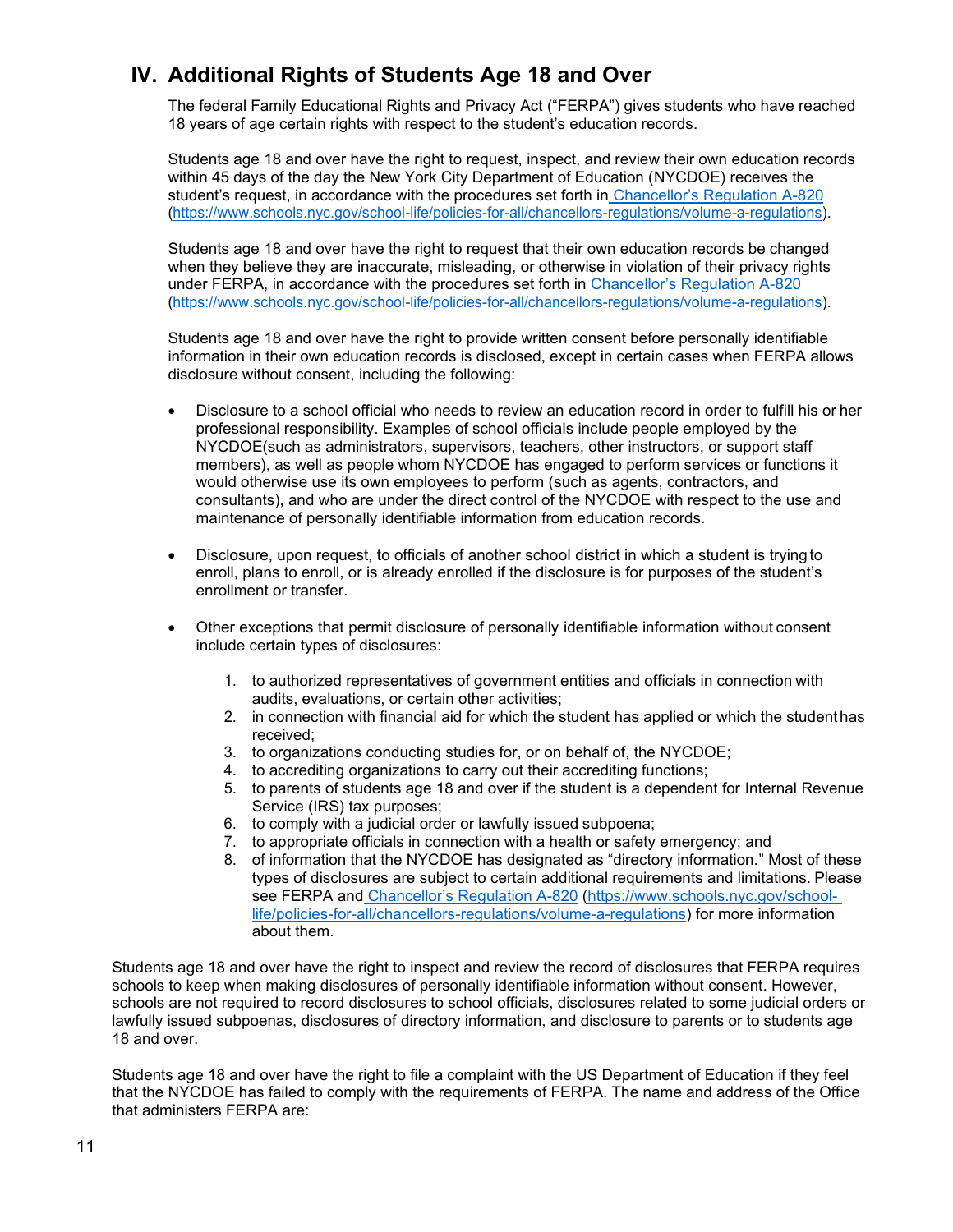## IV. Additional Rights of Students Age 18 and Over

The federal Family Educational Rights and Privacy Act ("FERPA") gives students who have reached 18 years of age certain rights with respect to the student's education records.

Students age 18 and over have the right to request, inspect, and review their own education records within 45 days of the day the New York City Department of Education (NYCDOE) receives the student's request, in accordance with the procedures set forth in [Chancellor's Regulation A-820](https://www.schools.nyc.gov/school-life/policies-for-all/chancellors-regulations/volume-a-regulations) (https://www.schools.nyc.gov/school-life/policies-for-all/chancellors-regulations/volume-a-regulations).

Students age 18 and over have the right to request that their own education records be changed when they believe they are inaccurate, misleading, or otherwise in violation of their privacy rights under FERPA, in accordance with the procedures set forth in [Chancellor's Regulation A-820](https://www.schools.nyc.gov/school-life/policies-for-all/chancellors-regulations/volume-a-regulations) (https://www.schools.nyc.gov/school-life/policies-for-all/chancellors-regulations/volume-a-regulations).

Students age 18 and over have the right to provide written consent before personally identifiable information in their own education records is disclosed, except in certain cases when FERPA allows disclosure without consent, including the following:

- Disclosure to a school official who needs to review an education record in order to fulfill his or her professional responsibility. Examples of school officials include people employed by the NYCDOE(such as administrators, supervisors, teachers, other instructors, or support staff members), as well as people whom NYCDOE has engaged to perform services or functions it would otherwise use its own employees to perform (such as agents, contractors, and consultants), and who are under the direct control of the NYCDOE with respect to the use and maintenance of personally identifiable information from education records.

- Disclosure, upon request, to officials of another school district in which a student is trying to enroll, plans to enroll, or is already enrolled if the disclosure is for purposes of the student's enrollment or transfer.

- Other exceptions that permit disclosure of personally identifiable information without consent include certain types of disclosures:

    1. to authorized representatives of government entities and officials in connection with audits, evaluations, or certain other activities;
    2. in connection with financial aid for which the student has applied or which the student has received;
    3. to organizations conducting studies for, or on behalf of, the NYCDOE;
    4. to accrediting organizations to carry out their accrediting functions;
    5. to parents of students age 18 and over if the student is a dependent for Internal Revenue Service (IRS) tax purposes;
    6. to comply with a judicial order or lawfully issued subpoena;
    7. to appropriate officials in connection with a health or safety emergency; and
    8. of information that the NYCDOE has designated as "directory information." Most of these types of disclosures are subject to certain additional requirements and limitations. Please see FERPA and [Chancellor's Regulation A-820](https://www.schools.nyc.gov/school-life/policies-for-all/chancellors-regulations/volume-a-regulations) (https://www.schools.nyc.gov/school-life/policies-for-all/chancellors-regulations/volume-a-regulations) for more information about them.

Students age 18 and over have the right to inspect and review the record of disclosures that FERPA requires schools to keep when making disclosures of personally identifiable information without consent. However, schools are not required to record disclosures to school officials, disclosures related to some judicial orders or lawfully issued subpoenas, disclosures of directory information, and disclosure to parents or to students age 18 and over.

Students age 18 and over have the right to file a complaint with the US Department of Education if they feel that the NYCDOE has failed to comply with the requirements of FERPA. The name and address of the Office that administers FERPA are: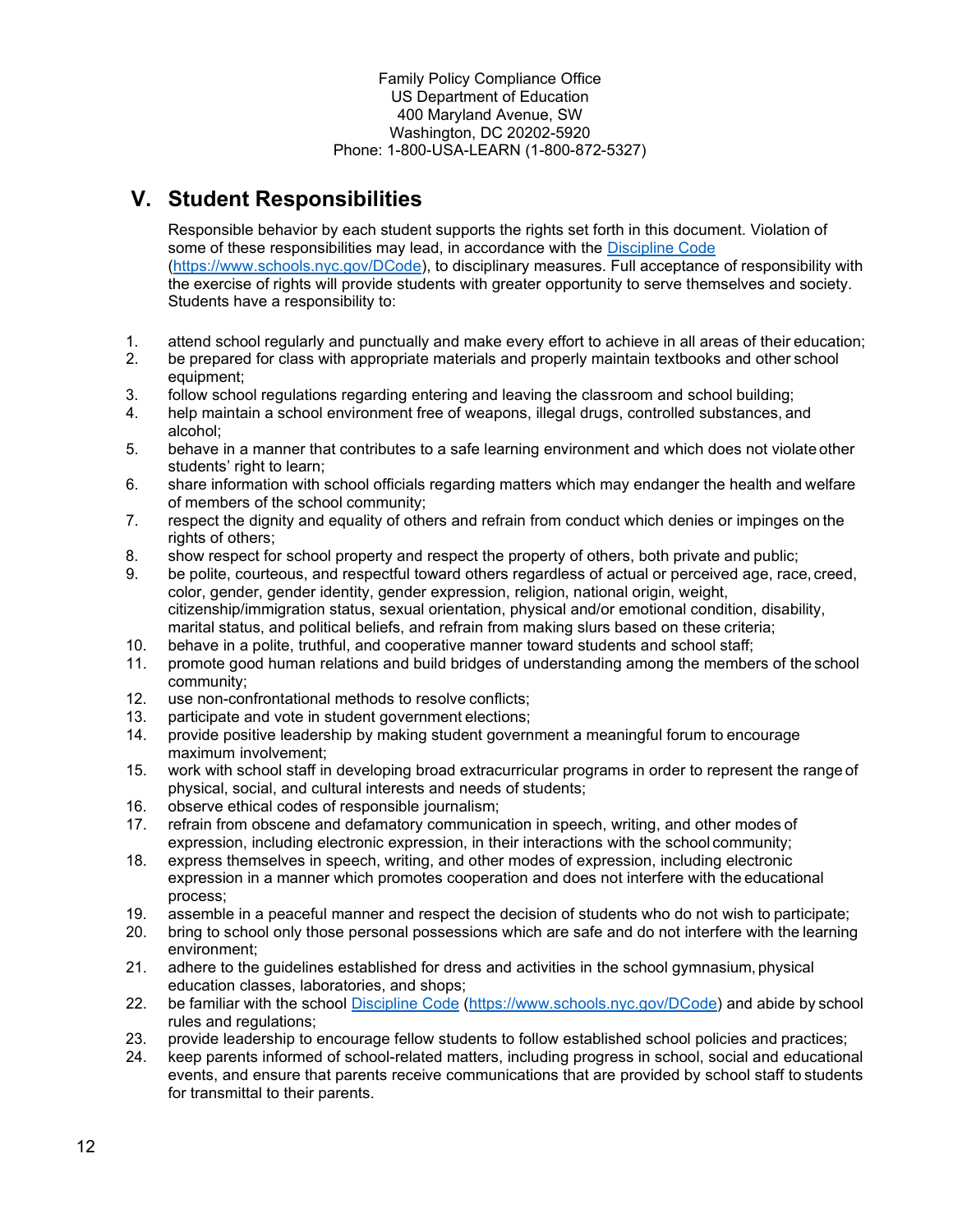Family Policy Compliance Office
US Department of Education
400 Maryland Avenue, SW
Washington, DC 20202-5920
Phone: 1-800-USA-LEARN (1-800-872-5327)

## V. Student Responsibilities

Responsible behavior by each student supports the rights set forth in this document. Violation of some of these responsibilities may lead, in accordance with the [Discipline Code](https://www.schools.nyc.gov/DCode) (https://www.schools.nyc.gov/DCode), to disciplinary measures. Full acceptance of responsibility with the exercise of rights will provide students with greater opportunity to serve themselves and society. Students have a responsibility to:

1. attend school regularly and punctually and make every effort to achieve in all areas of their education;
2. be prepared for class with appropriate materials and properly maintain textbooks and other school equipment;
3. follow school regulations regarding entering and leaving the classroom and school building;
4. help maintain a school environment free of weapons, illegal drugs, controlled substances, and alcohol;
5. behave in a manner that contributes to a safe learning environment and which does not violate other students' right to learn;
6. share information with school officials regarding matters which may endanger the health and welfare of members of the school community;
7. respect the dignity and equality of others and refrain from conduct which denies or impinges on the rights of others;
8. show respect for school property and respect the property of others, both private and public;
9. be polite, courteous, and respectful toward others regardless of actual or perceived age, race, creed, color, gender, gender identity, gender expression, religion, national origin, weight, citizenship/immigration status, sexual orientation, physical and/or emotional condition, disability, marital status, and political beliefs, and refrain from making slurs based on these criteria;
10. behave in a polite, truthful, and cooperative manner toward students and school staff;
11. promote good human relations and build bridges of understanding among the members of the school community;
12. use non-confrontational methods to resolve conflicts;
13. participate and vote in student government elections;
14. provide positive leadership by making student government a meaningful forum to encourage maximum involvement;
15. work with school staff in developing broad extracurricular programs in order to represent the range of physical, social, and cultural interests and needs of students;
16. observe ethical codes of responsible journalism;
17. refrain from obscene and defamatory communication in speech, writing, and other modes of expression, including electronic expression, in their interactions with the school community;
18. express themselves in speech, writing, and other modes of expression, including electronic expression in a manner which promotes cooperation and does not interfere with the educational process;
19. assemble in a peaceful manner and respect the decision of students who do not wish to participate;
20. bring to school only those personal possessions which are safe and do not interfere with the learning environment;
21. adhere to the guidelines established for dress and activities in the school gymnasium, physical education classes, laboratories, and shops;
22. be familiar with the school [Discipline Code](https://www.schools.nyc.gov/DCode) (https://www.schools.nyc.gov/DCode) and abide by school rules and regulations;
23. provide leadership to encourage fellow students to follow established school policies and practices;
24. keep parents informed of school-related matters, including progress in school, social and educational events, and ensure that parents receive communications that are provided by school staff to students for transmittal to their parents.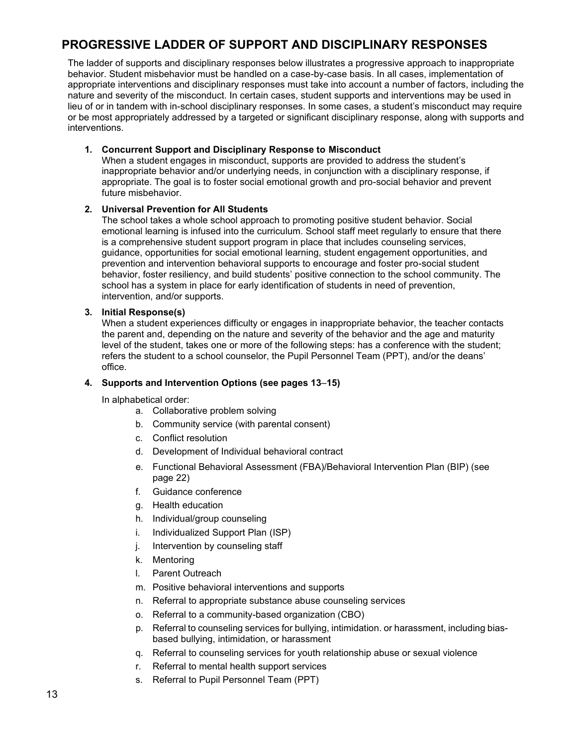## PROGRESSIVE LADDER OF SUPPORT AND DISCIPLINARY RESPONSES

The ladder of supports and disciplinary responses below illustrates a progressive approach to inappropriate behavior. Student misbehavior must be handled on a case-by-case basis. In all cases, implementation of appropriate interventions and disciplinary responses must take into account a number of factors, including the nature and severity of the misconduct. In certain cases, student supports and interventions may be used in lieu of or in tandem with in-school disciplinary responses. In some cases, a student's misconduct may require or be most appropriately addressed by a targeted or significant disciplinary response, along with supports and interventions.

1. **Concurrent Support and Disciplinary Response to Misconduct**
   When a student engages in misconduct, supports are provided to address the student's inappropriate behavior and/or underlying needs, in conjunction with a disciplinary response, if appropriate. The goal is to foster social emotional growth and pro-social behavior and prevent future misbehavior.

2. **Universal Prevention for All Students**
   The school takes a whole school approach to promoting positive student behavior. Social emotional learning is infused into the curriculum. School staff meet regularly to ensure that there is a comprehensive student support program in place that includes counseling services, guidance, opportunities for social emotional learning, student engagement opportunities, and prevention and intervention behavioral supports to encourage and foster pro-social student behavior, foster resiliency, and build students' positive connection to the school community. The school has a system in place for early identification of students in need of prevention, intervention, and/or supports.

3. **Initial Response(s)**
   When a student experiences difficulty or engages in inappropriate behavior, the teacher contacts the parent and, depending on the nature and severity of the behavior and the age and maturity level of the student, takes one or more of the following steps: has a conference with the student; refers the student to a school counselor, the Pupil Personnel Team (PPT), and/or the deans' office.

4. **Supports and Intervention Options (see pages 13–15)**

   In alphabetical order:

   a. Collaborative problem solving
   b. Community service (with parental consent)
   c. Conflict resolution
   d. Development of Individual behavioral contract
   e. Functional Behavioral Assessment (FBA)/Behavioral Intervention Plan (BIP) (see page 22)
   f. Guidance conference
   g. Health education
   h. Individual/group counseling
   i. Individualized Support Plan (ISP)
   j. Intervention by counseling staff
   k. Mentoring
   l. Parent Outreach
   m. Positive behavioral interventions and supports
   n. Referral to appropriate substance abuse counseling services
   o. Referral to a community-based organization (CBO)
   p. Referral to counseling services for bullying, intimidation. or harassment, including bias-based bullying, intimidation, or harassment
   q. Referral to counseling services for youth relationship abuse or sexual violence
   r. Referral to mental health support services
   s. Referral to Pupil Personnel Team (PPT)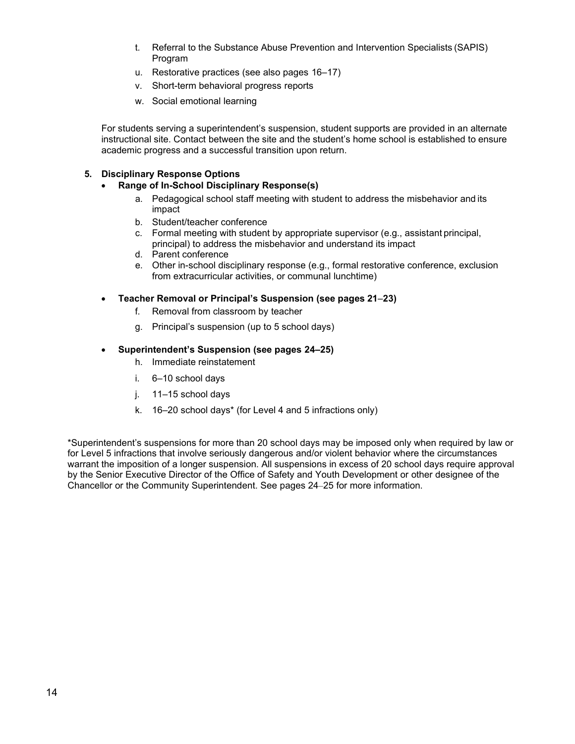t. Referral to the Substance Abuse Prevention and Intervention Specialists (SAPIS) Program
u. Restorative practices (see also pages 16–17)
v. Short-term behavioral progress reports
w. Social emotional learning

For students serving a superintendent's suspension, student supports are provided in an alternate instructional site. Contact between the site and the student's home school is established to ensure academic progress and a successful transition upon return.

**5. Disciplinary Response Options**

- **Range of In-School Disciplinary Response(s)**
  a. Pedagogical school staff meeting with student to address the misbehavior and its impact
  b. Student/teacher conference
  c. Formal meeting with student by appropriate supervisor (e.g., assistant principal, principal) to address the misbehavior and understand its impact
  d. Parent conference
  e. Other in-school disciplinary response (e.g., formal restorative conference, exclusion from extracurricular activities, or communal lunchtime)

- **Teacher Removal or Principal's Suspension (see pages 21–23)**
  f. Removal from classroom by teacher
  g. Principal's suspension (up to 5 school days)

- **Superintendent's Suspension (see pages 24–25)**
  h. Immediate reinstatement
  i. 6–10 school days
  j. 11–15 school days
  k. 16–20 school days* (for Level 4 and 5 infractions only)

*Superintendent's suspensions for more than 20 school days may be imposed only when required by law or for Level 5 infractions that involve seriously dangerous and/or violent behavior where the circumstances warrant the imposition of a longer suspension. All suspensions in excess of 20 school days require approval by the Senior Executive Director of the Office of Safety and Youth Development or other designee of the Chancellor or the Community Superintendent. See pages 24–25 for more information.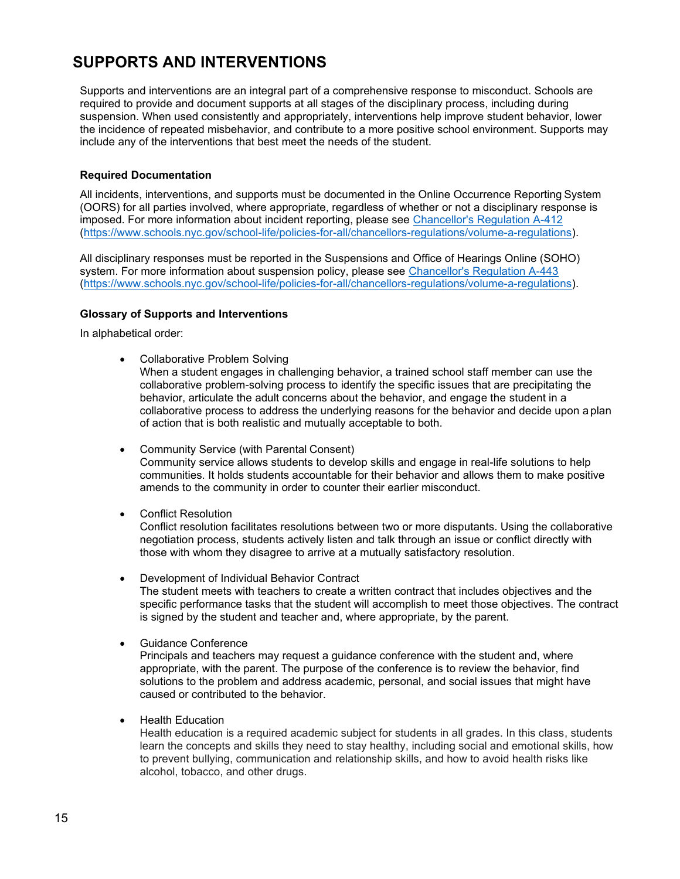# SUPPORTS AND INTERVENTIONS

Supports and interventions are an integral part of a comprehensive response to misconduct. Schools are required to provide and document supports at all stages of the disciplinary process, including during suspension. When used consistently and appropriately, interventions help improve student behavior, lower the incidence of repeated misbehavior, and contribute to a more positive school environment. Supports may include any of the interventions that best meet the needs of the student.

### Required Documentation

All incidents, interventions, and supports must be documented in the Online Occurrence Reporting System (OORS) for all parties involved, where appropriate, regardless of whether or not a disciplinary response is imposed. For more information about incident reporting, please see [Chancellor's Regulation A-412](https://www.schools.nyc.gov/school-life/policies-for-all/chancellors-regulations/volume-a-regulations) (https://www.schools.nyc.gov/school-life/policies-for-all/chancellors-regulations/volume-a-regulations).

All disciplinary responses must be reported in the Suspensions and Office of Hearings Online (SOHO) system. For more information about suspension policy, please see [Chancellor's Regulation A-443](https://www.schools.nyc.gov/school-life/policies-for-all/chancellors-regulations/volume-a-regulations) (https://www.schools.nyc.gov/school-life/policies-for-all/chancellors-regulations/volume-a-regulations).

### Glossary of Supports and Interventions

In alphabetical order:

- Collaborative Problem Solving
  When a student engages in challenging behavior, a trained school staff member can use the collaborative problem-solving process to identify the specific issues that are precipitating the behavior, articulate the adult concerns about the behavior, and engage the student in a collaborative process to address the underlying reasons for the behavior and decide upon a plan of action that is both realistic and mutually acceptable to both.

- Community Service (with Parental Consent)
  Community service allows students to develop skills and engage in real-life solutions to help communities. It holds students accountable for their behavior and allows them to make positive amends to the community in order to counter their earlier misconduct.

- Conflict Resolution
  Conflict resolution facilitates resolutions between two or more disputants. Using the collaborative negotiation process, students actively listen and talk through an issue or conflict directly with those with whom they disagree to arrive at a mutually satisfactory resolution.

- Development of Individual Behavior Contract
  The student meets with teachers to create a written contract that includes objectives and the specific performance tasks that the student will accomplish to meet those objectives. The contract is signed by the student and teacher and, where appropriate, by the parent.

- Guidance Conference
  Principals and teachers may request a guidance conference with the student and, where appropriate, with the parent. The purpose of the conference is to review the behavior, find solutions to the problem and address academic, personal, and social issues that might have caused or contributed to the behavior.

- Health Education
  Health education is a required academic subject for students in all grades. In this class, students learn the concepts and skills they need to stay healthy, including social and emotional skills, how to prevent bullying, communication and relationship skills, and how to avoid health risks like alcohol, tobacco, and other drugs.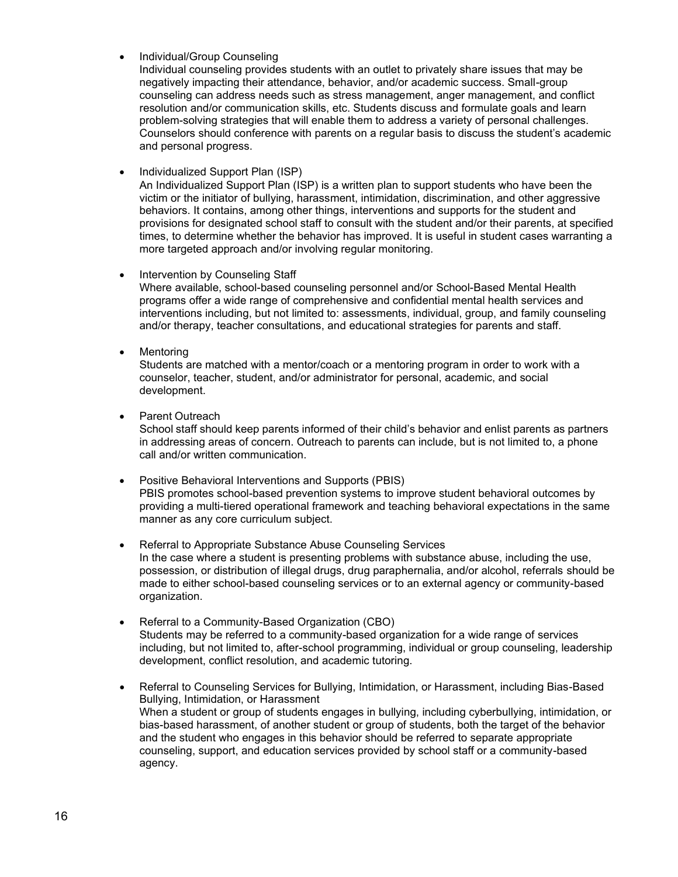- Individual/Group Counseling
  Individual counseling provides students with an outlet to privately share issues that may be negatively impacting their attendance, behavior, and/or academic success. Small-group counseling can address needs such as stress management, anger management, and conflict resolution and/or communication skills, etc. Students discuss and formulate goals and learn problem-solving strategies that will enable them to address a variety of personal challenges. Counselors should conference with parents on a regular basis to discuss the student's academic and personal progress.

- Individualized Support Plan (ISP)
  An Individualized Support Plan (ISP) is a written plan to support students who have been the victim or the initiator of bullying, harassment, intimidation, discrimination, and other aggressive behaviors. It contains, among other things, interventions and supports for the student and provisions for designated school staff to consult with the student and/or their parents, at specified times, to determine whether the behavior has improved. It is useful in student cases warranting a more targeted approach and/or involving regular monitoring.

- Intervention by Counseling Staff
  Where available, school-based counseling personnel and/or School-Based Mental Health programs offer a wide range of comprehensive and confidential mental health services and interventions including, but not limited to: assessments, individual, group, and family counseling and/or therapy, teacher consultations, and educational strategies for parents and staff.

- Mentoring
  Students are matched with a mentor/coach or a mentoring program in order to work with a counselor, teacher, student, and/or administrator for personal, academic, and social development.

- Parent Outreach
  School staff should keep parents informed of their child's behavior and enlist parents as partners in addressing areas of concern. Outreach to parents can include, but is not limited to, a phone call and/or written communication.

- Positive Behavioral Interventions and Supports (PBIS)
  PBIS promotes school-based prevention systems to improve student behavioral outcomes by providing a multi-tiered operational framework and teaching behavioral expectations in the same manner as any core curriculum subject.

- Referral to Appropriate Substance Abuse Counseling Services
  In the case where a student is presenting problems with substance abuse, including the use, possession, or distribution of illegal drugs, drug paraphernalia, and/or alcohol, referrals should be made to either school-based counseling services or to an external agency or community-based organization.

- Referral to a Community-Based Organization (CBO)
  Students may be referred to a community-based organization for a wide range of services including, but not limited to, after-school programming, individual or group counseling, leadership development, conflict resolution, and academic tutoring.

- Referral to Counseling Services for Bullying, Intimidation, or Harassment, including Bias-Based Bullying, Intimidation, or Harassment
  When a student or group of students engages in bullying, including cyberbullying, intimidation, or bias-based harassment, of another student or group of students, both the target of the behavior and the student who engages in this behavior should be referred to separate appropriate counseling, support, and education services provided by school staff or a community-based agency.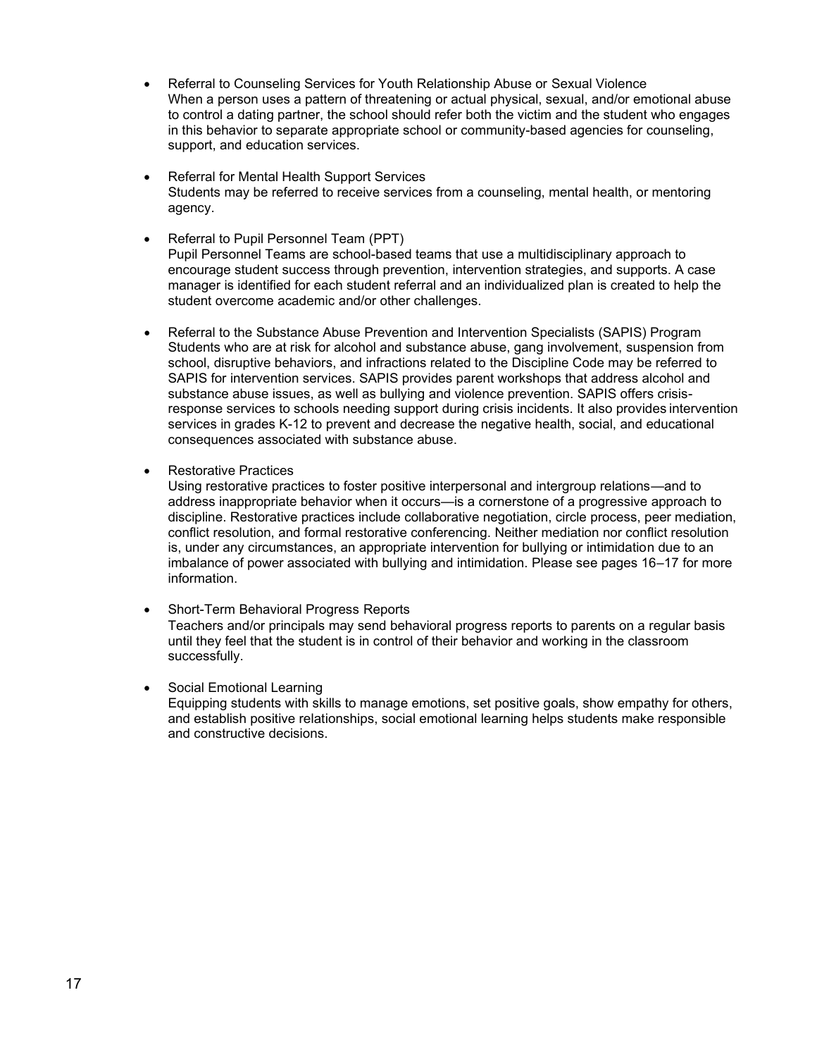- Referral to Counseling Services for Youth Relationship Abuse or Sexual Violence
  When a person uses a pattern of threatening or actual physical, sexual, and/or emotional abuse to control a dating partner, the school should refer both the victim and the student who engages in this behavior to separate appropriate school or community-based agencies for counseling, support, and education services.

- Referral for Mental Health Support Services
  Students may be referred to receive services from a counseling, mental health, or mentoring agency.

- Referral to Pupil Personnel Team (PPT)
  Pupil Personnel Teams are school-based teams that use a multidisciplinary approach to encourage student success through prevention, intervention strategies, and supports. A case manager is identified for each student referral and an individualized plan is created to help the student overcome academic and/or other challenges.

- Referral to the Substance Abuse Prevention and Intervention Specialists (SAPIS) Program
  Students who are at risk for alcohol and substance abuse, gang involvement, suspension from school, disruptive behaviors, and infractions related to the Discipline Code may be referred to SAPIS for intervention services. SAPIS provides parent workshops that address alcohol and substance abuse issues, as well as bullying and violence prevention. SAPIS offers crisis-response services to schools needing support during crisis incidents. It also provides intervention services in grades K-12 to prevent and decrease the negative health, social, and educational consequences associated with substance abuse.

- Restorative Practices
  Using restorative practices to foster positive interpersonal and intergroup relations—and to address inappropriate behavior when it occurs—is a cornerstone of a progressive approach to discipline. Restorative practices include collaborative negotiation, circle process, peer mediation, conflict resolution, and formal restorative conferencing. Neither mediation nor conflict resolution is, under any circumstances, an appropriate intervention for bullying or intimidation due to an imbalance of power associated with bullying and intimidation. Please see pages 16–17 for more information.

- Short-Term Behavioral Progress Reports
  Teachers and/or principals may send behavioral progress reports to parents on a regular basis until they feel that the student is in control of their behavior and working in the classroom successfully.

- Social Emotional Learning
  Equipping students with skills to manage emotions, set positive goals, show empathy for others, and establish positive relationships, social emotional learning helps students make responsible and constructive decisions.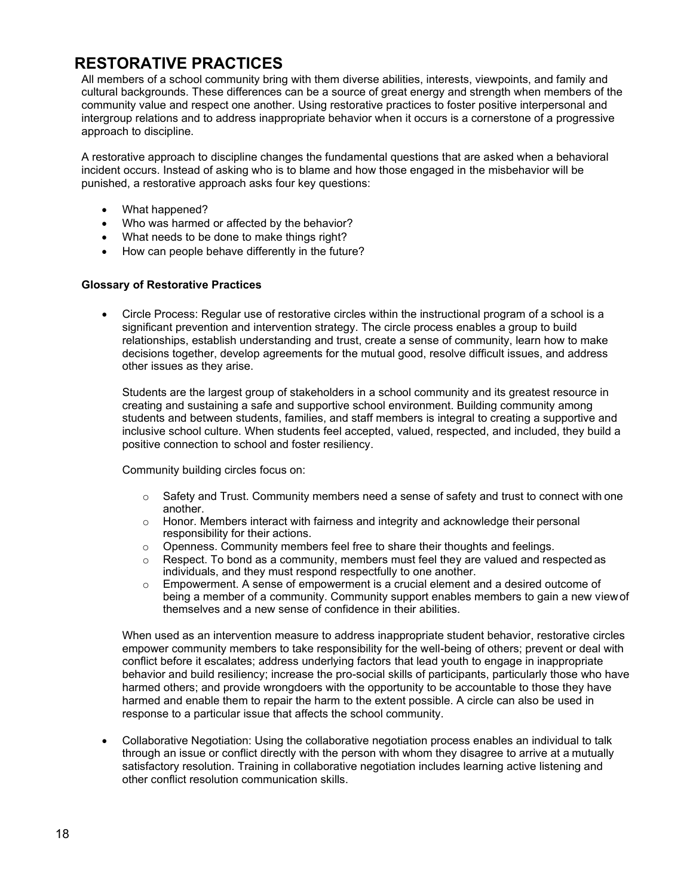# RESTORATIVE PRACTICES

All members of a school community bring with them diverse abilities, interests, viewpoints, and family and cultural backgrounds. These differences can be a source of great energy and strength when members of the community value and respect one another. Using restorative practices to foster positive interpersonal and intergroup relations and to address inappropriate behavior when it occurs is a cornerstone of a progressive approach to discipline.

A restorative approach to discipline changes the fundamental questions that are asked when a behavioral incident occurs. Instead of asking who is to blame and how those engaged in the misbehavior will be punished, a restorative approach asks four key questions:

- What happened?
- Who was harmed or affected by the behavior?
- What needs to be done to make things right?
- How can people behave differently in the future?

**Glossary of Restorative Practices**

- Circle Process: Regular use of restorative circles within the instructional program of a school is a significant prevention and intervention strategy. The circle process enables a group to build relationships, establish understanding and trust, create a sense of community, learn how to make decisions together, develop agreements for the mutual good, resolve difficult issues, and address other issues as they arise.

  Students are the largest group of stakeholders in a school community and its greatest resource in creating and sustaining a safe and supportive school environment. Building community among students and between students, families, and staff members is integral to creating a supportive and inclusive school culture. When students feel accepted, valued, respected, and included, they build a positive connection to school and foster resiliency.

  Community building circles focus on:

  - Safety and Trust. Community members need a sense of safety and trust to connect with one another.
  - Honor. Members interact with fairness and integrity and acknowledge their personal responsibility for their actions.
  - Openness. Community members feel free to share their thoughts and feelings.
  - Respect. To bond as a community, members must feel they are valued and respected as individuals, and they must respond respectfully to one another.
  - Empowerment. A sense of empowerment is a crucial element and a desired outcome of being a member of a community. Community support enables members to gain a new view of themselves and a new sense of confidence in their abilities.

  When used as an intervention measure to address inappropriate student behavior, restorative circles empower community members to take responsibility for the well-being of others; prevent or deal with conflict before it escalates; address underlying factors that lead youth to engage in inappropriate behavior and build resiliency; increase the pro-social skills of participants, particularly those who have harmed others; and provide wrongdoers with the opportunity to be accountable to those they have harmed and enable them to repair the harm to the extent possible. A circle can also be used in response to a particular issue that affects the school community.

- Collaborative Negotiation: Using the collaborative negotiation process enables an individual to talk through an issue or conflict directly with the person with whom they disagree to arrive at a mutually satisfactory resolution. Training in collaborative negotiation includes learning active listening and other conflict resolution communication skills.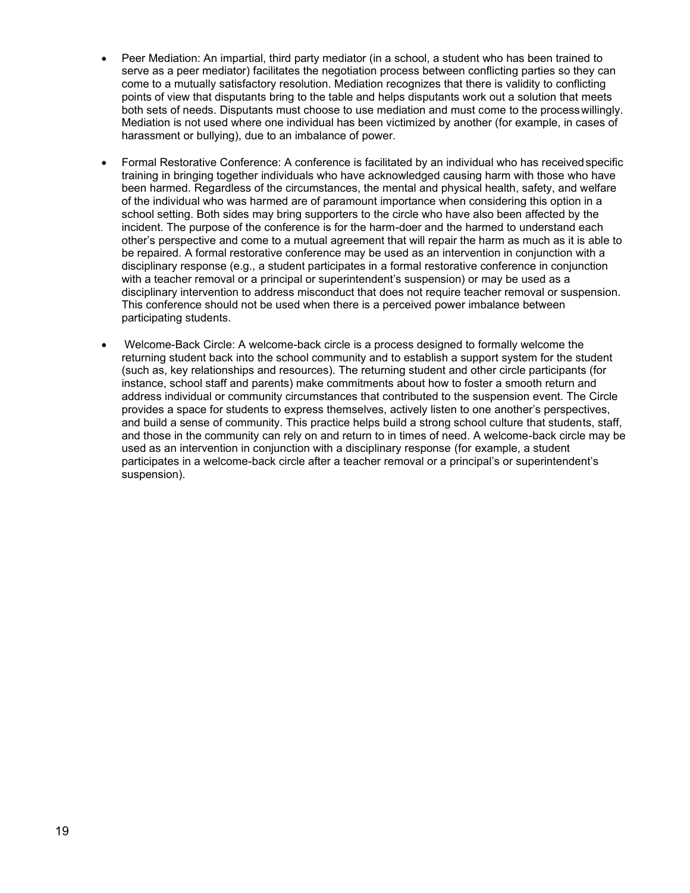- Peer Mediation: An impartial, third party mediator (in a school, a student who has been trained to serve as a peer mediator) facilitates the negotiation process between conflicting parties so they can come to a mutually satisfactory resolution. Mediation recognizes that there is validity to conflicting points of view that disputants bring to the table and helps disputants work out a solution that meets both sets of needs. Disputants must choose to use mediation and must come to the process willingly. Mediation is not used where one individual has been victimized by another (for example, in cases of harassment or bullying), due to an imbalance of power.

- Formal Restorative Conference: A conference is facilitated by an individual who has received specific training in bringing together individuals who have acknowledged causing harm with those who have been harmed. Regardless of the circumstances, the mental and physical health, safety, and welfare of the individual who was harmed are of paramount importance when considering this option in a school setting. Both sides may bring supporters to the circle who have also been affected by the incident. The purpose of the conference is for the harm-doer and the harmed to understand each other's perspective and come to a mutual agreement that will repair the harm as much as it is able to be repaired. A formal restorative conference may be used as an intervention in conjunction with a disciplinary response (e.g., a student participates in a formal restorative conference in conjunction with a teacher removal or a principal or superintendent's suspension) or may be used as a disciplinary intervention to address misconduct that does not require teacher removal or suspension. This conference should not be used when there is a perceived power imbalance between participating students.

- Welcome-Back Circle: A welcome-back circle is a process designed to formally welcome the returning student back into the school community and to establish a support system for the student (such as, key relationships and resources). The returning student and other circle participants (for instance, school staff and parents) make commitments about how to foster a smooth return and address individual or community circumstances that contributed to the suspension event. The Circle provides a space for students to express themselves, actively listen to one another's perspectives, and build a sense of community. This practice helps build a strong school culture that students, staff, and those in the community can rely on and return to in times of need. A welcome-back circle may be used as an intervention in conjunction with a disciplinary response (for example, a student participates in a welcome-back circle after a teacher removal or a principal's or superintendent's suspension).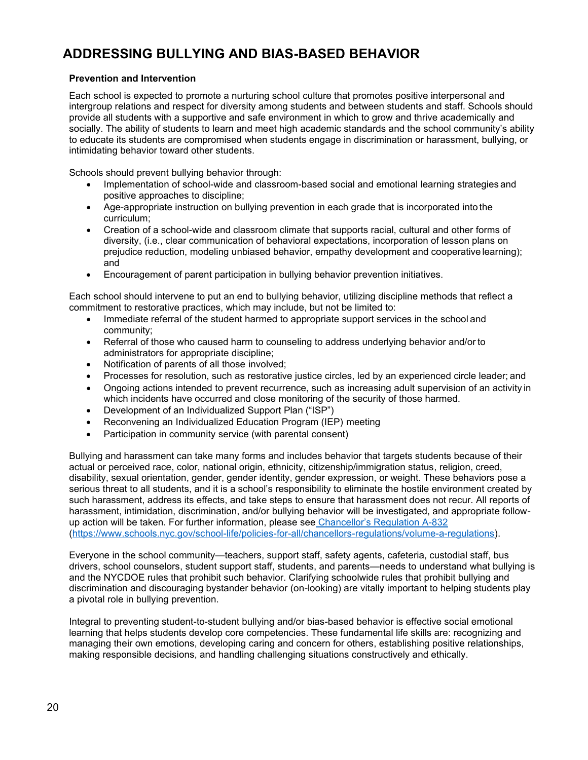# ADDRESSING BULLYING AND BIAS-BASED BEHAVIOR

### Prevention and Intervention

Each school is expected to promote a nurturing school culture that promotes positive interpersonal and intergroup relations and respect for diversity among students and between students and staff. Schools should provide all students with a supportive and safe environment in which to grow and thrive academically and socially. The ability of students to learn and meet high academic standards and the school community's ability to educate its students are compromised when students engage in discrimination or harassment, bullying, or intimidating behavior toward other students.

Schools should prevent bullying behavior through:

- Implementation of school-wide and classroom-based social and emotional learning strategies and positive approaches to discipline;
- Age-appropriate instruction on bullying prevention in each grade that is incorporated into the curriculum;
- Creation of a school-wide and classroom climate that supports racial, cultural and other forms of diversity, (i.e., clear communication of behavioral expectations, incorporation of lesson plans on prejudice reduction, modeling unbiased behavior, empathy development and cooperative learning); and
- Encouragement of parent participation in bullying behavior prevention initiatives.

Each school should intervene to put an end to bullying behavior, utilizing discipline methods that reflect a commitment to restorative practices, which may include, but not be limited to:

- Immediate referral of the student harmed to appropriate support services in the school and community;
- Referral of those who caused harm to counseling to address underlying behavior and/or to administrators for appropriate discipline;
- Notification of parents of all those involved;
- Processes for resolution, such as restorative justice circles, led by an experienced circle leader; and
- Ongoing actions intended to prevent recurrence, such as increasing adult supervision of an activity in which incidents have occurred and close monitoring of the security of those harmed.
- Development of an Individualized Support Plan ("ISP")
- Reconvening an Individualized Education Program (IEP) meeting
- Participation in community service (with parental consent)

Bullying and harassment can take many forms and includes behavior that targets students because of their actual or perceived race, color, national origin, ethnicity, citizenship/immigration status, religion, creed, disability, sexual orientation, gender, gender identity, gender expression, or weight. These behaviors pose a serious threat to all students, and it is a school's responsibility to eliminate the hostile environment created by such harassment, address its effects, and take steps to ensure that harassment does not recur. All reports of harassment, intimidation, discrimination, and/or bullying behavior will be investigated, and appropriate follow-up action will be taken. For further information, please see [Chancellor's Regulation A-832](https://www.schools.nyc.gov/school-life/policies-for-all/chancellors-regulations/volume-a-regulations) (https://www.schools.nyc.gov/school-life/policies-for-all/chancellors-regulations/volume-a-regulations).

Everyone in the school community—teachers, support staff, safety agents, cafeteria, custodial staff, bus drivers, school counselors, student support staff, students, and parents—needs to understand what bullying is and the NYCDOE rules that prohibit such behavior. Clarifying schoolwide rules that prohibit bullying and discrimination and discouraging bystander behavior (on-looking) are vitally important to helping students play a pivotal role in bullying prevention.

Integral to preventing student-to-student bullying and/or bias-based behavior is effective social emotional learning that helps students develop core competencies. These fundamental life skills are: recognizing and managing their own emotions, developing caring and concern for others, establishing positive relationships, making responsible decisions, and handling challenging situations constructively and ethically.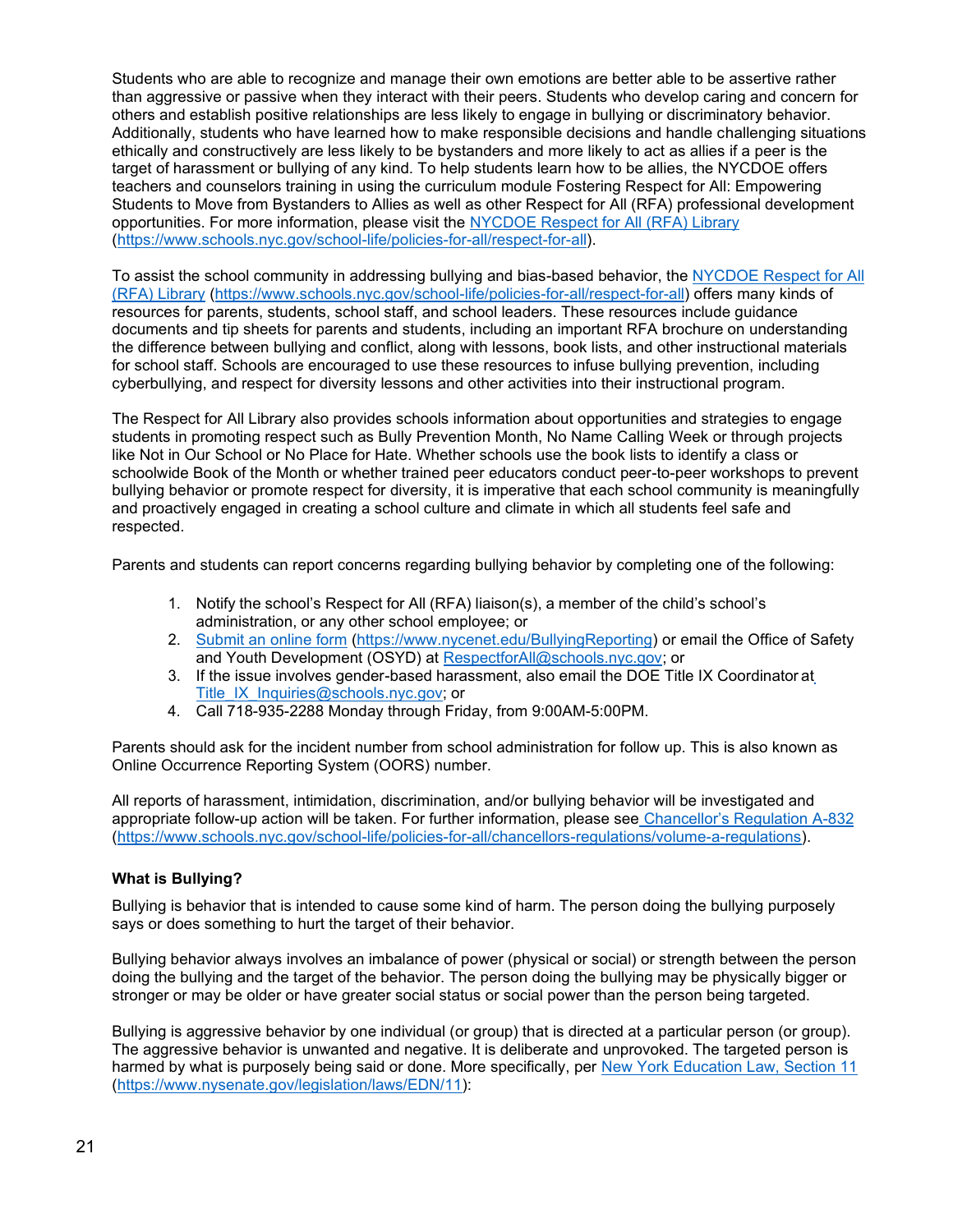Students who are able to recognize and manage their own emotions are better able to be assertive rather than aggressive or passive when they interact with their peers. Students who develop caring and concern for others and establish positive relationships are less likely to engage in bullying or discriminatory behavior. Additionally, students who have learned how to make responsible decisions and handle challenging situations ethically and constructively are less likely to be bystanders and more likely to act as allies if a peer is the target of harassment or bullying of any kind. To help students learn how to be allies, the NYCDOE offers teachers and counselors training in using the curriculum module Fostering Respect for All: Empowering Students to Move from Bystanders to Allies as well as other Respect for All (RFA) professional development opportunities. For more information, please visit the [NYCDOE Respect for All (RFA) Library](https://www.schools.nyc.gov/school-life/policies-for-all/respect-for-all) (https://www.schools.nyc.gov/school-life/policies-for-all/respect-for-all).

To assist the school community in addressing bullying and bias-based behavior, the [NYCDOE Respect for All (RFA) Library](https://www.schools.nyc.gov/school-life/policies-for-all/respect-for-all) (https://www.schools.nyc.gov/school-life/policies-for-all/respect-for-all) offers many kinds of resources for parents, students, school staff, and school leaders. These resources include guidance documents and tip sheets for parents and students, including an important RFA brochure on understanding the difference between bullying and conflict, along with lessons, book lists, and other instructional materials for school staff. Schools are encouraged to use these resources to infuse bullying prevention, including cyberbullying, and respect for diversity lessons and other activities into their instructional program.

The Respect for All Library also provides schools information about opportunities and strategies to engage students in promoting respect such as Bully Prevention Month, No Name Calling Week or through projects like Not in Our School or No Place for Hate. Whether schools use the book lists to identify a class or schoolwide Book of the Month or whether trained peer educators conduct peer-to-peer workshops to prevent bullying behavior or promote respect for diversity, it is imperative that each school community is meaningfully and proactively engaged in creating a school culture and climate in which all students feel safe and respected.

Parents and students can report concerns regarding bullying behavior by completing one of the following:

1. Notify the school's Respect for All (RFA) liaison(s), a member of the child's school's administration, or any other school employee; or
2. [Submit an online form](https://www.nycenet.edu/BullyingReporting) (https://www.nycenet.edu/BullyingReporting) or email the Office of Safety and Youth Development (OSYD) at RespectforAll@schools.nyc.gov; or
3. If the issue involves gender-based harassment, also email the DOE Title IX Coordinator at Title_IX_Inquiries@schools.nyc.gov; or
4. Call 718-935-2288 Monday through Friday, from 9:00AM-5:00PM.

Parents should ask for the incident number from school administration for follow up. This is also known as Online Occurrence Reporting System (OORS) number.

All reports of harassment, intimidation, discrimination, and/or bullying behavior will be investigated and appropriate follow-up action will be taken. For further information, please see [Chancellor's Regulation A-832](https://www.schools.nyc.gov/school-life/policies-for-all/chancellors-regulations/volume-a-regulations) (https://www.schools.nyc.gov/school-life/policies-for-all/chancellors-regulations/volume-a-regulations).

### What is Bullying?

Bullying is behavior that is intended to cause some kind of harm. The person doing the bullying purposely says or does something to hurt the target of their behavior.

Bullying behavior always involves an imbalance of power (physical or social) or strength between the person doing the bullying and the target of the behavior. The person doing the bullying may be physically bigger or stronger or may be older or have greater social status or social power than the person being targeted.

Bullying is aggressive behavior by one individual (or group) that is directed at a particular person (or group). The aggressive behavior is unwanted and negative. It is deliberate and unprovoked. The targeted person is harmed by what is purposely being said or done. More specifically, per [New York Education Law, Section 11](https://www.nysenate.gov/legislation/laws/EDN/11) (https://www.nysenate.gov/legislation/laws/EDN/11):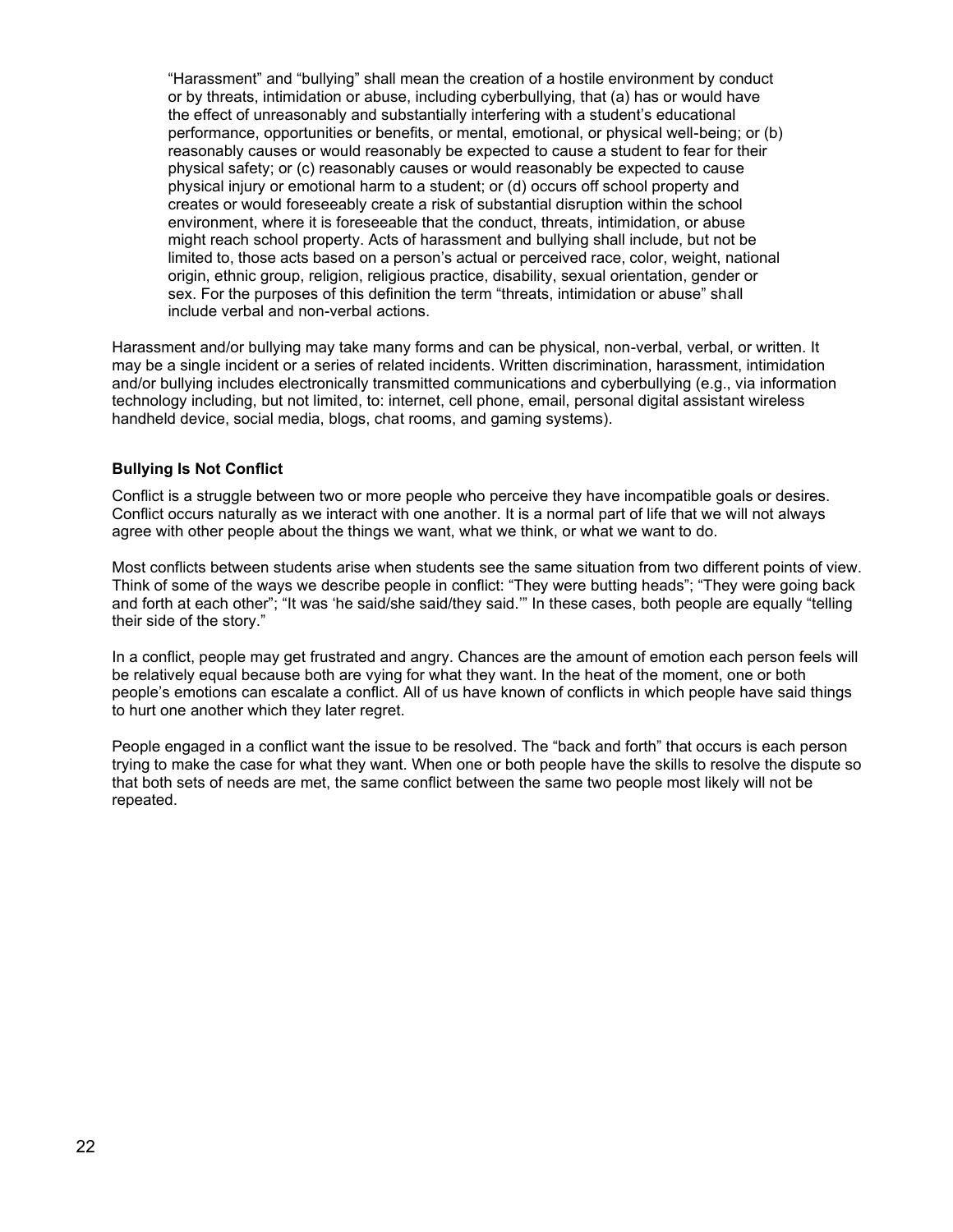> "Harassment" and "bullying" shall mean the creation of a hostile environment by conduct or by threats, intimidation or abuse, including cyberbullying, that (a) has or would have the effect of unreasonably and substantially interfering with a student's educational performance, opportunities or benefits, or mental, emotional, or physical well-being; or (b) reasonably causes or would reasonably be expected to cause a student to fear for their physical safety; or (c) reasonably causes or would reasonably be expected to cause physical injury or emotional harm to a student; or (d) occurs off school property and creates or would foreseeably create a risk of substantial disruption within the school environment, where it is foreseeable that the conduct, threats, intimidation, or abuse might reach school property. Acts of harassment and bullying shall include, but not be limited to, those acts based on a person's actual or perceived race, color, weight, national origin, ethnic group, religion, religious practice, disability, sexual orientation, gender or sex. For the purposes of this definition the term "threats, intimidation or abuse" shall include verbal and non-verbal actions.

Harassment and/or bullying may take many forms and can be physical, non-verbal, verbal, or written. It may be a single incident or a series of related incidents. Written discrimination, harassment, intimidation and/or bullying includes electronically transmitted communications and cyberbullying (e.g., via information technology including, but not limited, to: internet, cell phone, email, personal digital assistant wireless handheld device, social media, blogs, chat rooms, and gaming systems).

**Bullying Is Not Conflict**

Conflict is a struggle between two or more people who perceive they have incompatible goals or desires. Conflict occurs naturally as we interact with one another. It is a normal part of life that we will not always agree with other people about the things we want, what we think, or what we want to do.

Most conflicts between students arise when students see the same situation from two different points of view. Think of some of the ways we describe people in conflict: "They were butting heads"; "They were going back and forth at each other"; "It was 'he said/she said/they said.'" In these cases, both people are equally "telling their side of the story."

In a conflict, people may get frustrated and angry. Chances are the amount of emotion each person feels will be relatively equal because both are vying for what they want. In the heat of the moment, one or both people's emotions can escalate a conflict. All of us have known of conflicts in which people have said things to hurt one another which they later regret.

People engaged in a conflict want the issue to be resolved. The "back and forth" that occurs is each person trying to make the case for what they want. When one or both people have the skills to resolve the dispute so that both sets of needs are met, the same conflict between the same two people most likely will not be repeated.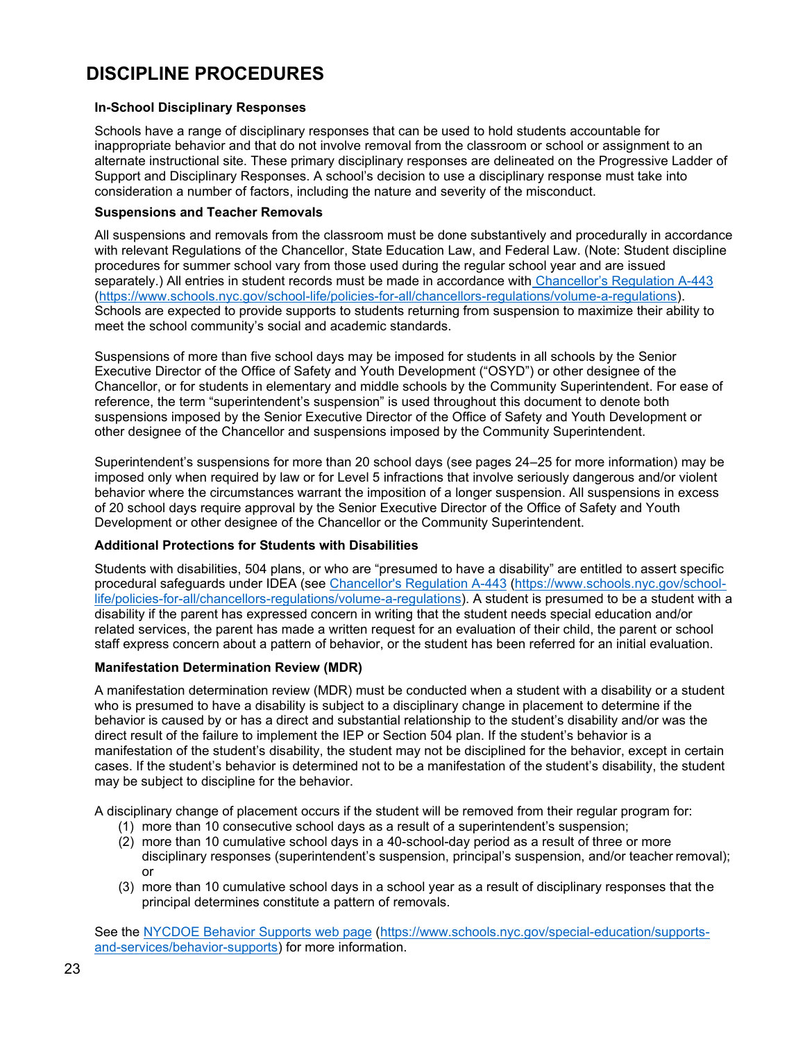# DISCIPLINE PROCEDURES

### In-School Disciplinary Responses

Schools have a range of disciplinary responses that can be used to hold students accountable for inappropriate behavior and that do not involve removal from the classroom or school or assignment to an alternate instructional site. These primary disciplinary responses are delineated on the Progressive Ladder of Support and Disciplinary Responses. A school's decision to use a disciplinary response must take into consideration a number of factors, including the nature and severity of the misconduct.

### Suspensions and Teacher Removals

All suspensions and removals from the classroom must be done substantively and procedurally in accordance with relevant Regulations of the Chancellor, State Education Law, and Federal Law. (Note: Student discipline procedures for summer school vary from those used during the regular school year and are issued separately.) All entries in student records must be made in accordance with [Chancellor's Regulation A-443](https://www.schools.nyc.gov/school-life/policies-for-all/chancellors-regulations/volume-a-regulations) (https://www.schools.nyc.gov/school-life/policies-for-all/chancellors-regulations/volume-a-regulations). Schools are expected to provide supports to students returning from suspension to maximize their ability to meet the school community's social and academic standards.

Suspensions of more than five school days may be imposed for students in all schools by the Senior Executive Director of the Office of Safety and Youth Development ("OSYD") or other designee of the Chancellor, or for students in elementary and middle schools by the Community Superintendent. For ease of reference, the term "superintendent's suspension" is used throughout this document to denote both suspensions imposed by the Senior Executive Director of the Office of Safety and Youth Development or other designee of the Chancellor and suspensions imposed by the Community Superintendent.

Superintendent's suspensions for more than 20 school days (see pages 24–25 for more information) may be imposed only when required by law or for Level 5 infractions that involve seriously dangerous and/or violent behavior where the circumstances warrant the imposition of a longer suspension. All suspensions in excess of 20 school days require approval by the Senior Executive Director of the Office of Safety and Youth Development or other designee of the Chancellor or the Community Superintendent.

### Additional Protections for Students with Disabilities

Students with disabilities, 504 plans, or who are "presumed to have a disability" are entitled to assert specific procedural safeguards under IDEA (see [Chancellor's Regulation A-443](https://www.schools.nyc.gov/school-life/policies-for-all/chancellors-regulations/volume-a-regulations) (https://www.schools.nyc.gov/school-life/policies-for-all/chancellors-regulations/volume-a-regulations). A student is presumed to be a student with a disability if the parent has expressed concern in writing that the student needs special education and/or related services, the parent has made a written request for an evaluation of their child, the parent or school staff express concern about a pattern of behavior, or the student has been referred for an initial evaluation.

### Manifestation Determination Review (MDR)

A manifestation determination review (MDR) must be conducted when a student with a disability or a student who is presumed to have a disability is subject to a disciplinary change in placement to determine if the behavior is caused by or has a direct and substantial relationship to the student's disability and/or was the direct result of the failure to implement the IEP or Section 504 plan. If the student's behavior is a manifestation of the student's disability, the student may not be disciplined for the behavior, except in certain cases. If the student's behavior is determined not to be a manifestation of the student's disability, the student may be subject to discipline for the behavior.

A disciplinary change of placement occurs if the student will be removed from their regular program for:

1. more than 10 consecutive school days as a result of a superintendent's suspension;
2. more than 10 cumulative school days in a 40-school-day period as a result of three or more disciplinary responses (superintendent's suspension, principal's suspension, and/or teacher removal); or
3. more than 10 cumulative school days in a school year as a result of disciplinary responses that the principal determines constitute a pattern of removals.

See the [NYCDOE Behavior Supports web page](https://www.schools.nyc.gov/special-education/supports-and-services/behavior-supports) (https://www.schools.nyc.gov/special-education/supports-and-services/behavior-supports) for more information.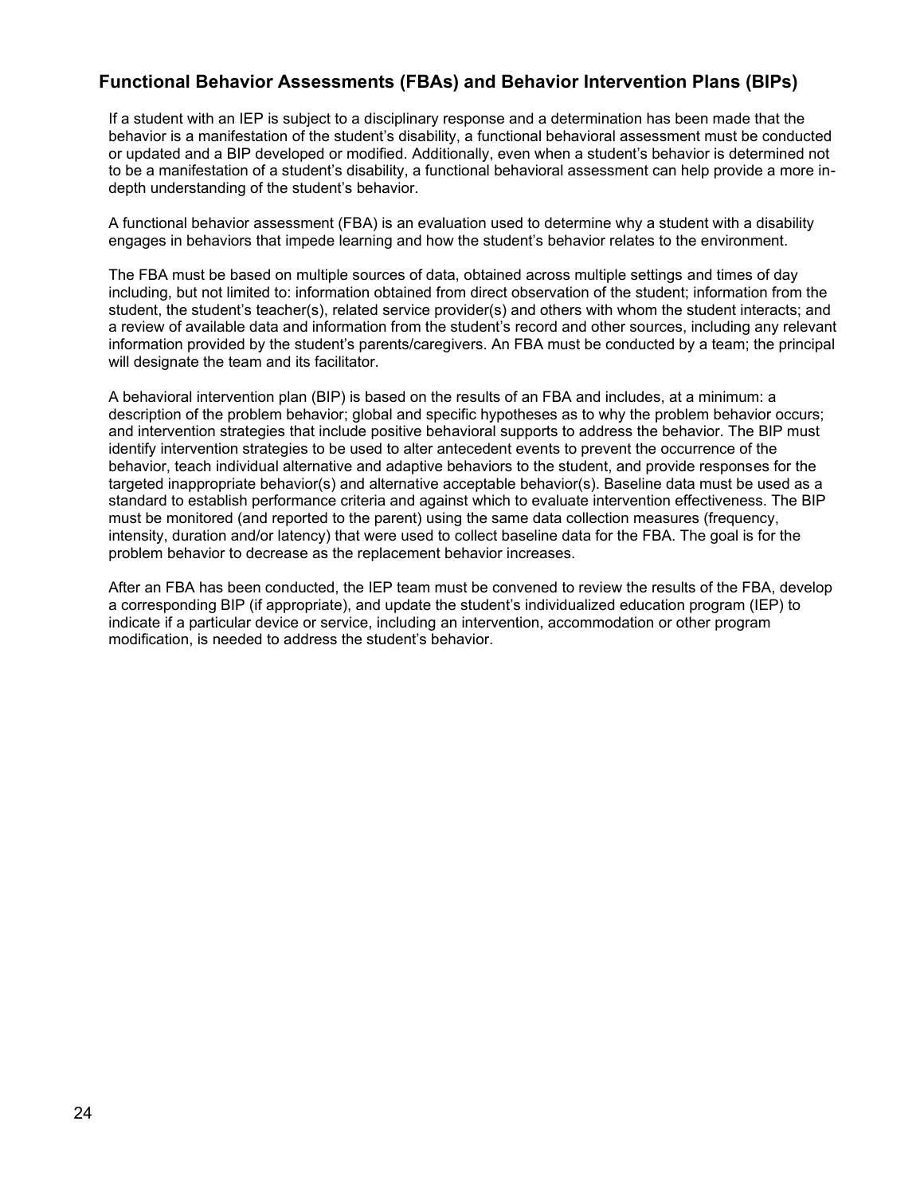## Functional Behavior Assessments (FBAs) and Behavior Intervention Plans (BIPs)

If a student with an IEP is subject to a disciplinary response and a determination has been made that the behavior is a manifestation of the student's disability, a functional behavioral assessment must be conducted or updated and a BIP developed or modified. Additionally, even when a student's behavior is determined not to be a manifestation of a student's disability, a functional behavioral assessment can help provide a more in-depth understanding of the student's behavior.

A functional behavior assessment (FBA) is an evaluation used to determine why a student with a disability engages in behaviors that impede learning and how the student's behavior relates to the environment.

The FBA must be based on multiple sources of data, obtained across multiple settings and times of day including, but not limited to: information obtained from direct observation of the student; information from the student, the student's teacher(s), related service provider(s) and others with whom the student interacts; and a review of available data and information from the student's record and other sources, including any relevant information provided by the student's parents/caregivers. An FBA must be conducted by a team; the principal will designate the team and its facilitator.

A behavioral intervention plan (BIP) is based on the results of an FBA and includes, at a minimum: a description of the problem behavior; global and specific hypotheses as to why the problem behavior occurs; and intervention strategies that include positive behavioral supports to address the behavior. The BIP must identify intervention strategies to be used to alter antecedent events to prevent the occurrence of the behavior, teach individual alternative and adaptive behaviors to the student, and provide responses for the targeted inappropriate behavior(s) and alternative acceptable behavior(s). Baseline data must be used as a standard to establish performance criteria and against which to evaluate intervention effectiveness. The BIP must be monitored (and reported to the parent) using the same data collection measures (frequency, intensity, duration and/or latency) that were used to collect baseline data for the FBA. The goal is for the problem behavior to decrease as the replacement behavior increases.

After an FBA has been conducted, the IEP team must be convened to review the results of the FBA, develop a corresponding BIP (if appropriate), and update the student's individualized education program (IEP) to indicate if a particular device or service, including an intervention, accommodation or other program modification, is needed to address the student's behavior.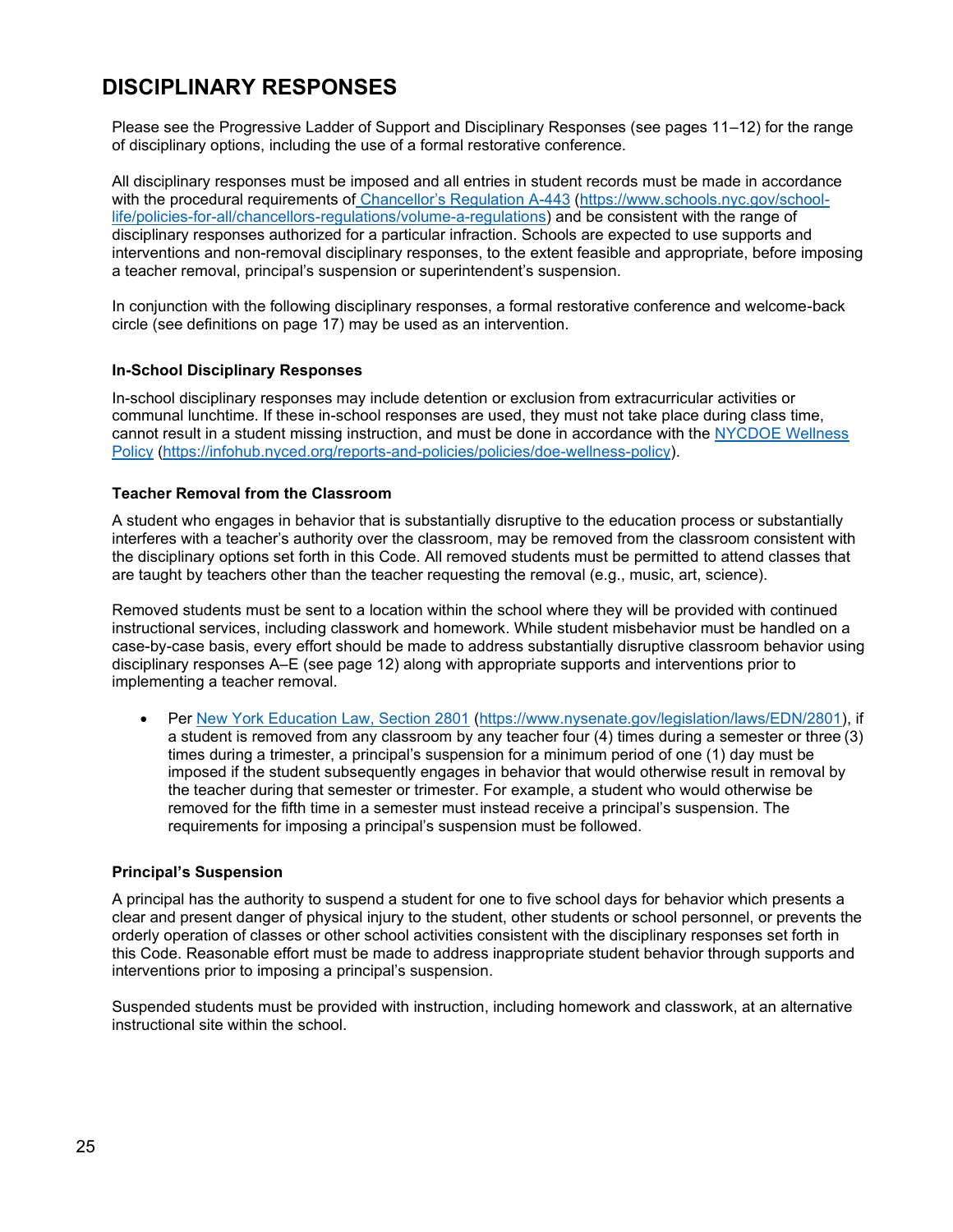# DISCIPLINARY RESPONSES

Please see the Progressive Ladder of Support and Disciplinary Responses (see pages 11–12) for the range of disciplinary options, including the use of a formal restorative conference.

All disciplinary responses must be imposed and all entries in student records must be made in accordance with the procedural requirements of [Chancellor's Regulation A-443](https://www.schools.nyc.gov/school-life/policies-for-all/chancellors-regulations/volume-a-regulations) (https://www.schools.nyc.gov/school-life/policies-for-all/chancellors-regulations/volume-a-regulations) and be consistent with the range of disciplinary responses authorized for a particular infraction. Schools are expected to use supports and interventions and non-removal disciplinary responses, to the extent feasible and appropriate, before imposing a teacher removal, principal's suspension or superintendent's suspension.

In conjunction with the following disciplinary responses, a formal restorative conference and welcome-back circle (see definitions on page 17) may be used as an intervention.

### In-School Disciplinary Responses

In-school disciplinary responses may include detention or exclusion from extracurricular activities or communal lunchtime. If these in-school responses are used, they must not take place during class time, cannot result in a student missing instruction, and must be done in accordance with the [NYCDOE Wellness Policy](https://infohub.nyced.org/reports-and-policies/policies/doe-wellness-policy) (https://infohub.nyced.org/reports-and-policies/policies/doe-wellness-policy).

### Teacher Removal from the Classroom

A student who engages in behavior that is substantially disruptive to the education process or substantially interferes with a teacher's authority over the classroom, may be removed from the classroom consistent with the disciplinary options set forth in this Code. All removed students must be permitted to attend classes that are taught by teachers other than the teacher requesting the removal (e.g., music, art, science).

Removed students must be sent to a location within the school where they will be provided with continued instructional services, including classwork and homework. While student misbehavior must be handled on a case-by-case basis, every effort should be made to address substantially disruptive classroom behavior using disciplinary responses A–E (see page 12) along with appropriate supports and interventions prior to implementing a teacher removal.

- Per [New York Education Law, Section 2801](https://www.nysenate.gov/legislation/laws/EDN/2801) (https://www.nysenate.gov/legislation/laws/EDN/2801), if a student is removed from any classroom by any teacher four (4) times during a semester or three (3) times during a trimester, a principal's suspension for a minimum period of one (1) day must be imposed if the student subsequently engages in behavior that would otherwise result in removal by the teacher during that semester or trimester. For example, a student who would otherwise be removed for the fifth time in a semester must instead receive a principal's suspension. The requirements for imposing a principal's suspension must be followed.

### Principal's Suspension

A principal has the authority to suspend a student for one to five school days for behavior which presents a clear and present danger of physical injury to the student, other students or school personnel, or prevents the orderly operation of classes or other school activities consistent with the disciplinary responses set forth in this Code. Reasonable effort must be made to address inappropriate student behavior through supports and interventions prior to imposing a principal's suspension.

Suspended students must be provided with instruction, including homework and classwork, at an alternative instructional site within the school.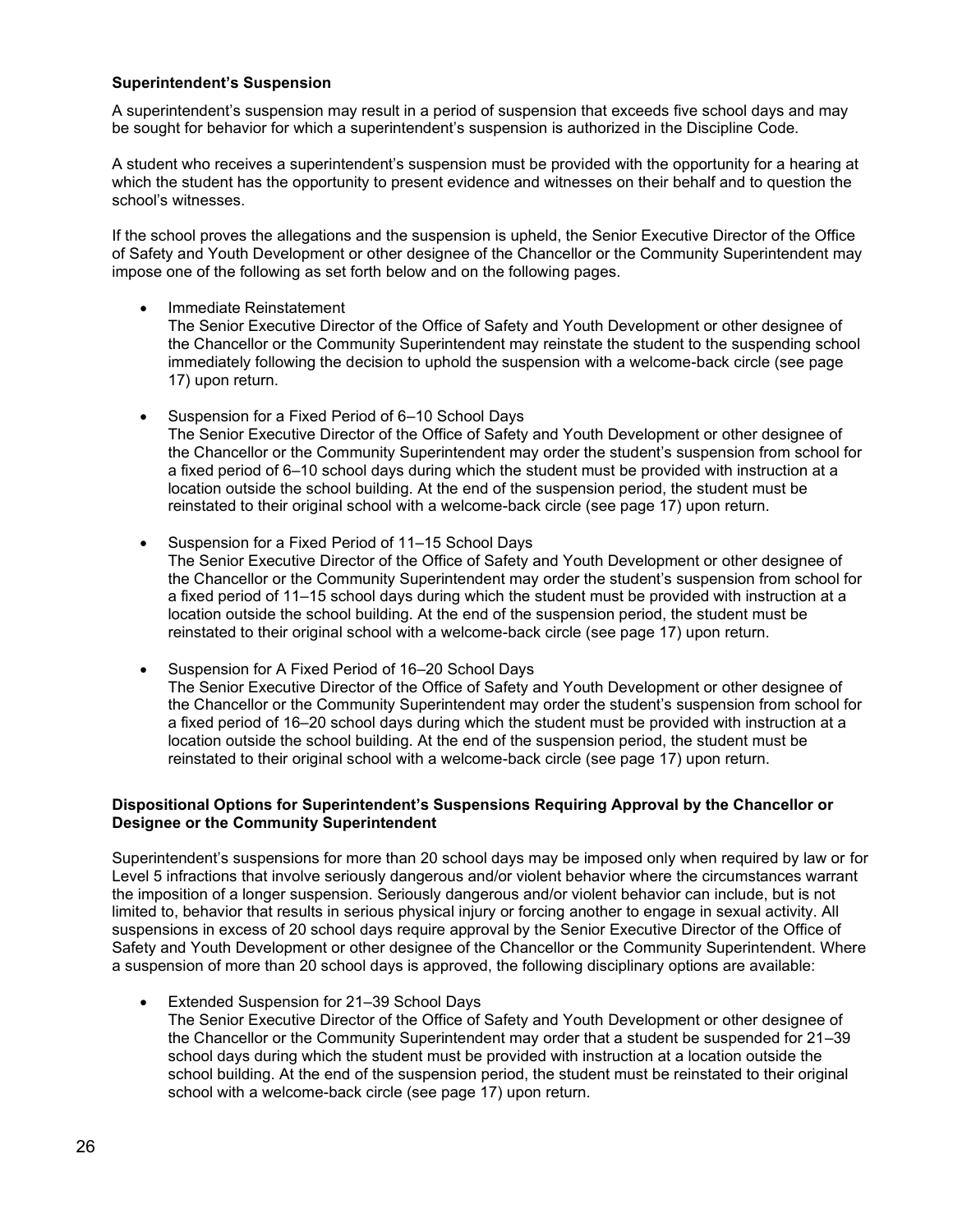### Superintendent's Suspension

A superintendent's suspension may result in a period of suspension that exceeds five school days and may be sought for behavior for which a superintendent's suspension is authorized in the Discipline Code.

A student who receives a superintendent's suspension must be provided with the opportunity for a hearing at which the student has the opportunity to present evidence and witnesses on their behalf and to question the school's witnesses.

If the school proves the allegations and the suspension is upheld, the Senior Executive Director of the Office of Safety and Youth Development or other designee of the Chancellor or the Community Superintendent may impose one of the following as set forth below and on the following pages.

- Immediate Reinstatement
  The Senior Executive Director of the Office of Safety and Youth Development or other designee of the Chancellor or the Community Superintendent may reinstate the student to the suspending school immediately following the decision to uphold the suspension with a welcome-back circle (see page 17) upon return.

- Suspension for a Fixed Period of 6–10 School Days
  The Senior Executive Director of the Office of Safety and Youth Development or other designee of the Chancellor or the Community Superintendent may order the student's suspension from school for a fixed period of 6–10 school days during which the student must be provided with instruction at a location outside the school building. At the end of the suspension period, the student must be reinstated to their original school with a welcome-back circle (see page 17) upon return.

- Suspension for a Fixed Period of 11–15 School Days
  The Senior Executive Director of the Office of Safety and Youth Development or other designee of the Chancellor or the Community Superintendent may order the student's suspension from school for a fixed period of 11–15 school days during which the student must be provided with instruction at a location outside the school building. At the end of the suspension period, the student must be reinstated to their original school with a welcome-back circle (see page 17) upon return.

- Suspension for A Fixed Period of 16–20 School Days
  The Senior Executive Director of the Office of Safety and Youth Development or other designee of the Chancellor or the Community Superintendent may order the student's suspension from school for a fixed period of 16–20 school days during which the student must be provided with instruction at a location outside the school building. At the end of the suspension period, the student must be reinstated to their original school with a welcome-back circle (see page 17) upon return.

### Dispositional Options for Superintendent's Suspensions Requiring Approval by the Chancellor or Designee or the Community Superintendent

Superintendent's suspensions for more than 20 school days may be imposed only when required by law or for Level 5 infractions that involve seriously dangerous and/or violent behavior where the circumstances warrant the imposition of a longer suspension. Seriously dangerous and/or violent behavior can include, but is not limited to, behavior that results in serious physical injury or forcing another to engage in sexual activity. All suspensions in excess of 20 school days require approval by the Senior Executive Director of the Office of Safety and Youth Development or other designee of the Chancellor or the Community Superintendent. Where a suspension of more than 20 school days is approved, the following disciplinary options are available:

- Extended Suspension for 21–39 School Days
  The Senior Executive Director of the Office of Safety and Youth Development or other designee of the Chancellor or the Community Superintendent may order that a student be suspended for 21–39 school days during which the student must be provided with instruction at a location outside the school building. At the end of the suspension period, the student must be reinstated to their original school with a welcome-back circle (see page 17) upon return.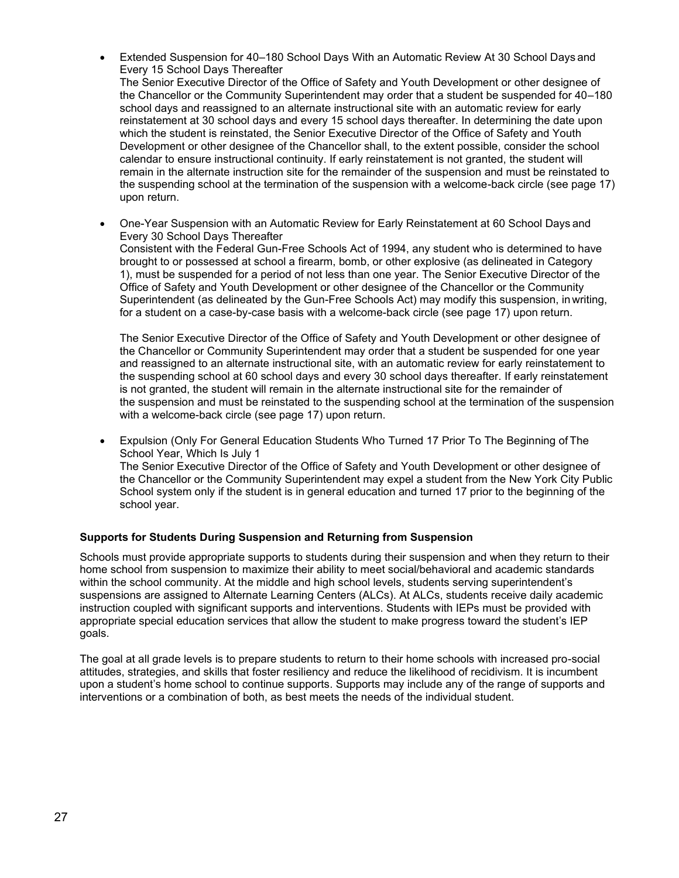- Extended Suspension for 40–180 School Days With an Automatic Review At 30 School Days and Every 15 School Days Thereafter
  The Senior Executive Director of the Office of Safety and Youth Development or other designee of the Chancellor or the Community Superintendent may order that a student be suspended for 40–180 school days and reassigned to an alternate instructional site with an automatic review for early reinstatement at 30 school days and every 15 school days thereafter. In determining the date upon which the student is reinstated, the Senior Executive Director of the Office of Safety and Youth Development or other designee of the Chancellor shall, to the extent possible, consider the school calendar to ensure instructional continuity. If early reinstatement is not granted, the student will remain in the alternate instruction site for the remainder of the suspension and must be reinstated to the suspending school at the termination of the suspension with a welcome-back circle (see page 17) upon return.

- One-Year Suspension with an Automatic Review for Early Reinstatement at 60 School Days and Every 30 School Days Thereafter
  Consistent with the Federal Gun-Free Schools Act of 1994, any student who is determined to have brought to or possessed at school a firearm, bomb, or other explosive (as delineated in Category 1), must be suspended for a period of not less than one year. The Senior Executive Director of the Office of Safety and Youth Development or other designee of the Chancellor or the Community Superintendent (as delineated by the Gun-Free Schools Act) may modify this suspension, in writing, for a student on a case-by-case basis with a welcome-back circle (see page 17) upon return.

  The Senior Executive Director of the Office of Safety and Youth Development or other designee of the Chancellor or Community Superintendent may order that a student be suspended for one year and reassigned to an alternate instructional site, with an automatic review for early reinstatement to the suspending school at 60 school days and every 30 school days thereafter. If early reinstatement is not granted, the student will remain in the alternate instructional site for the remainder of the suspension and must be reinstated to the suspending school at the termination of the suspension with a welcome-back circle (see page 17) upon return.

- Expulsion (Only For General Education Students Who Turned 17 Prior To The Beginning of The School Year, Which Is July 1
  The Senior Executive Director of the Office of Safety and Youth Development or other designee of the Chancellor or the Community Superintendent may expel a student from the New York City Public School system only if the student is in general education and turned 17 prior to the beginning of the school year.

**Supports for Students During Suspension and Returning from Suspension**

Schools must provide appropriate supports to students during their suspension and when they return to their home school from suspension to maximize their ability to meet social/behavioral and academic standards within the school community. At the middle and high school levels, students serving superintendent's suspensions are assigned to Alternate Learning Centers (ALCs). At ALCs, students receive daily academic instruction coupled with significant supports and interventions. Students with IEPs must be provided with appropriate special education services that allow the student to make progress toward the student's IEP goals.

The goal at all grade levels is to prepare students to return to their home schools with increased pro-social attitudes, strategies, and skills that foster resiliency and reduce the likelihood of recidivism. It is incumbent upon a student's home school to continue supports. Supports may include any of the range of supports and interventions or a combination of both, as best meets the needs of the individual student.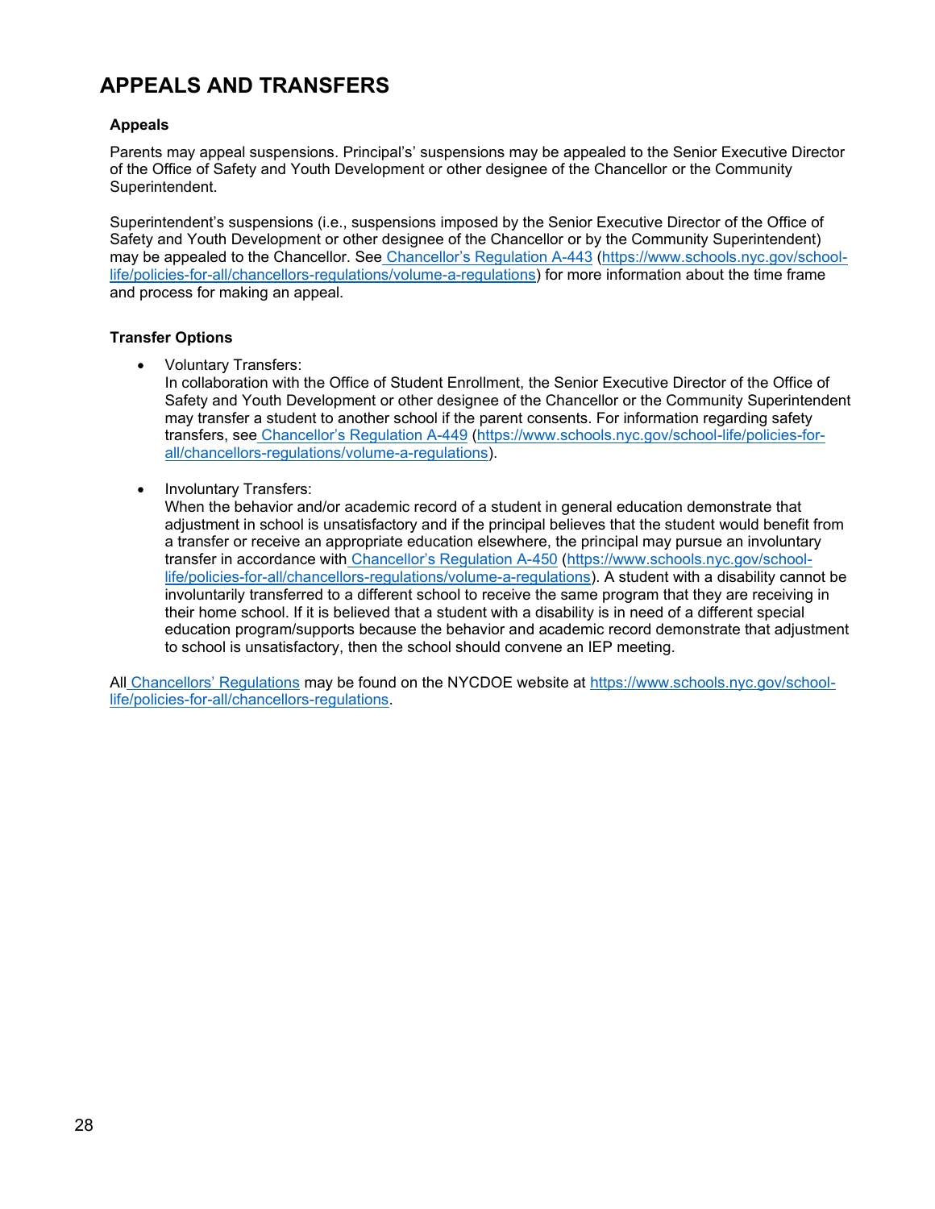# APPEALS AND TRANSFERS

### Appeals

Parents may appeal suspensions. Principal's' suspensions may be appealed to the Senior Executive Director of the Office of Safety and Youth Development or other designee of the Chancellor or the Community Superintendent.

Superintendent's suspensions (i.e., suspensions imposed by the Senior Executive Director of the Office of Safety and Youth Development or other designee of the Chancellor or by the Community Superintendent) may be appealed to the Chancellor. See [Chancellor's Regulation A-443](https://www.schools.nyc.gov/school-life/policies-for-all/chancellors-regulations/volume-a-regulations) (https://www.schools.nyc.gov/school-life/policies-for-all/chancellors-regulations/volume-a-regulations) for more information about the time frame and process for making an appeal.

### Transfer Options

- Voluntary Transfers:
  In collaboration with the Office of Student Enrollment, the Senior Executive Director of the Office of Safety and Youth Development or other designee of the Chancellor or the Community Superintendent may transfer a student to another school if the parent consents. For information regarding safety transfers, see [Chancellor's Regulation A-449](https://www.schools.nyc.gov/school-life/policies-for-all/chancellors-regulations/volume-a-regulations) (https://www.schools.nyc.gov/school-life/policies-for-all/chancellors-regulations/volume-a-regulations).

- Involuntary Transfers:
  When the behavior and/or academic record of a student in general education demonstrate that adjustment in school is unsatisfactory and if the principal believes that the student would benefit from a transfer or receive an appropriate education elsewhere, the principal may pursue an involuntary transfer in accordance with [Chancellor's Regulation A-450](https://www.schools.nyc.gov/school-life/policies-for-all/chancellors-regulations/volume-a-regulations) (https://www.schools.nyc.gov/school-life/policies-for-all/chancellors-regulations/volume-a-regulations). A student with a disability cannot be involuntarily transferred to a different school to receive the same program that they are receiving in their home school. If it is believed that a student with a disability is in need of a different special education program/supports because the behavior and academic record demonstrate that adjustment to school is unsatisfactory, then the school should convene an IEP meeting.

All [Chancellors' Regulations](https://www.schools.nyc.gov/school-life/policies-for-all/chancellors-regulations) may be found on the NYCDOE website at https://www.schools.nyc.gov/school-life/policies-for-all/chancellors-regulations.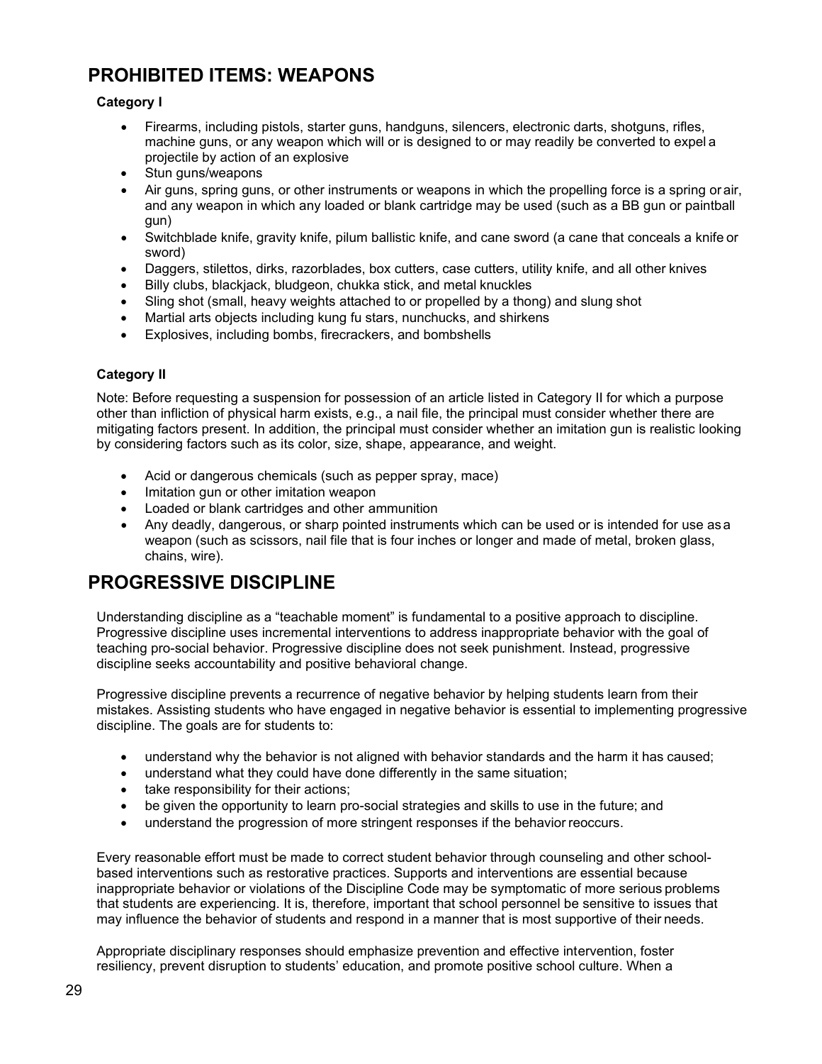## PROHIBITED ITEMS: WEAPONS

**Category I**

- Firearms, including pistols, starter guns, handguns, silencers, electronic darts, shotguns, rifles, machine guns, or any weapon which will or is designed to or may readily be converted to expel a projectile by action of an explosive
- Stun guns/weapons
- Air guns, spring guns, or other instruments or weapons in which the propelling force is a spring or air, and any weapon in which any loaded or blank cartridge may be used (such as a BB gun or paintball gun)
- Switchblade knife, gravity knife, pilum ballistic knife, and cane sword (a cane that conceals a knife or sword)
- Daggers, stilettos, dirks, razorblades, box cutters, case cutters, utility knife, and all other knives
- Billy clubs, blackjack, bludgeon, chukka stick, and metal knuckles
- Sling shot (small, heavy weights attached to or propelled by a thong) and slung shot
- Martial arts objects including kung fu stars, nunchucks, and shirkens
- Explosives, including bombs, firecrackers, and bombshells

**Category II**

Note: Before requesting a suspension for possession of an article listed in Category II for which a purpose other than infliction of physical harm exists, e.g., a nail file, the principal must consider whether there are mitigating factors present. In addition, the principal must consider whether an imitation gun is realistic looking by considering factors such as its color, size, shape, appearance, and weight.

- Acid or dangerous chemicals (such as pepper spray, mace)
- Imitation gun or other imitation weapon
- Loaded or blank cartridges and other ammunition
- Any deadly, dangerous, or sharp pointed instruments which can be used or is intended for use as a weapon (such as scissors, nail file that is four inches or longer and made of metal, broken glass, chains, wire).

## PROGRESSIVE DISCIPLINE

Understanding discipline as a "teachable moment" is fundamental to a positive approach to discipline. Progressive discipline uses incremental interventions to address inappropriate behavior with the goal of teaching pro-social behavior. Progressive discipline does not seek punishment. Instead, progressive discipline seeks accountability and positive behavioral change.

Progressive discipline prevents a recurrence of negative behavior by helping students learn from their mistakes. Assisting students who have engaged in negative behavior is essential to implementing progressive discipline. The goals are for students to:

- understand why the behavior is not aligned with behavior standards and the harm it has caused;
- understand what they could have done differently in the same situation;
- take responsibility for their actions;
- be given the opportunity to learn pro-social strategies and skills to use in the future; and
- understand the progression of more stringent responses if the behavior reoccurs.

Every reasonable effort must be made to correct student behavior through counseling and other school-based interventions such as restorative practices. Supports and interventions are essential because inappropriate behavior or violations of the Discipline Code may be symptomatic of more serious problems that students are experiencing. It is, therefore, important that school personnel be sensitive to issues that may influence the behavior of students and respond in a manner that is most supportive of their needs.

Appropriate disciplinary responses should emphasize prevention and effective intervention, foster resiliency, prevent disruption to students' education, and promote positive school culture. When a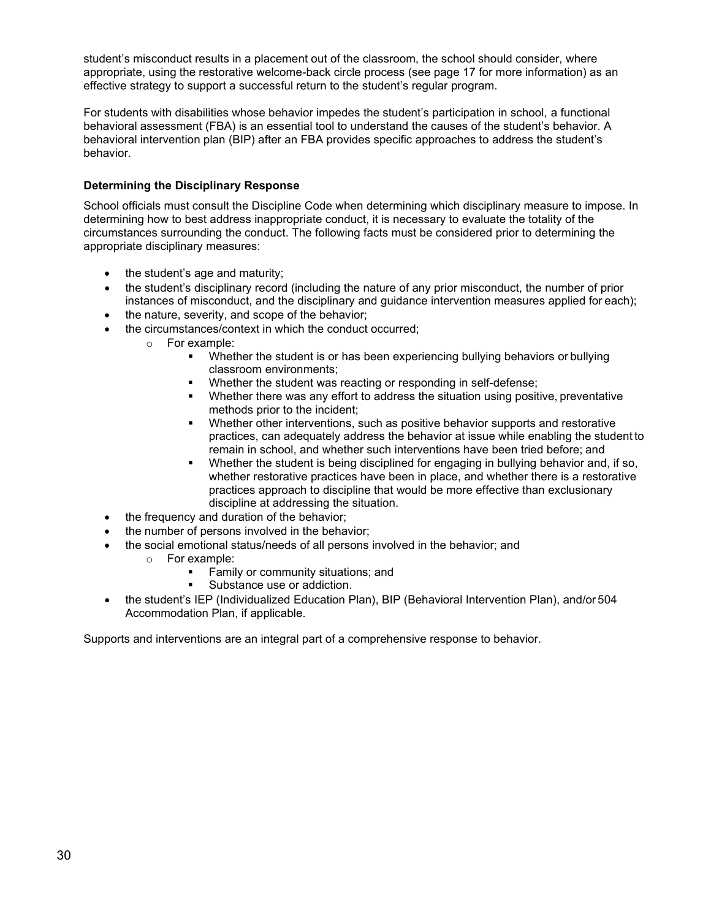student's misconduct results in a placement out of the classroom, the school should consider, where appropriate, using the restorative welcome-back circle process (see page 17 for more information) as an effective strategy to support a successful return to the student's regular program.

For students with disabilities whose behavior impedes the student's participation in school, a functional behavioral assessment (FBA) is an essential tool to understand the causes of the student's behavior. A behavioral intervention plan (BIP) after an FBA provides specific approaches to address the student's behavior.

**Determining the Disciplinary Response**

School officials must consult the Discipline Code when determining which disciplinary measure to impose. In determining how to best address inappropriate conduct, it is necessary to evaluate the totality of the circumstances surrounding the conduct. The following facts must be considered prior to determining the appropriate disciplinary measures:

- the student's age and maturity;
- the student's disciplinary record (including the nature of any prior misconduct, the number of prior instances of misconduct, and the disciplinary and guidance intervention measures applied for each);
- the nature, severity, and scope of the behavior;
- the circumstances/context in which the conduct occurred;
  - For example:
    - Whether the student is or has been experiencing bullying behaviors or bullying classroom environments;
    - Whether the student was reacting or responding in self-defense;
    - Whether there was any effort to address the situation using positive, preventative methods prior to the incident;
    - Whether other interventions, such as positive behavior supports and restorative practices, can adequately address the behavior at issue while enabling the student to remain in school, and whether such interventions have been tried before; and
    - Whether the student is being disciplined for engaging in bullying behavior and, if so, whether restorative practices have been in place, and whether there is a restorative practices approach to discipline that would be more effective than exclusionary discipline at addressing the situation.
- the frequency and duration of the behavior;
- the number of persons involved in the behavior;
- the social emotional status/needs of all persons involved in the behavior; and
  - For example:
    - Family or community situations; and
    - Substance use or addiction.
- the student's IEP (Individualized Education Plan), BIP (Behavioral Intervention Plan), and/or 504 Accommodation Plan, if applicable.

Supports and interventions are an integral part of a comprehensive response to behavior.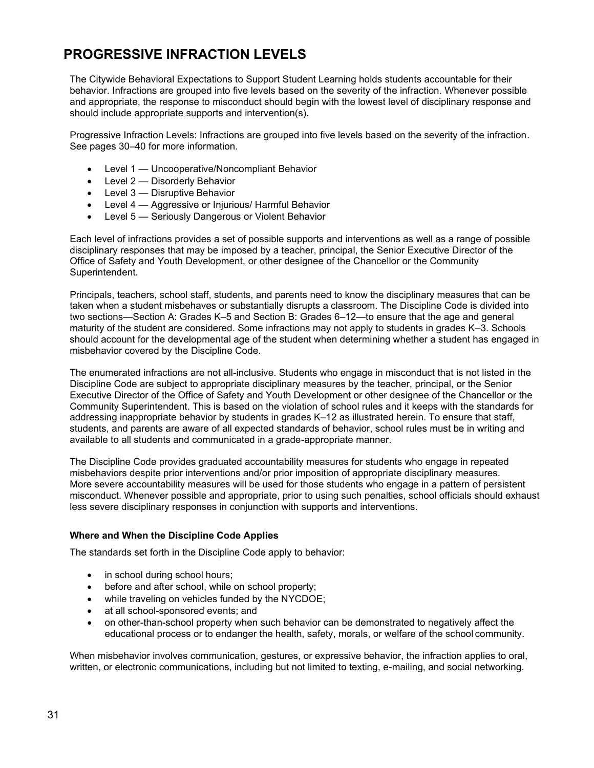# PROGRESSIVE INFRACTION LEVELS

The Citywide Behavioral Expectations to Support Student Learning holds students accountable for their behavior. Infractions are grouped into five levels based on the severity of the infraction. Whenever possible and appropriate, the response to misconduct should begin with the lowest level of disciplinary response and should include appropriate supports and intervention(s).

Progressive Infraction Levels: Infractions are grouped into five levels based on the severity of the infraction. See pages 30–40 for more information.

- Level 1 — Uncooperative/Noncompliant Behavior
- Level 2 — Disorderly Behavior
- Level 3 — Disruptive Behavior
- Level 4 — Aggressive or Injurious/ Harmful Behavior
- Level 5 — Seriously Dangerous or Violent Behavior

Each level of infractions provides a set of possible supports and interventions as well as a range of possible disciplinary responses that may be imposed by a teacher, principal, the Senior Executive Director of the Office of Safety and Youth Development, or other designee of the Chancellor or the Community Superintendent.

Principals, teachers, school staff, students, and parents need to know the disciplinary measures that can be taken when a student misbehaves or substantially disrupts a classroom. The Discipline Code is divided into two sections—Section A: Grades K–5 and Section B: Grades 6–12—to ensure that the age and general maturity of the student are considered. Some infractions may not apply to students in grades K–3. Schools should account for the developmental age of the student when determining whether a student has engaged in misbehavior covered by the Discipline Code.

The enumerated infractions are not all-inclusive. Students who engage in misconduct that is not listed in the Discipline Code are subject to appropriate disciplinary measures by the teacher, principal, or the Senior Executive Director of the Office of Safety and Youth Development or other designee of the Chancellor or the Community Superintendent. This is based on the violation of school rules and it keeps with the standards for addressing inappropriate behavior by students in grades K–12 as illustrated herein. To ensure that staff, students, and parents are aware of all expected standards of behavior, school rules must be in writing and available to all students and communicated in a grade-appropriate manner.

The Discipline Code provides graduated accountability measures for students who engage in repeated misbehaviors despite prior interventions and/or prior imposition of appropriate disciplinary measures. More severe accountability measures will be used for those students who engage in a pattern of persistent misconduct. Whenever possible and appropriate, prior to using such penalties, school officials should exhaust less severe disciplinary responses in conjunction with supports and interventions.

**Where and When the Discipline Code Applies**

The standards set forth in the Discipline Code apply to behavior:

- in school during school hours;
- before and after school, while on school property;
- while traveling on vehicles funded by the NYCDOE;
- at all school-sponsored events; and
- on other-than-school property when such behavior can be demonstrated to negatively affect the educational process or to endanger the health, safety, morals, or welfare of the school community.

When misbehavior involves communication, gestures, or expressive behavior, the infraction applies to oral, written, or electronic communications, including but not limited to texting, e-mailing, and social networking.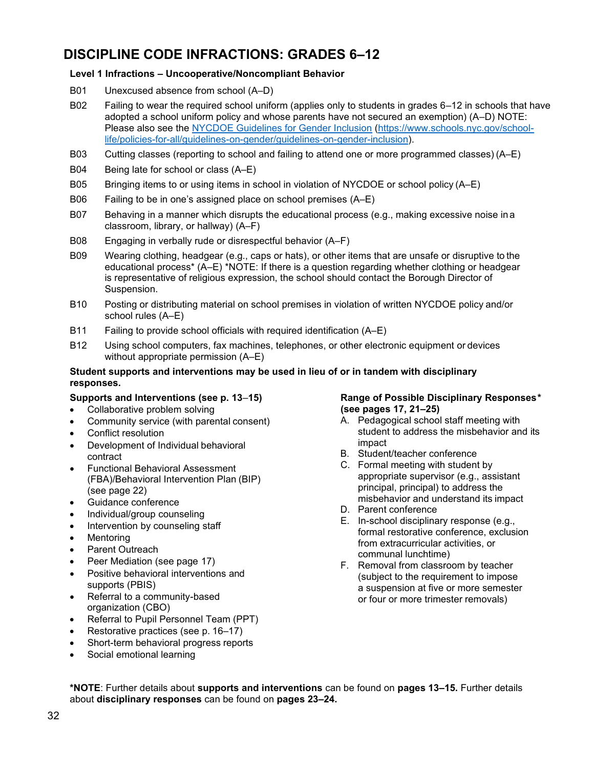# DISCIPLINE CODE INFRACTIONS: GRADES 6–12

**Level 1 Infractions – Uncooperative/Noncompliant Behavior**

- B01 Unexcused absence from school (A–D)
- B02 Failing to wear the required school uniform (applies only to students in grades 6–12 in schools that have adopted a school uniform policy and whose parents have not secured an exemption) (A–D) NOTE: Please also see the [NYCDOE Guidelines for Gender Inclusion](https://www.schools.nyc.gov/school-life/policies-for-all/guidelines-on-gender/guidelines-on-gender-inclusion) (https://www.schools.nyc.gov/school-life/policies-for-all/guidelines-on-gender/guidelines-on-gender-inclusion).
- B03 Cutting classes (reporting to school and failing to attend one or more programmed classes) (A–E)
- B04 Being late for school or class (A–E)
- B05 Bringing items to or using items in school in violation of NYCDOE or school policy (A–E)
- B06 Failing to be in one's assigned place on school premises (A–E)
- B07 Behaving in a manner which disrupts the educational process (e.g., making excessive noise in a classroom, library, or hallway) (A–F)
- B08 Engaging in verbally rude or disrespectful behavior (A–F)
- B09 Wearing clothing, headgear (e.g., caps or hats), or other items that are unsafe or disruptive to the educational process* (A–E) *NOTE: If there is a question regarding whether clothing or headgear is representative of religious expression, the school should contact the Borough Director of Suspension.
- B10 Posting or distributing material on school premises in violation of written NYCDOE policy and/or school rules (A–E)
- B11 Failing to provide school officials with required identification (A–E)
- B12 Using school computers, fax machines, telephones, or other electronic equipment or devices without appropriate permission (A–E)

**Student supports and interventions may be used in lieu of or in tandem with disciplinary responses.**

**Supports and Interventions (see p. 13–15)**

- Collaborative problem solving
- Community service (with parental consent)
- Conflict resolution
- Development of Individual behavioral contract
- Functional Behavioral Assessment (FBA)/Behavioral Intervention Plan (BIP) (see page 22)
- Guidance conference
- Individual/group counseling
- Intervention by counseling staff
- Mentoring
- Parent Outreach
- Peer Mediation (see page 17)
- Positive behavioral interventions and supports (PBIS)
- Referral to a community-based organization (CBO)
- Referral to Pupil Personnel Team (PPT)
- Restorative practices (see p. 16–17)
- Short-term behavioral progress reports
- Social emotional learning

**Range of Possible Disciplinary Responses* (see pages 17, 21–25)**

A. Pedagogical school staff meeting with student to address the misbehavior and its impact
B. Student/teacher conference
C. Formal meeting with student by appropriate supervisor (e.g., assistant principal, principal) to address the misbehavior and understand its impact
D. Parent conference
E. In-school disciplinary response (e.g., formal restorative conference, exclusion from extracurricular activities, or communal lunchtime)
F. Removal from classroom by teacher (subject to the requirement to impose a suspension at five or more semester or four or more trimester removals)

***NOTE**: Further details about **supports and interventions** can be found on **pages 13–15.** Further details about **disciplinary responses** can be found on **pages 23–24.**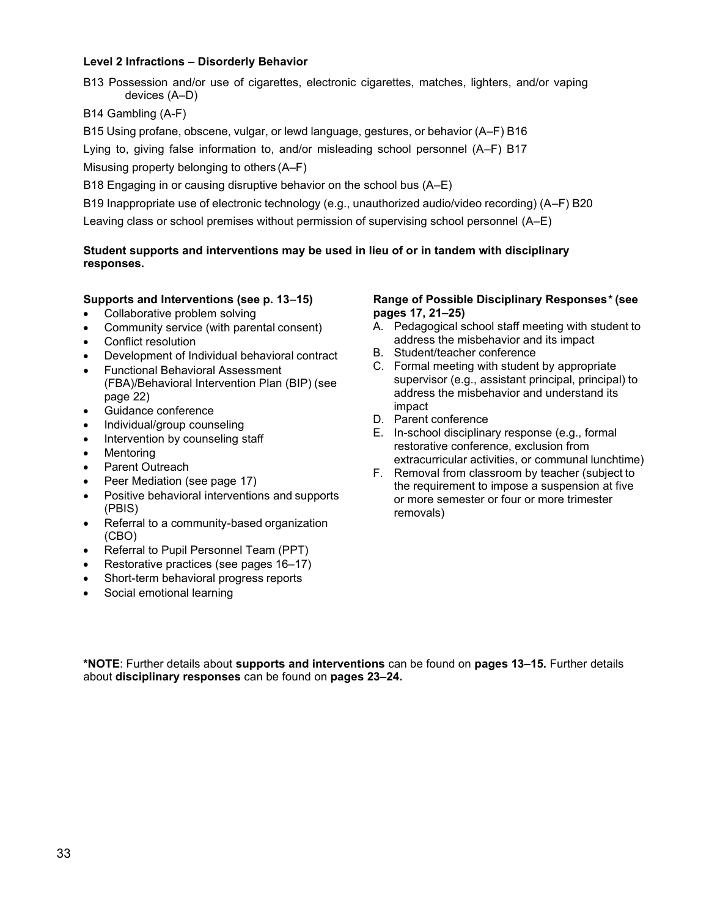**Level 2 Infractions – Disorderly Behavior**

B13 Possession and/or use of cigarettes, electronic cigarettes, matches, lighters, and/or vaping devices (A–D)

B14 Gambling (A-F)

B15 Using profane, obscene, vulgar, or lewd language, gestures, or behavior (A–F)

B16 Lying to, giving false information to, and/or misleading school personnel (A–F)

B17 Misusing property belonging to others (A–F)

B18 Engaging in or causing disruptive behavior on the school bus (A–E)

B19 Inappropriate use of electronic technology (e.g., unauthorized audio/video recording) (A–F)

B20 Leaving class or school premises without permission of supervising school personnel (A–E)

**Student supports and interventions may be used in lieu of or in tandem with disciplinary responses.**

**Supports and Interventions (see p. 13–15)**

- Collaborative problem solving
- Community service (with parental consent)
- Conflict resolution
- Development of Individual behavioral contract
- Functional Behavioral Assessment (FBA)/Behavioral Intervention Plan (BIP) (see page 22)
- Guidance conference
- Individual/group counseling
- Intervention by counseling staff
- Mentoring
- Parent Outreach
- Peer Mediation (see page 17)
- Positive behavioral interventions and supports (PBIS)
- Referral to a community-based organization (CBO)
- Referral to Pupil Personnel Team (PPT)
- Restorative practices (see pages 16–17)
- Short-term behavioral progress reports
- Social emotional learning

**Range of Possible Disciplinary Responses* (see pages 17, 21–25)**

A. Pedagogical school staff meeting with student to address the misbehavior and its impact
B. Student/teacher conference
C. Formal meeting with student by appropriate supervisor (e.g., assistant principal, principal) to address the misbehavior and understand its impact
D. Parent conference
E. In-school disciplinary response (e.g., formal restorative conference, exclusion from extracurricular activities, or communal lunchtime)
F. Removal from classroom by teacher (subject to the requirement to impose a suspension at five or more semester or four or more trimester removals)

***NOTE**: Further details about **supports and interventions** can be found on **pages 13–15.** Further details about **disciplinary responses** can be found on **pages 23–24.**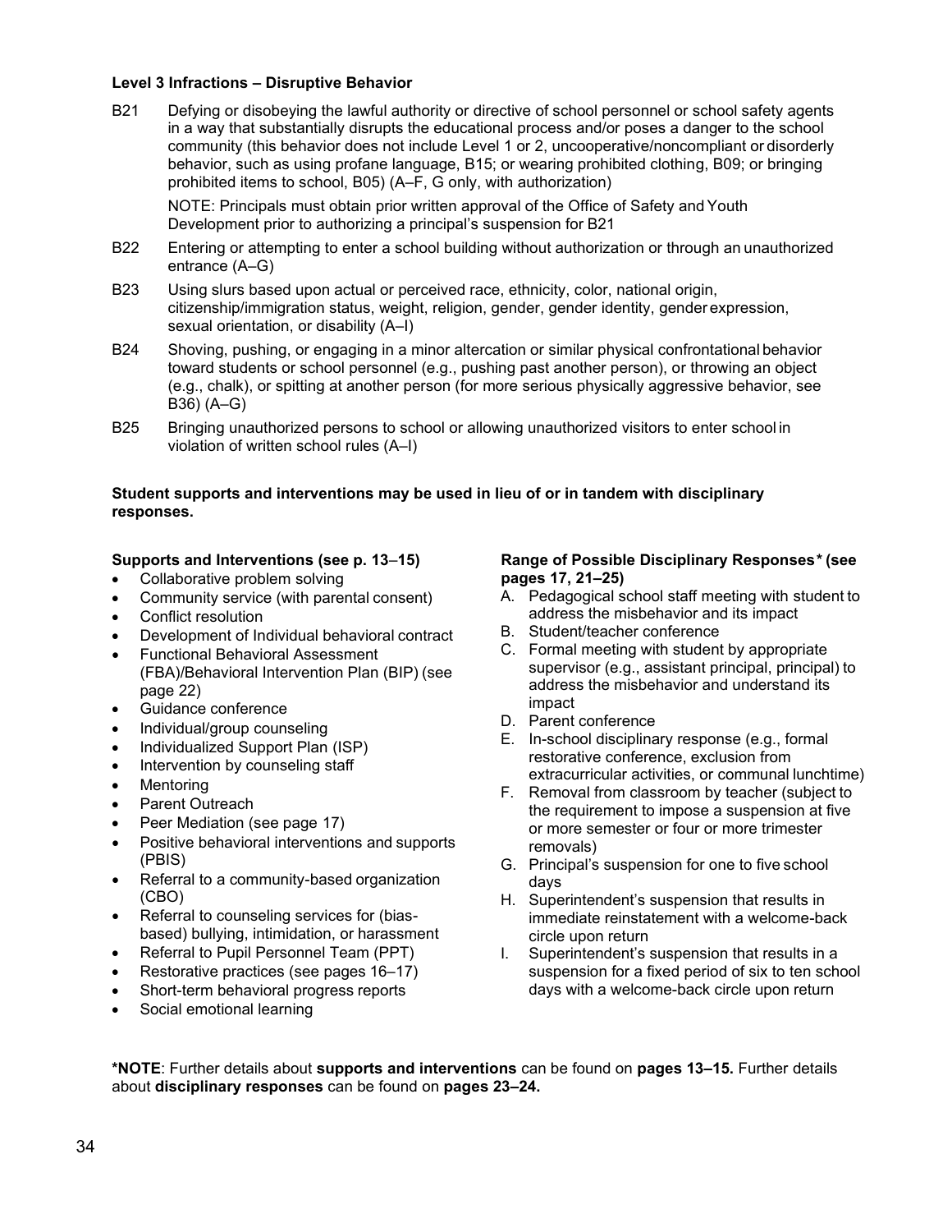**Level 3 Infractions – Disruptive Behavior**

B21 Defying or disobeying the lawful authority or directive of school personnel or school safety agents in a way that substantially disrupts the educational process and/or poses a danger to the school community (this behavior does not include Level 1 or 2, uncooperative/noncompliant or disorderly behavior, such as using profane language, B15; or wearing prohibited clothing, B09; or bringing prohibited items to school, B05) (A–F, G only, with authorization)

NOTE: Principals must obtain prior written approval of the Office of Safety and Youth Development prior to authorizing a principal's suspension for B21

B22 Entering or attempting to enter a school building without authorization or through an unauthorized entrance (A–G)

B23 Using slurs based upon actual or perceived race, ethnicity, color, national origin, citizenship/immigration status, weight, religion, gender, gender identity, gender expression, sexual orientation, or disability (A–I)

B24 Shoving, pushing, or engaging in a minor altercation or similar physical confrontational behavior toward students or school personnel (e.g., pushing past another person), or throwing an object (e.g., chalk), or spitting at another person (for more serious physically aggressive behavior, see B36) (A–G)

B25 Bringing unauthorized persons to school or allowing unauthorized visitors to enter school in violation of written school rules (A–I)

**Student supports and interventions may be used in lieu of or in tandem with disciplinary responses.**

**Supports and Interventions (see p. 13–15)**

- Collaborative problem solving
- Community service (with parental consent)
- Conflict resolution
- Development of Individual behavioral contract
- Functional Behavioral Assessment (FBA)/Behavioral Intervention Plan (BIP) (see page 22)
- Guidance conference
- Individual/group counseling
- Individualized Support Plan (ISP)
- Intervention by counseling staff
- Mentoring
- Parent Outreach
- Peer Mediation (see page 17)
- Positive behavioral interventions and supports (PBIS)
- Referral to a community-based organization (CBO)
- Referral to counseling services for (bias-based) bullying, intimidation, or harassment
- Referral to Pupil Personnel Team (PPT)
- Restorative practices (see pages 16–17)
- Short-term behavioral progress reports
- Social emotional learning

**Range of Possible Disciplinary Responses\* (see pages 17, 21–25)**

A. Pedagogical school staff meeting with student to address the misbehavior and its impact
B. Student/teacher conference
C. Formal meeting with student by appropriate supervisor (e.g., assistant principal, principal) to address the misbehavior and understand its impact
D. Parent conference
E. In-school disciplinary response (e.g., formal restorative conference, exclusion from extracurricular activities, or communal lunchtime)
F. Removal from classroom by teacher (subject to the requirement to impose a suspension at five or more semester or four or more trimester removals)
G. Principal's suspension for one to five school days
H. Superintendent's suspension that results in immediate reinstatement with a welcome-back circle upon return
I. Superintendent's suspension that results in a suspension for a fixed period of six to ten school days with a welcome-back circle upon return

**\*NOTE**: Further details about **supports and interventions** can be found on **pages 13–15.** Further details about **disciplinary responses** can be found on **pages 23–24.**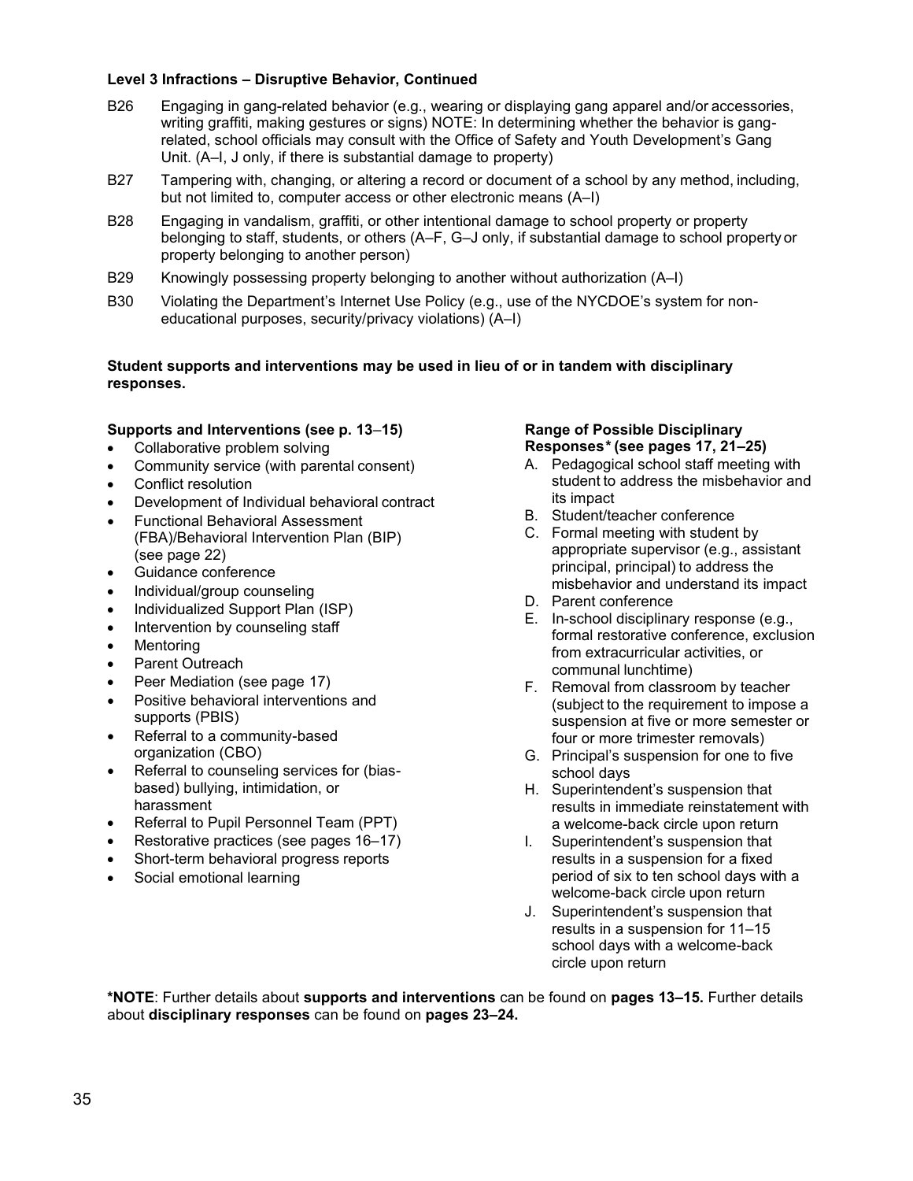**Level 3 Infractions – Disruptive Behavior, Continued**

- B26 Engaging in gang-related behavior (e.g., wearing or displaying gang apparel and/or accessories, writing graffiti, making gestures or signs) NOTE: In determining whether the behavior is gang-related, school officials may consult with the Office of Safety and Youth Development's Gang Unit. (A–I, J only, if there is substantial damage to property)
- B27 Tampering with, changing, or altering a record or document of a school by any method, including, but not limited to, computer access or other electronic means (A–I)
- B28 Engaging in vandalism, graffiti, or other intentional damage to school property or property belonging to staff, students, or others (A–F, G–J only, if substantial damage to school property or property belonging to another person)
- B29 Knowingly possessing property belonging to another without authorization (A–I)
- B30 Violating the Department's Internet Use Policy (e.g., use of the NYCDOE's system for non-educational purposes, security/privacy violations) (A–I)

**Student supports and interventions may be used in lieu of or in tandem with disciplinary responses.**

**Supports and Interventions (see p. 13–15)**

- Collaborative problem solving
- Community service (with parental consent)
- Conflict resolution
- Development of Individual behavioral contract
- Functional Behavioral Assessment (FBA)/Behavioral Intervention Plan (BIP) (see page 22)
- Guidance conference
- Individual/group counseling
- Individualized Support Plan (ISP)
- Intervention by counseling staff
- Mentoring
- Parent Outreach
- Peer Mediation (see page 17)
- Positive behavioral interventions and supports (PBIS)
- Referral to a community-based organization (CBO)
- Referral to counseling services for (bias-based) bullying, intimidation, or harassment
- Referral to Pupil Personnel Team (PPT)
- Restorative practices (see pages 16–17)
- Short-term behavioral progress reports
- Social emotional learning

**Range of Possible Disciplinary Responses* (see pages 17, 21–25)**

A. Pedagogical school staff meeting with student to address the misbehavior and its impact
B. Student/teacher conference
C. Formal meeting with student by appropriate supervisor (e.g., assistant principal, principal) to address the misbehavior and understand its impact
D. Parent conference
E. In-school disciplinary response (e.g., formal restorative conference, exclusion from extracurricular activities, or communal lunchtime)
F. Removal from classroom by teacher (subject to the requirement to impose a suspension at five or more semester or four or more trimester removals)
G. Principal's suspension for one to five school days
H. Superintendent's suspension that results in immediate reinstatement with a welcome-back circle upon return
I. Superintendent's suspension that results in a suspension for a fixed period of six to ten school days with a welcome-back circle upon return
J. Superintendent's suspension that results in a suspension for 11–15 school days with a welcome-back circle upon return

***NOTE**: Further details about **supports and interventions** can be found on **pages 13–15.** Further details about **disciplinary responses** can be found on **pages 23–24.**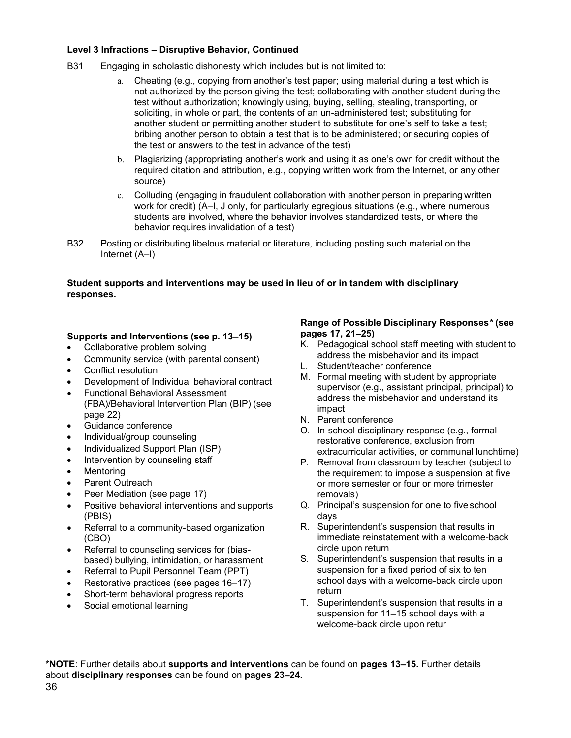**Level 3 Infractions – Disruptive Behavior, Continued**

B31 Engaging in scholastic dishonesty which includes but is not limited to:

a. Cheating (e.g., copying from another's test paper; using material during a test which is not authorized by the person giving the test; collaborating with another student during the test without authorization; knowingly using, buying, selling, stealing, transporting, or soliciting, in whole or part, the contents of an un-administered test; substituting for another student or permitting another student to substitute for one's self to take a test; bribing another person to obtain a test that is to be administered; or securing copies of the test or answers to the test in advance of the test)

b. Plagiarizing (appropriating another's work and using it as one's own for credit without the required citation and attribution, e.g., copying written work from the Internet, or any other source)

c. Colluding (engaging in fraudulent collaboration with another person in preparing written work for credit) (A–I, J only, for particularly egregious situations (e.g., where numerous students are involved, where the behavior involves standardized tests, or where the behavior requires invalidation of a test)

B32 Posting or distributing libelous material or literature, including posting such material on the Internet (A–I)

**Student supports and interventions may be used in lieu of or in tandem with disciplinary responses.**

**Supports and Interventions (see p. 13–15)**

- Collaborative problem solving
- Community service (with parental consent)
- Conflict resolution
- Development of Individual behavioral contract
- Functional Behavioral Assessment (FBA)/Behavioral Intervention Plan (BIP) (see page 22)
- Guidance conference
- Individual/group counseling
- Individualized Support Plan (ISP)
- Intervention by counseling staff
- Mentoring
- Parent Outreach
- Peer Mediation (see page 17)
- Positive behavioral interventions and supports (PBIS)
- Referral to a community-based organization (CBO)
- Referral to counseling services for (bias-based) bullying, intimidation, or harassment
- Referral to Pupil Personnel Team (PPT)
- Restorative practices (see pages 16–17)
- Short-term behavioral progress reports
- Social emotional learning

**Range of Possible Disciplinary Responses\* (see pages 17, 21–25)**

K. Pedagogical school staff meeting with student to address the misbehavior and its impact
L. Student/teacher conference
M. Formal meeting with student by appropriate supervisor (e.g., assistant principal, principal) to address the misbehavior and understand its impact
N. Parent conference
O. In-school disciplinary response (e.g., formal restorative conference, exclusion from extracurricular activities, or communal lunchtime)
P. Removal from classroom by teacher (subject to the requirement to impose a suspension at five or more semester or four or more trimester removals)
Q. Principal's suspension for one to five school days
R. Superintendent's suspension that results in immediate reinstatement with a welcome-back circle upon return
S. Superintendent's suspension that results in a suspension for a fixed period of six to ten school days with a welcome-back circle upon return
T. Superintendent's suspension that results in a suspension for 11–15 school days with a welcome-back circle upon retur

**\*NOTE**: Further details about **supports and interventions** can be found on **pages 13–15.** Further details about **disciplinary responses** can be found on **pages 23–24.**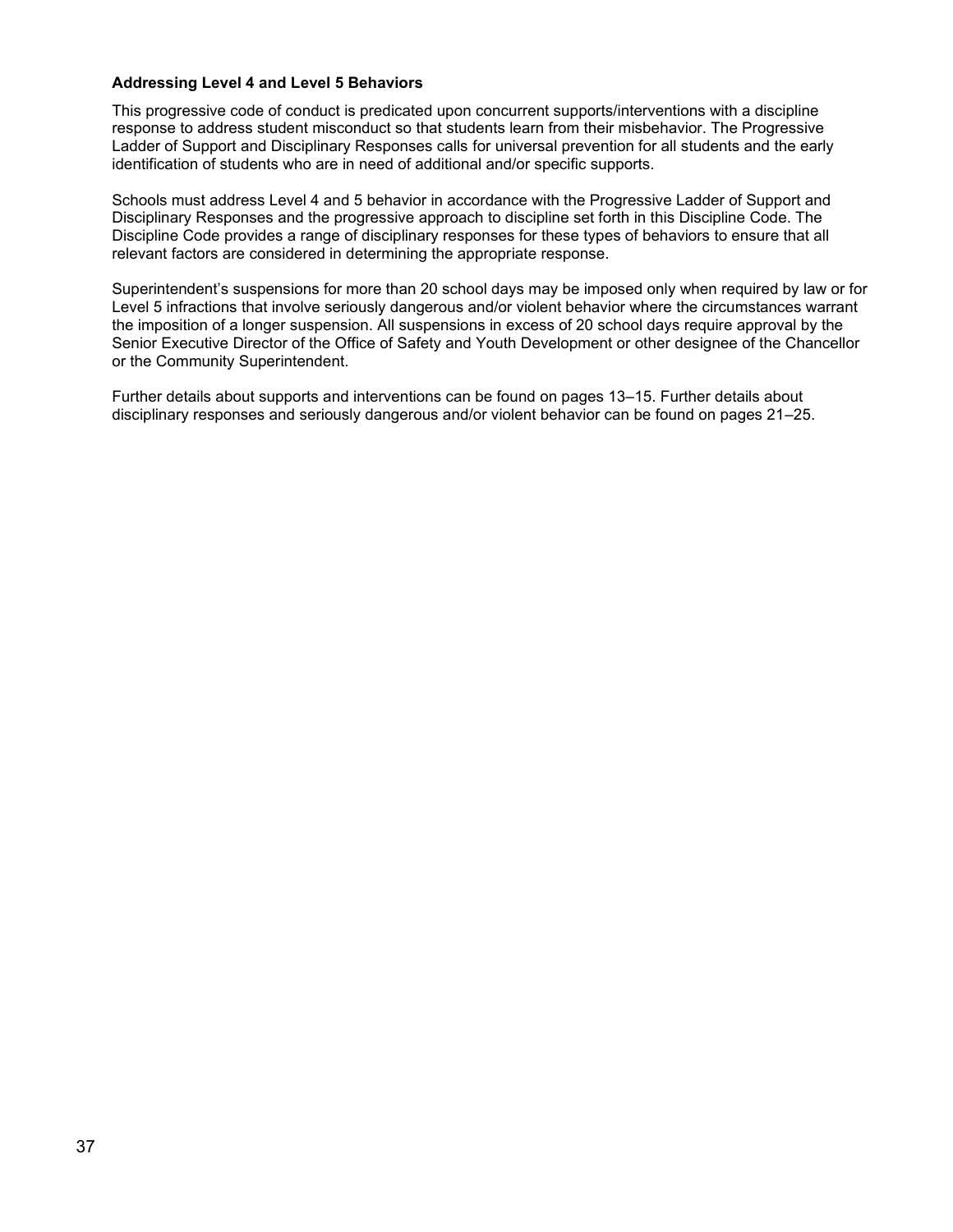**Addressing Level 4 and Level 5 Behaviors**

This progressive code of conduct is predicated upon concurrent supports/interventions with a discipline response to address student misconduct so that students learn from their misbehavior. The Progressive Ladder of Support and Disciplinary Responses calls for universal prevention for all students and the early identification of students who are in need of additional and/or specific supports.

Schools must address Level 4 and 5 behavior in accordance with the Progressive Ladder of Support and Disciplinary Responses and the progressive approach to discipline set forth in this Discipline Code. The Discipline Code provides a range of disciplinary responses for these types of behaviors to ensure that all relevant factors are considered in determining the appropriate response.

Superintendent's suspensions for more than 20 school days may be imposed only when required by law or for Level 5 infractions that involve seriously dangerous and/or violent behavior where the circumstances warrant the imposition of a longer suspension. All suspensions in excess of 20 school days require approval by the Senior Executive Director of the Office of Safety and Youth Development or other designee of the Chancellor or the Community Superintendent.

Further details about supports and interventions can be found on pages 13–15. Further details about disciplinary responses and seriously dangerous and/or violent behavior can be found on pages 21–25.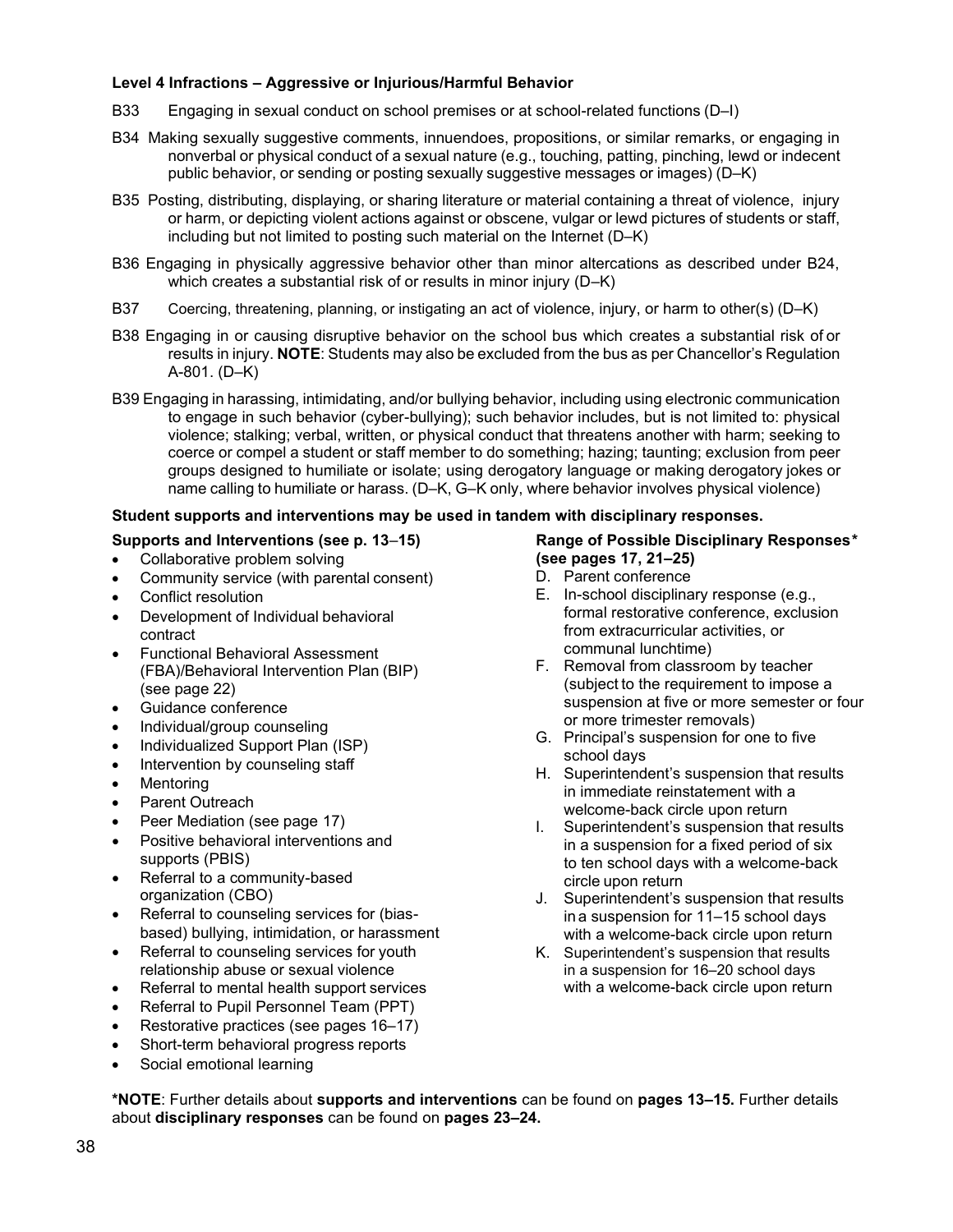**Level 4 Infractions – Aggressive or Injurious/Harmful Behavior**

B33 Engaging in sexual conduct on school premises or at school-related functions (D–I)

B34 Making sexually suggestive comments, innuendoes, propositions, or similar remarks, or engaging in nonverbal or physical conduct of a sexual nature (e.g., touching, patting, pinching, lewd or indecent public behavior, or sending or posting sexually suggestive messages or images) (D–K)

B35 Posting, distributing, displaying, or sharing literature or material containing a threat of violence, injury or harm, or depicting violent actions against or obscene, vulgar or lewd pictures of students or staff, including but not limited to posting such material on the Internet (D–K)

B36 Engaging in physically aggressive behavior other than minor altercations as described under B24, which creates a substantial risk of or results in minor injury (D–K)

B37 Coercing, threatening, planning, or instigating an act of violence, injury, or harm to other(s) (D–K)

B38 Engaging in or causing disruptive behavior on the school bus which creates a substantial risk of or results in injury. **NOTE**: Students may also be excluded from the bus as per Chancellor's Regulation A-801. (D–K)

B39 Engaging in harassing, intimidating, and/or bullying behavior, including using electronic communication to engage in such behavior (cyber-bullying); such behavior includes, but is not limited to: physical violence; stalking; verbal, written, or physical conduct that threatens another with harm; seeking to coerce or compel a student or staff member to do something; hazing; taunting; exclusion from peer groups designed to humiliate or isolate; using derogatory language or making derogatory jokes or name calling to humiliate or harass. (D–K, G–K only, where behavior involves physical violence)

**Student supports and interventions may be used in tandem with disciplinary responses.**

**Supports and Interventions (see p. 13–15)**

- Collaborative problem solving
- Community service (with parental consent)
- Conflict resolution
- Development of Individual behavioral contract
- Functional Behavioral Assessment (FBA)/Behavioral Intervention Plan (BIP) (see page 22)
- Guidance conference
- Individual/group counseling
- Individualized Support Plan (ISP)
- Intervention by counseling staff
- Mentoring
- Parent Outreach
- Peer Mediation (see page 17)
- Positive behavioral interventions and supports (PBIS)
- Referral to a community-based organization (CBO)
- Referral to counseling services for (bias-based) bullying, intimidation, or harassment
- Referral to counseling services for youth relationship abuse or sexual violence
- Referral to mental health support services
- Referral to Pupil Personnel Team (PPT)
- Restorative practices (see pages 16–17)
- Short-term behavioral progress reports
- Social emotional learning

**Range of Possible Disciplinary Responses\* (see pages 17, 21–25)**

D. Parent conference
E. In-school disciplinary response (e.g., formal restorative conference, exclusion from extracurricular activities, or communal lunchtime)
F. Removal from classroom by teacher (subject to the requirement to impose a suspension at five or more semester or four or more trimester removals)
G. Principal's suspension for one to five school days
H. Superintendent's suspension that results in immediate reinstatement with a welcome-back circle upon return
I. Superintendent's suspension that results in a suspension for a fixed period of six to ten school days with a welcome-back circle upon return
J. Superintendent's suspension that results in a suspension for 11–15 school days with a welcome-back circle upon return
K. Superintendent's suspension that results in a suspension for 16–20 school days with a welcome-back circle upon return

**\*NOTE**: Further details about **supports and interventions** can be found on **pages 13–15.** Further details about **disciplinary responses** can be found on **pages 23–24.**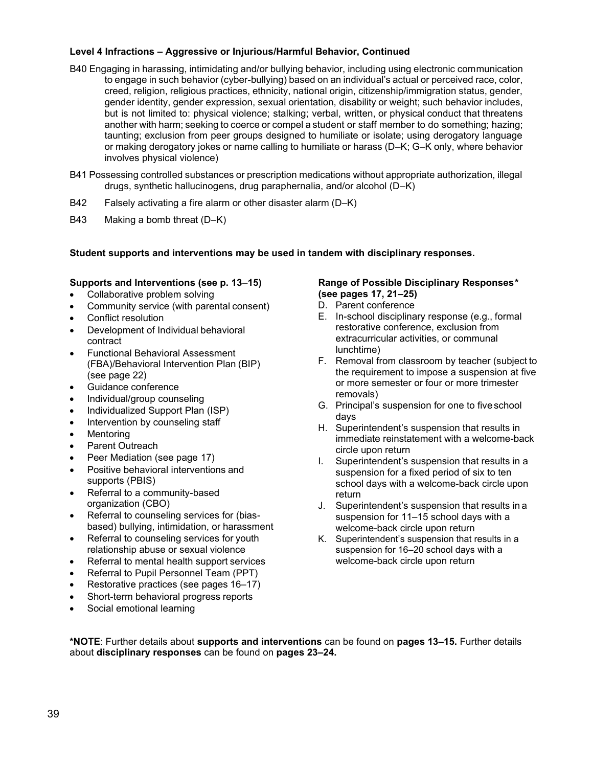### Level 4 Infractions – Aggressive or Injurious/Harmful Behavior, Continued

B40 Engaging in harassing, intimidating and/or bullying behavior, including using electronic communication to engage in such behavior (cyber-bullying) based on an individual's actual or perceived race, color, creed, religion, religious practices, ethnicity, national origin, citizenship/immigration status, gender, gender identity, gender expression, sexual orientation, disability or weight; such behavior includes, but is not limited to: physical violence; stalking; verbal, written, or physical conduct that threatens another with harm; seeking to coerce or compel a student or staff member to do something; hazing; taunting; exclusion from peer groups designed to humiliate or isolate; using derogatory language or making derogatory jokes or name calling to humiliate or harass (D–K; G–K only, where behavior involves physical violence)

B41 Possessing controlled substances or prescription medications without appropriate authorization, illegal drugs, synthetic hallucinogens, drug paraphernalia, and/or alcohol (D–K)

B42 Falsely activating a fire alarm or other disaster alarm (D–K)

B43 Making a bomb threat (D–K)

**Student supports and interventions may be used in tandem with disciplinary responses.**

**Supports and Interventions (see p. 13–15)**

- Collaborative problem solving
- Community service (with parental consent)
- Conflict resolution
- Development of Individual behavioral contract
- Functional Behavioral Assessment (FBA)/Behavioral Intervention Plan (BIP) (see page 22)
- Guidance conference
- Individual/group counseling
- Individualized Support Plan (ISP)
- Intervention by counseling staff
- Mentoring
- Parent Outreach
- Peer Mediation (see page 17)
- Positive behavioral interventions and supports (PBIS)
- Referral to a community-based organization (CBO)
- Referral to counseling services for (bias-based) bullying, intimidation, or harassment
- Referral to counseling services for youth relationship abuse or sexual violence
- Referral to mental health support services
- Referral to Pupil Personnel Team (PPT)
- Restorative practices (see pages 16–17)
- Short-term behavioral progress reports
- Social emotional learning

**Range of Possible Disciplinary Responses* (see pages 17, 21–25)**

D. Parent conference
E. In-school disciplinary response (e.g., formal restorative conference, exclusion from extracurricular activities, or communal lunchtime)
F. Removal from classroom by teacher (subject to the requirement to impose a suspension at five or more semester or four or more trimester removals)
G. Principal's suspension for one to five school days
H. Superintendent's suspension that results in immediate reinstatement with a welcome-back circle upon return
I. Superintendent's suspension that results in a suspension for a fixed period of six to ten school days with a welcome-back circle upon return
J. Superintendent's suspension that results in a suspension for 11–15 school days with a welcome-back circle upon return
K. Superintendent's suspension that results in a suspension for 16–20 school days with a welcome-back circle upon return

***NOTE**: Further details about **supports and interventions** can be found on **pages 13–15.** Further details about **disciplinary responses** can be found on **pages 23–24.**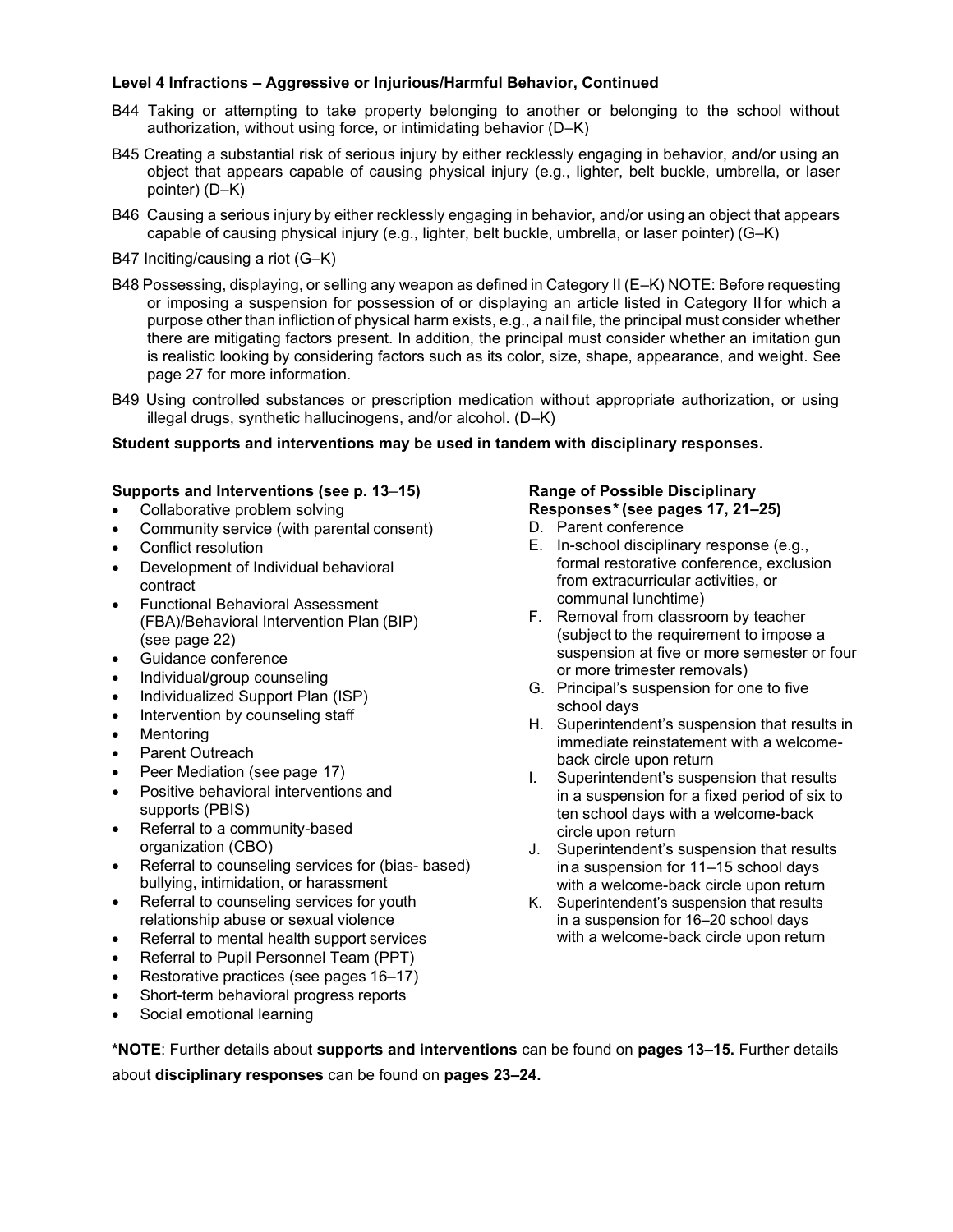**Level 4 Infractions – Aggressive or Injurious/Harmful Behavior, Continued**

B44 Taking or attempting to take property belonging to another or belonging to the school without authorization, without using force, or intimidating behavior (D–K)

B45 Creating a substantial risk of serious injury by either recklessly engaging in behavior, and/or using an object that appears capable of causing physical injury (e.g., lighter, belt buckle, umbrella, or laser pointer) (D–K)

B46 Causing a serious injury by either recklessly engaging in behavior, and/or using an object that appears capable of causing physical injury (e.g., lighter, belt buckle, umbrella, or laser pointer) (G–K)

B47 Inciting/causing a riot (G–K)

B48 Possessing, displaying, or selling any weapon as defined in Category II (E–K) NOTE: Before requesting or imposing a suspension for possession of or displaying an article listed in Category II for which a purpose other than infliction of physical harm exists, e.g., a nail file, the principal must consider whether there are mitigating factors present. In addition, the principal must consider whether an imitation gun is realistic looking by considering factors such as its color, size, shape, appearance, and weight. See page 27 for more information.

B49 Using controlled substances or prescription medication without appropriate authorization, or using illegal drugs, synthetic hallucinogens, and/or alcohol. (D–K)

**Student supports and interventions may be used in tandem with disciplinary responses.**

**Supports and Interventions (see p. 13–15)**

- Collaborative problem solving
- Community service (with parental consent)
- Conflict resolution
- Development of Individual behavioral contract
- Functional Behavioral Assessment (FBA)/Behavioral Intervention Plan (BIP) (see page 22)
- Guidance conference
- Individual/group counseling
- Individualized Support Plan (ISP)
- Intervention by counseling staff
- Mentoring
- Parent Outreach
- Peer Mediation (see page 17)
- Positive behavioral interventions and supports (PBIS)
- Referral to a community-based organization (CBO)
- Referral to counseling services for (bias- based) bullying, intimidation, or harassment
- Referral to counseling services for youth relationship abuse or sexual violence
- Referral to mental health support services
- Referral to Pupil Personnel Team (PPT)
- Restorative practices (see pages 16–17)
- Short-term behavioral progress reports
- Social emotional learning

**Range of Possible Disciplinary Responses* (see pages 17, 21–25)**

D. Parent conference
E. In-school disciplinary response (e.g., formal restorative conference, exclusion from extracurricular activities, or communal lunchtime)
F. Removal from classroom by teacher (subject to the requirement to impose a suspension at five or more semester or four or more trimester removals)
G. Principal's suspension for one to five school days
H. Superintendent's suspension that results in immediate reinstatement with a welcome-back circle upon return
I. Superintendent's suspension that results in a suspension for a fixed period of six to ten school days with a welcome-back circle upon return
J. Superintendent's suspension that results in a suspension for 11–15 school days with a welcome-back circle upon return
K. Superintendent's suspension that results in a suspension for 16–20 school days with a welcome-back circle upon return

***NOTE**: Further details about **supports and interventions** can be found on **pages 13–15.** Further details about **disciplinary responses** can be found on **pages 23–24.**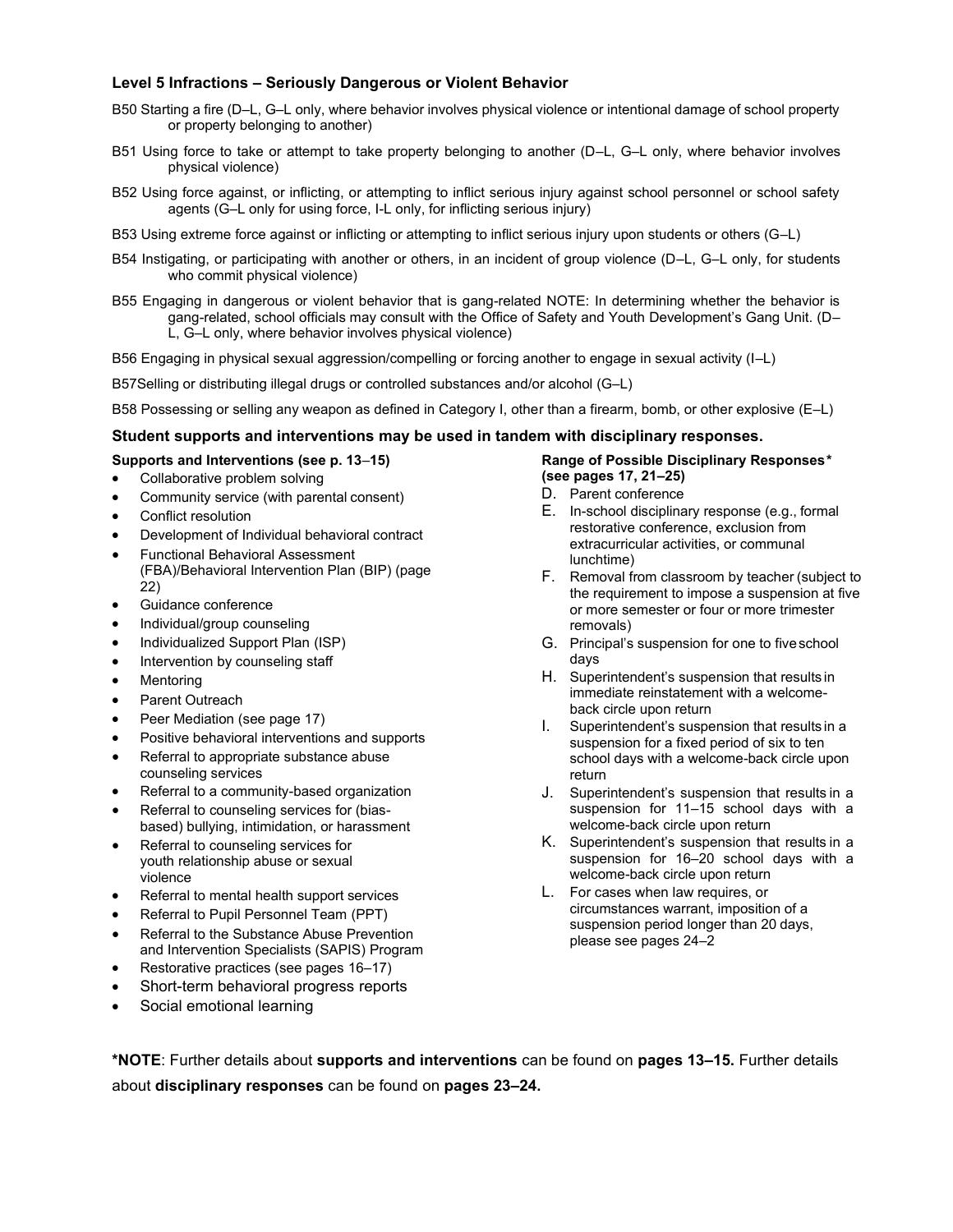### Level 5 Infractions – Seriously Dangerous or Violent Behavior

B50 Starting a fire (D–L, G–L only, where behavior involves physical violence or intentional damage of school property or property belonging to another)

B51 Using force to take or attempt to take property belonging to another (D–L, G–L only, where behavior involves physical violence)

B52 Using force against, or inflicting, or attempting to inflict serious injury against school personnel or school safety agents (G–L only for using force, I-L only, for inflicting serious injury)

B53 Using extreme force against or inflicting or attempting to inflict serious injury upon students or others (G–L)

B54 Instigating, or participating with another or others, in an incident of group violence (D–L, G–L only, for students who commit physical violence)

B55 Engaging in dangerous or violent behavior that is gang-related NOTE: In determining whether the behavior is gang-related, school officials may consult with the Office of Safety and Youth Development's Gang Unit. (D–L, G–L only, where behavior involves physical violence)

B56 Engaging in physical sexual aggression/compelling or forcing another to engage in sexual activity (I–L)

B57Selling or distributing illegal drugs or controlled substances and/or alcohol (G–L)

B58 Possessing or selling any weapon as defined in Category I, other than a firearm, bomb, or other explosive (E–L)

**Student supports and interventions may be used in tandem with disciplinary responses.**

**Supports and Interventions (see p. 13–15)**

- Collaborative problem solving
- Community service (with parental consent)
- Conflict resolution
- Development of Individual behavioral contract
- Functional Behavioral Assessment (FBA)/Behavioral Intervention Plan (BIP) (page 22)
- Guidance conference
- Individual/group counseling
- Individualized Support Plan (ISP)
- Intervention by counseling staff
- Mentoring
- Parent Outreach
- Peer Mediation (see page 17)
- Positive behavioral interventions and supports
- Referral to appropriate substance abuse counseling services
- Referral to a community-based organization
- Referral to counseling services for (bias-based) bullying, intimidation, or harassment
- Referral to counseling services for youth relationship abuse or sexual violence
- Referral to mental health support services
- Referral to Pupil Personnel Team (PPT)
- Referral to the Substance Abuse Prevention and Intervention Specialists (SAPIS) Program
- Restorative practices (see pages 16–17)
- Short-term behavioral progress reports
- Social emotional learning

**Range of Possible Disciplinary Responses* (see pages 17, 21–25)**

D. Parent conference
E. In-school disciplinary response (e.g., formal restorative conference, exclusion from extracurricular activities, or communal lunchtime)
F. Removal from classroom by teacher (subject to the requirement to impose a suspension at five or more semester or four or more trimester removals)
G. Principal's suspension for one to five school days
H. Superintendent's suspension that results in immediate reinstatement with a welcome-back circle upon return
I. Superintendent's suspension that results in a suspension for a fixed period of six to ten school days with a welcome-back circle upon return
J. Superintendent's suspension that results in a suspension for 11–15 school days with a welcome-back circle upon return
K. Superintendent's suspension that results in a suspension for 16–20 school days with a welcome-back circle upon return
L. For cases when law requires, or circumstances warrant, imposition of a suspension period longer than 20 days, please see pages 24–2

***NOTE**: Further details about **supports and interventions** can be found on **pages 13–15.** Further details about **disciplinary responses** can be found on **pages 23–24.**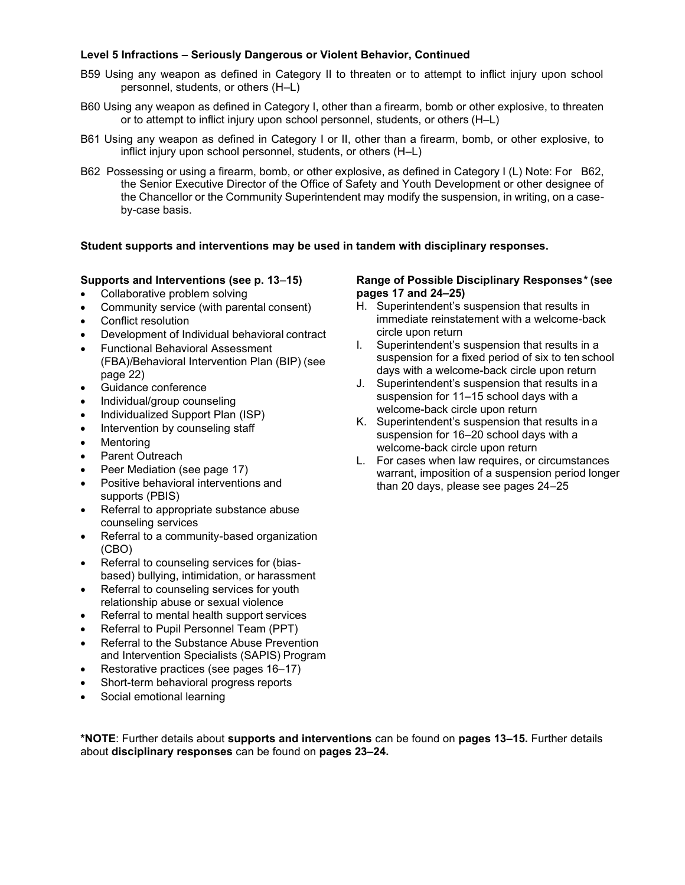**Level 5 Infractions – Seriously Dangerous or Violent Behavior, Continued**

B59 Using any weapon as defined in Category II to threaten or to attempt to inflict injury upon school personnel, students, or others (H–L)

B60 Using any weapon as defined in Category I, other than a firearm, bomb or other explosive, to threaten or to attempt to inflict injury upon school personnel, students, or others (H–L)

B61 Using any weapon as defined in Category I or II, other than a firearm, bomb, or other explosive, to inflict injury upon school personnel, students, or others (H–L)

B62 Possessing or using a firearm, bomb, or other explosive, as defined in Category I (L) Note: For B62, the Senior Executive Director of the Office of Safety and Youth Development or other designee of the Chancellor or the Community Superintendent may modify the suspension, in writing, on a case-by-case basis.

**Student supports and interventions may be used in tandem with disciplinary responses.**

**Supports and Interventions (see p. 13–15)**

- Collaborative problem solving
- Community service (with parental consent)
- Conflict resolution
- Development of Individual behavioral contract
- Functional Behavioral Assessment (FBA)/Behavioral Intervention Plan (BIP) (see page 22)
- Guidance conference
- Individual/group counseling
- Individualized Support Plan (ISP)
- Intervention by counseling staff
- Mentoring
- Parent Outreach
- Peer Mediation (see page 17)
- Positive behavioral interventions and supports (PBIS)
- Referral to appropriate substance abuse counseling services
- Referral to a community-based organization (CBO)
- Referral to counseling services for (bias-based) bullying, intimidation, or harassment
- Referral to counseling services for youth relationship abuse or sexual violence
- Referral to mental health support services
- Referral to Pupil Personnel Team (PPT)
- Referral to the Substance Abuse Prevention and Intervention Specialists (SAPIS) Program
- Restorative practices (see pages 16–17)
- Short-term behavioral progress reports
- Social emotional learning

**Range of Possible Disciplinary Responses* (see pages 17 and 24–25)**

H. Superintendent's suspension that results in immediate reinstatement with a welcome-back circle upon return

I. Superintendent's suspension that results in a suspension for a fixed period of six to ten school days with a welcome-back circle upon return

J. Superintendent's suspension that results in a suspension for 11–15 school days with a welcome-back circle upon return

K. Superintendent's suspension that results in a suspension for 16–20 school days with a welcome-back circle upon return

L. For cases when law requires, or circumstances warrant, imposition of a suspension period longer than 20 days, please see pages 24–25

***NOTE**: Further details about **supports and interventions** can be found on **pages 13–15.** Further details about **disciplinary responses** can be found on **pages 23–24.**